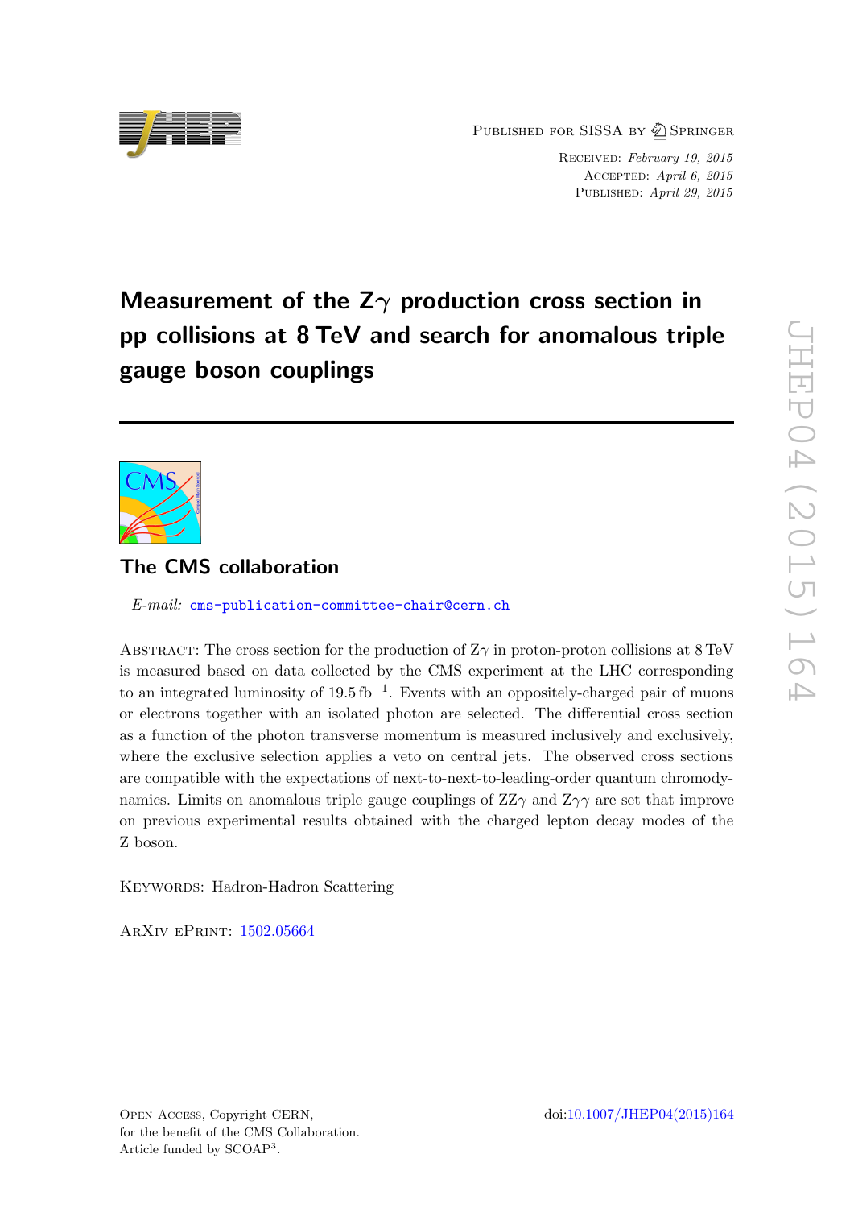Published for SISSA by Springer

Received: *February 19, 2015*
Accepted: *April 6, 2015*
Published: *April 29, 2015*

# Measurement of the Z$\gamma$ production cross section in pp collisions at 8 TeV and search for anomalous triple gauge boson couplings

## The CMS collaboration

*E-mail:* cms-publication-committee-chair@cern.ch

Abstract: The cross section for the production of Z$\gamma$ in proton-proton collisions at 8 TeV is measured based on data collected by the CMS experiment at the LHC corresponding to an integrated luminosity of 19.5 $\mathrm{fb}^{-1}$. Events with an oppositely-charged pair of muons or electrons together with an isolated photon are selected. The differential cross section as a function of the photon transverse momentum is measured inclusively and exclusively, where the exclusive selection applies a veto on central jets. The observed cross sections are compatible with the expectations of next-to-next-to-leading-order quantum chromodynamics. Limits on anomalous triple gauge couplings of ZZ$\gamma$ and Z$\gamma\gamma$ are set that improve on previous experimental results obtained with the charged lepton decay modes of the Z boson.

Keywords: Hadron-Hadron Scattering

ArXiv ePrint: 1502.05664

Open Access, Copyright CERN,
for the benefit of the CMS Collaboration.
Article funded by SCOAP[3].

doi:10.1007/JHEP04(2015)164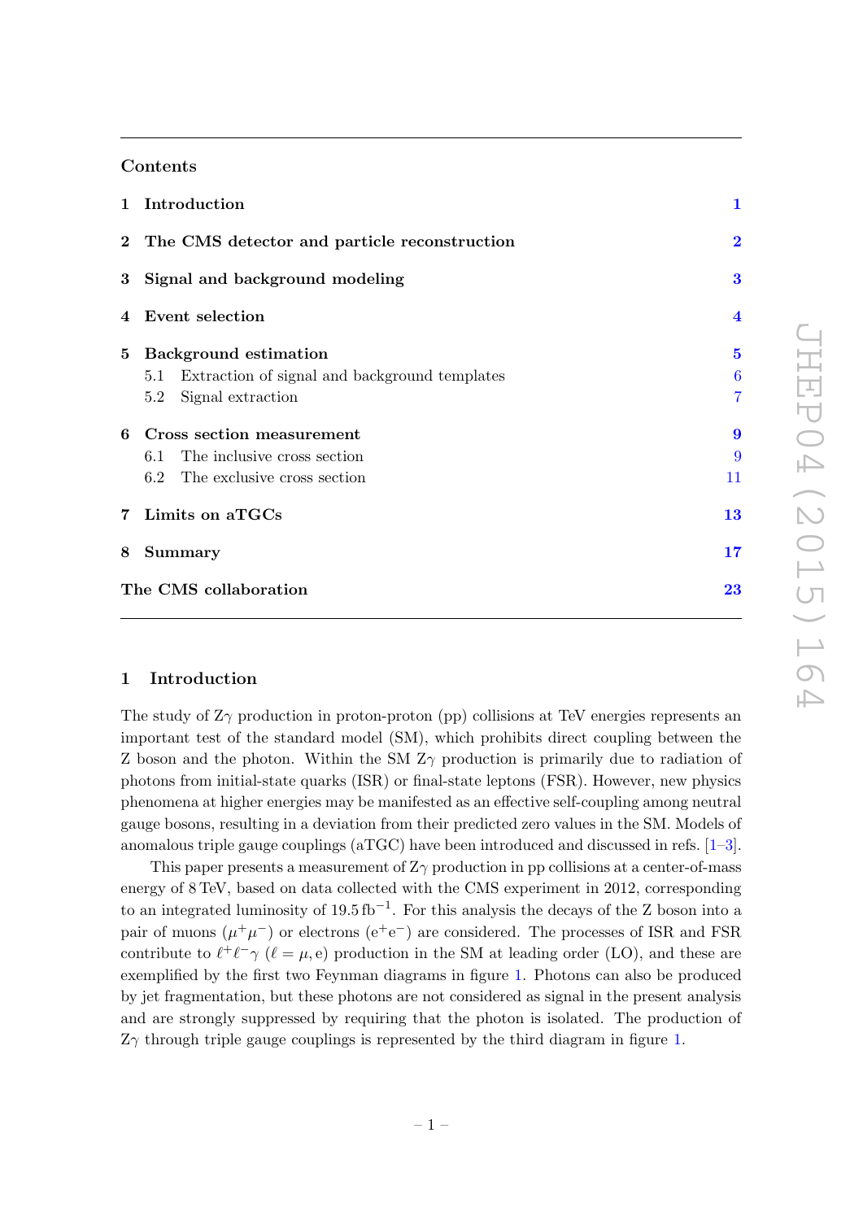## Contents

1 Introduction 1

2 The CMS detector and particle reconstruction 2

3 Signal and background modeling 3

4 Event selection 4

5 Background estimation 5
- 5.1 Extraction of signal and background templates 6
- 5.2 Signal extraction 7

6 Cross section measurement 9
- 6.1 The inclusive cross section 9
- 6.2 The exclusive cross section 11

7 Limits on aTGCs 13

8 Summary 17

The CMS collaboration 23

## 1 Introduction

The study of $Z\gamma$ production in proton-proton (pp) collisions at TeV energies represents an important test of the standard model (SM), which prohibits direct coupling between the Z boson and the photon. Within the SM $Z\gamma$ production is primarily due to radiation of photons from initial-state quarks (ISR) or final-state leptons (FSR). However, new physics phenomena at higher energies may be manifested as an effective self-coupling among neutral gauge bosons, resulting in a deviation from their predicted zero values in the SM. Models of anomalous triple gauge couplings (aTGC) have been introduced and discussed in refs. [1–3].

This paper presents a measurement of $Z\gamma$ production in pp collisions at a center-of-mass energy of 8 TeV, based on data collected with the CMS experiment in 2012, corresponding to an integrated luminosity of 19.5 $\mathrm{fb}^{-1}$. For this analysis the decays of the Z boson into a pair of muons ($\mu^+\mu^-$) or electrons ($e^+e^-$) are considered. The processes of ISR and FSR contribute to $\ell^+\ell^-\gamma$ ($\ell = \mu, e$) production in the SM at leading order (LO), and these are exemplified by the first two Feynman diagrams in figure 1. Photons can also be produced by jet fragmentation, but these photons are not considered as signal in the present analysis and are strongly suppressed by requiring that the photon is isolated. The production of $Z\gamma$ through triple gauge couplings is represented by the third diagram in figure 1.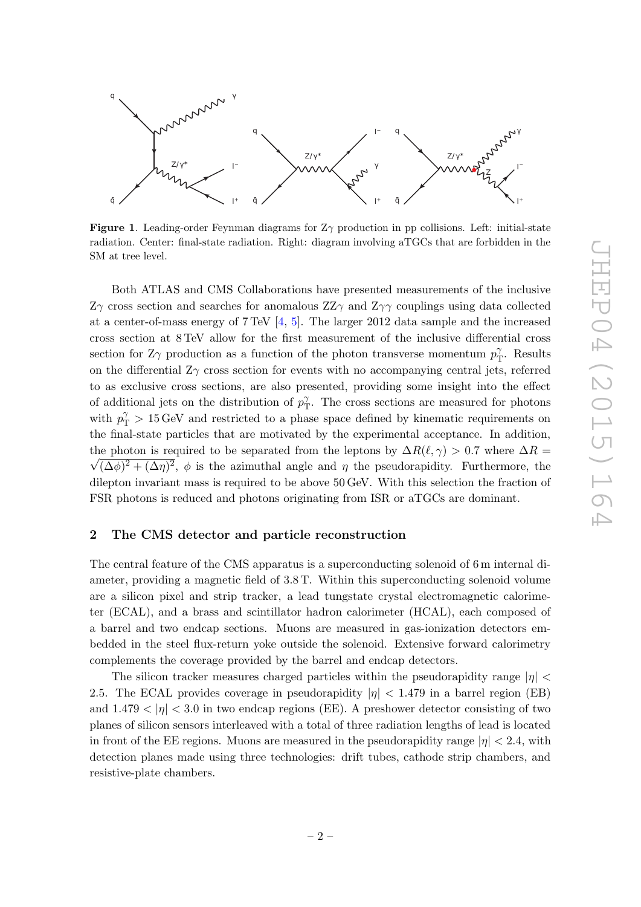q

γ

Z/γ*

l⁻

l⁺

q̄

q

Z/γ*

l⁻

γ

q̄

l⁺

q

Z/γ*

γ

Z

l⁻

q̄

l⁺

**Figure 1**. Leading-order Feynman diagrams for Z$\gamma$ production in pp collisions. Left: initial-state radiation. Center: final-state radiation. Right: diagram involving aTGCs that are forbidden in the SM at tree level.

Both ATLAS and CMS Collaborations have presented measurements of the inclusive Z$\gamma$ cross section and searches for anomalous ZZ$\gamma$ and Z$\gamma\gamma$ couplings using data collected at a center-of-mass energy of 7 TeV [4, 5]. The larger 2012 data sample and the increased cross section at 8 TeV allow for the first measurement of the inclusive differential cross section for Z$\gamma$ production as a function of the photon transverse momentum $p_{\mathrm{T}}^{\gamma}$. Results on the differential Z$\gamma$ cross section for events with no accompanying central jets, referred to as exclusive cross sections, are also presented, providing some insight into the effect of additional jets on the distribution of $p_{\mathrm{T}}^{\gamma}$. The cross sections are measured for photons with $p_{\mathrm{T}}^{\gamma} > 15\,\mathrm{GeV}$ and restricted to a phase space defined by kinematic requirements on the final-state particles that are motivated by the experimental acceptance. In addition, the photon is required to be separated from the leptons by $\Delta R(\ell, \gamma) > 0.7$ where $\Delta R = \sqrt{(\Delta\phi)^2 + (\Delta\eta)^2}$, $\phi$ is the azimuthal angle and $\eta$ the pseudorapidity. Furthermore, the dilepton invariant mass is required to be above 50 GeV. With this selection the fraction of FSR photons is reduced and photons originating from ISR or aTGCs are dominant.

## 2 The CMS detector and particle reconstruction

The central feature of the CMS apparatus is a superconducting solenoid of 6 m internal diameter, providing a magnetic field of 3.8 T. Within this superconducting solenoid volume are a silicon pixel and strip tracker, a lead tungstate crystal electromagnetic calorimeter (ECAL), and a brass and scintillator hadron calorimeter (HCAL), each composed of a barrel and two endcap sections. Muons are measured in gas-ionization detectors embedded in the steel flux-return yoke outside the solenoid. Extensive forward calorimetry complements the coverage provided by the barrel and endcap detectors.

The silicon tracker measures charged particles within the pseudorapidity range $|\eta| < 2.5$. The ECAL provides coverage in pseudorapidity $|\eta| < 1.479$ in a barrel region (EB) and $1.479 < |\eta| < 3.0$ in two endcap regions (EE). A preshower detector consisting of two planes of silicon sensors interleaved with a total of three radiation lengths of lead is located in front of the EE regions. Muons are measured in the pseudorapidity range $|\eta| < 2.4$, with detection planes made using three technologies: drift tubes, cathode strip chambers, and resistive-plate chambers.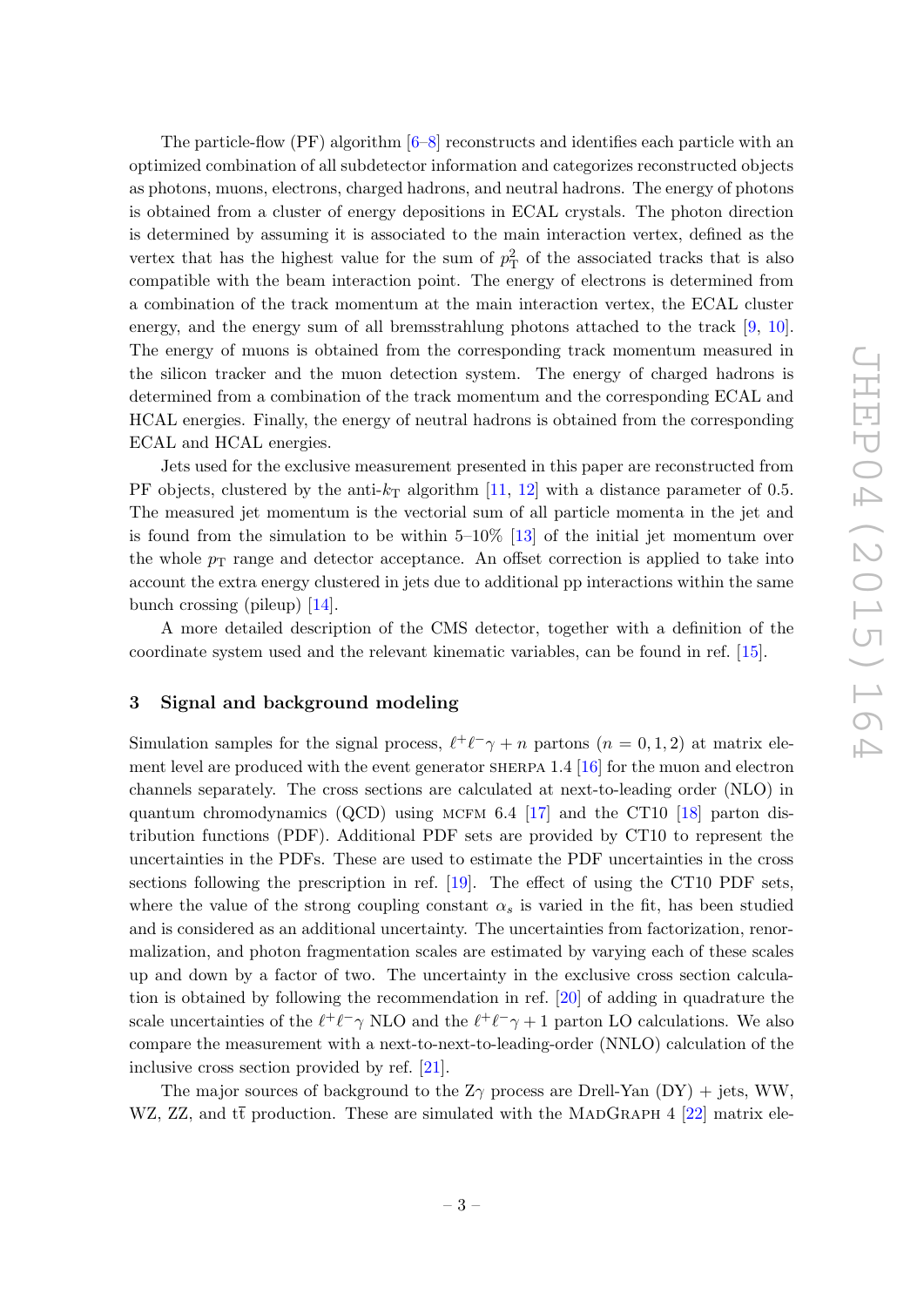The particle-flow (PF) algorithm [6–8] reconstructs and identifies each particle with an optimized combination of all subdetector information and categorizes reconstructed objects as photons, muons, electrons, charged hadrons, and neutral hadrons. The energy of photons is obtained from a cluster of energy depositions in ECAL crystals. The photon direction is determined by assuming it is associated to the main interaction vertex, defined as the vertex that has the highest value for the sum of $p_{\mathrm{T}}^2$ of the associated tracks that is also compatible with the beam interaction point. The energy of electrons is determined from a combination of the track momentum at the main interaction vertex, the ECAL cluster energy, and the energy sum of all bremsstrahlung photons attached to the track [9, 10]. The energy of muons is obtained from the corresponding track momentum measured in the silicon tracker and the muon detection system. The energy of charged hadrons is determined from a combination of the track momentum and the corresponding ECAL and HCAL energies. Finally, the energy of neutral hadrons is obtained from the corresponding ECAL and HCAL energies.

Jets used for the exclusive measurement presented in this paper are reconstructed from PF objects, clustered by the anti-$k_{\mathrm{T}}$ algorithm [11, 12] with a distance parameter of 0.5. The measured jet momentum is the vectorial sum of all particle momenta in the jet and is found from the simulation to be within 5–10% [13] of the initial jet momentum over the whole $p_{\mathrm{T}}$ range and detector acceptance. An offset correction is applied to take into account the extra energy clustered in jets due to additional pp interactions within the same bunch crossing (pileup) [14].

A more detailed description of the CMS detector, together with a definition of the coordinate system used and the relevant kinematic variables, can be found in ref. [15].

## 3 Signal and background modeling

Simulation samples for the signal process, $\ell^+\ell^-\gamma + n$ partons ($n = 0, 1, 2$) at matrix element level are produced with the event generator SHERPA 1.4 [16] for the muon and electron channels separately. The cross sections are calculated at next-to-leading order (NLO) in quantum chromodynamics (QCD) using MCFM 6.4 [17] and the CT10 [18] parton distribution functions (PDF). Additional PDF sets are provided by CT10 to represent the uncertainties in the PDFs. These are used to estimate the PDF uncertainties in the cross sections following the prescription in ref. [19]. The effect of using the CT10 PDF sets, where the value of the strong coupling constant $\alpha_s$ is varied in the fit, has been studied and is considered as an additional uncertainty. The uncertainties from factorization, renormalization, and photon fragmentation scales are estimated by varying each of these scales up and down by a factor of two. The uncertainty in the exclusive cross section calculation is obtained by following the recommendation in ref. [20] of adding in quadrature the scale uncertainties of the $\ell^+\ell^-\gamma$ NLO and the $\ell^+\ell^-\gamma + 1$ parton LO calculations. We also compare the measurement with a next-to-next-to-leading-order (NNLO) calculation of the inclusive cross section provided by ref. [21].

The major sources of background to the Z$\gamma$ process are Drell-Yan (DY) + jets, WW, WZ, ZZ, and $\mathrm{t\bar{t}}$ production. These are simulated with the MADGRAPH 4 [22] matrix ele-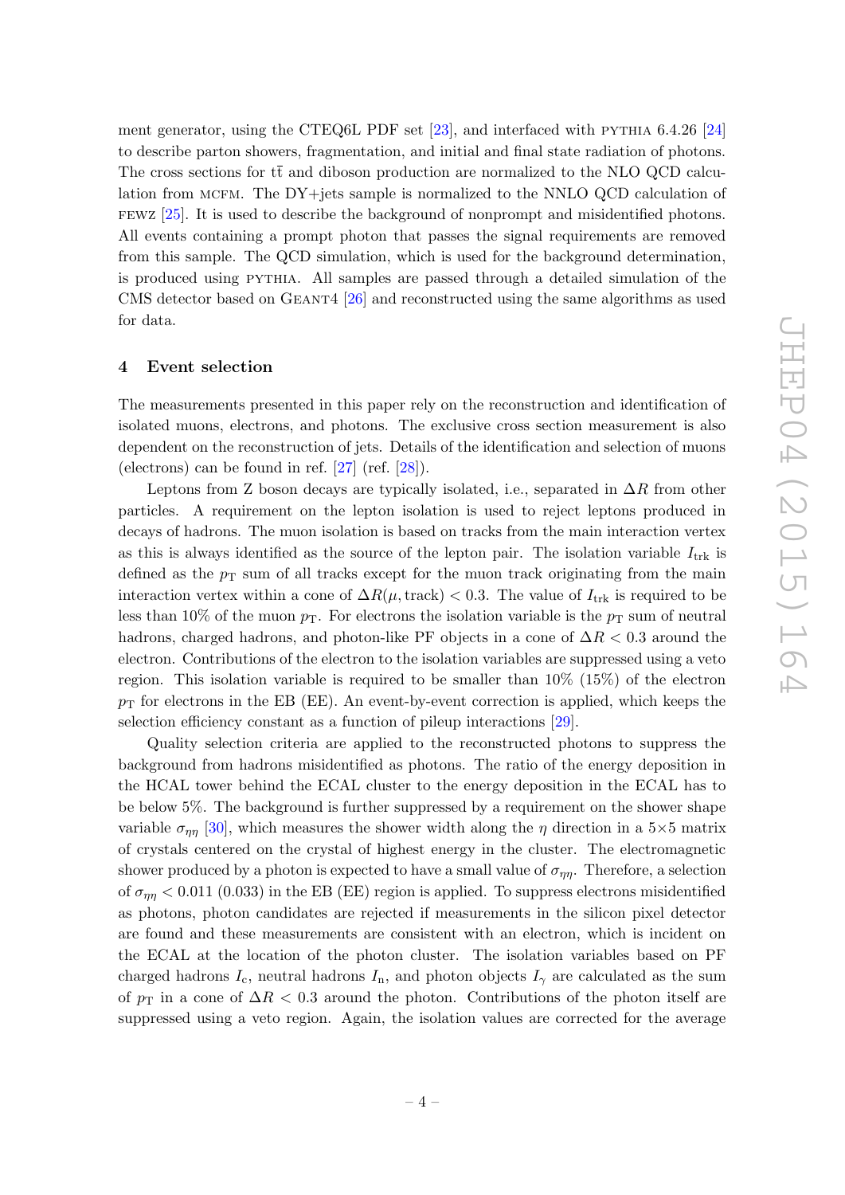ment generator, using the CTEQ6L PDF set [23], and interfaced with PYTHIA 6.4.26 [24] to describe parton showers, fragmentation, and initial and final state radiation of photons. The cross sections for $\mathrm{t\bar{t}}$ and diboson production are normalized to the NLO QCD calculation from MCFM. The DY+jets sample is normalized to the NNLO QCD calculation of FEWZ [25]. It is used to describe the background of nonprompt and misidentified photons. All events containing a prompt photon that passes the signal requirements are removed from this sample. The QCD simulation, which is used for the background determination, is produced using PYTHIA. All samples are passed through a detailed simulation of the CMS detector based on GEANT4 [26] and reconstructed using the same algorithms as used for data.

## 4 Event selection

The measurements presented in this paper rely on the reconstruction and identification of isolated muons, electrons, and photons. The exclusive cross section measurement is also dependent on the reconstruction of jets. Details of the identification and selection of muons (electrons) can be found in ref. [27] (ref. [28]).

Leptons from Z boson decays are typically isolated, i.e., separated in $\Delta R$ from other particles. A requirement on the lepton isolation is used to reject leptons produced in decays of hadrons. The muon isolation is based on tracks from the main interaction vertex as this is always identified as the source of the lepton pair. The isolation variable $I_{\mathrm{trk}}$ is defined as the $p_{\mathrm{T}}$ sum of all tracks except for the muon track originating from the main interaction vertex within a cone of $\Delta R(\mu, \mathrm{track}) < 0.3$. The value of $I_{\mathrm{trk}}$ is required to be less than 10% of the muon $p_{\mathrm{T}}$. For electrons the isolation variable is the $p_{\mathrm{T}}$ sum of neutral hadrons, charged hadrons, and photon-like PF objects in a cone of $\Delta R < 0.3$ around the electron. Contributions of the electron to the isolation variables are suppressed using a veto region. This isolation variable is required to be smaller than 10% (15%) of the electron $p_{\mathrm{T}}$ for electrons in the EB (EE). An event-by-event correction is applied, which keeps the selection efficiency constant as a function of pileup interactions [29].

Quality selection criteria are applied to the reconstructed photons to suppress the background from hadrons misidentified as photons. The ratio of the energy deposition in the HCAL tower behind the ECAL cluster to the energy deposition in the ECAL has to be below 5%. The background is further suppressed by a requirement on the shower shape variable $\sigma_{\eta\eta}$ [30], which measures the shower width along the $\eta$ direction in a 5×5 matrix of crystals centered on the crystal of highest energy in the cluster. The electromagnetic shower produced by a photon is expected to have a small value of $\sigma_{\eta\eta}$. Therefore, a selection of $\sigma_{\eta\eta} < 0.011$ (0.033) in the EB (EE) region is applied. To suppress electrons misidentified as photons, photon candidates are rejected if measurements in the silicon pixel detector are found and these measurements are consistent with an electron, which is incident on the ECAL at the location of the photon cluster. The isolation variables based on PF charged hadrons $I_{\mathrm{c}}$, neutral hadrons $I_{\mathrm{n}}$, and photon objects $I_{\gamma}$ are calculated as the sum of $p_{\mathrm{T}}$ in a cone of $\Delta R < 0.3$ around the photon. Contributions of the photon itself are suppressed using a veto region. Again, the isolation values are corrected for the average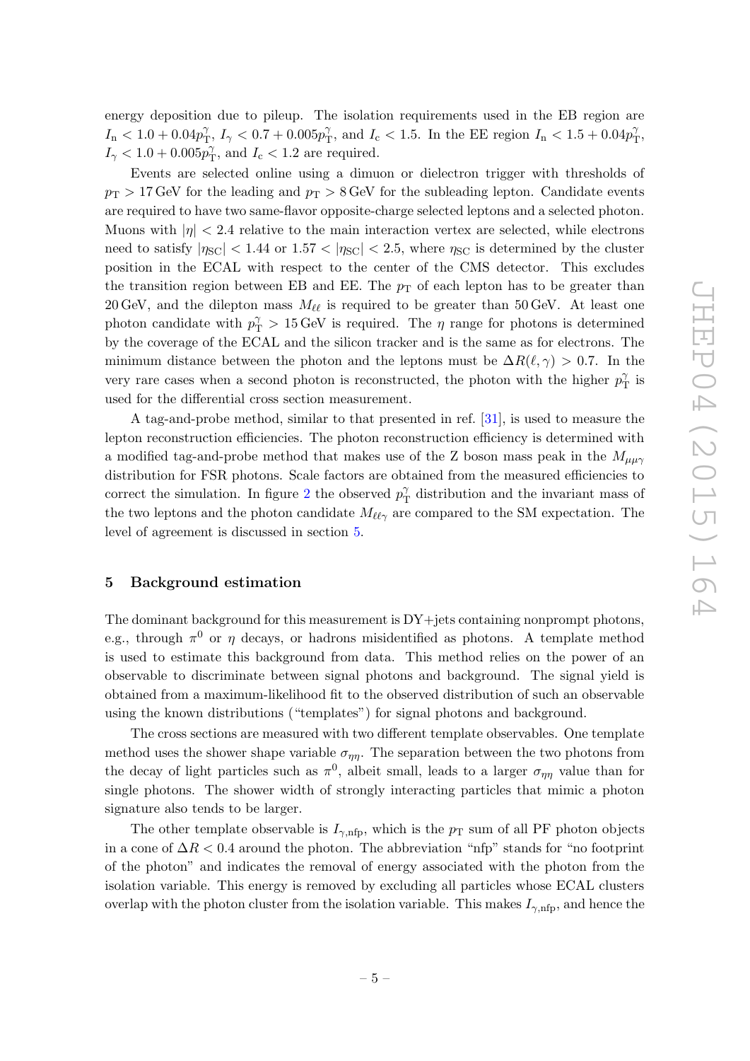energy deposition due to pileup. The isolation requirements used in the EB region are $I_\mathrm{n} < 1.0 + 0.04 p_\mathrm{T}^\gamma$, $I_\gamma < 0.7 + 0.005 p_\mathrm{T}^\gamma$, and $I_\mathrm{c} < 1.5$. In the EE region $I_\mathrm{n} < 1.5 + 0.04 p_\mathrm{T}^\gamma$, $I_\gamma < 1.0 + 0.005 p_\mathrm{T}^\gamma$, and $I_\mathrm{c} < 1.2$ are required.

Events are selected online using a dimuon or dielectron trigger with thresholds of $p_\mathrm{T} > 17\,\mathrm{GeV}$ for the leading and $p_\mathrm{T} > 8\,\mathrm{GeV}$ for the subleading lepton. Candidate events are required to have two same-flavor opposite-charge selected leptons and a selected photon. Muons with $|\eta| < 2.4$ relative to the main interaction vertex are selected, while electrons need to satisfy $|\eta_\mathrm{SC}| < 1.44$ or $1.57 < |\eta_\mathrm{SC}| < 2.5$, where $\eta_\mathrm{SC}$ is determined by the cluster position in the ECAL with respect to the center of the CMS detector. This excludes the transition region between EB and EE. The $p_\mathrm{T}$ of each lepton has to be greater than $20\,\mathrm{GeV}$, and the dilepton mass $M_{\ell\ell}$ is required to be greater than $50\,\mathrm{GeV}$. At least one photon candidate with $p_\mathrm{T}^\gamma > 15\,\mathrm{GeV}$ is required. The $\eta$ range for photons is determined by the coverage of the ECAL and the silicon tracker and is the same as for electrons. The minimum distance between the photon and the leptons must be $\Delta R(\ell, \gamma) > 0.7$. In the very rare cases when a second photon is reconstructed, the photon with the higher $p_\mathrm{T}^\gamma$ is used for the differential cross section measurement.

A tag-and-probe method, similar to that presented in ref. [31], is used to measure the lepton reconstruction efficiencies. The photon reconstruction efficiency is determined with a modified tag-and-probe method that makes use of the Z boson mass peak in the $M_{\mu\mu\gamma}$ distribution for FSR photons. Scale factors are obtained from the measured efficiencies to correct the simulation. In figure 2 the observed $p_\mathrm{T}^\gamma$ distribution and the invariant mass of the two leptons and the photon candidate $M_{\ell\ell\gamma}$ are compared to the SM expectation. The level of agreement is discussed in section 5.

## 5 Background estimation

The dominant background for this measurement is DY+jets containing nonprompt photons, e.g., through $\pi^0$ or $\eta$ decays, or hadrons misidentified as photons. A template method is used to estimate this background from data. This method relies on the power of an observable to discriminate between signal photons and background. The signal yield is obtained from a maximum-likelihood fit to the observed distribution of such an observable using the known distributions ("templates") for signal photons and background.

The cross sections are measured with two different template observables. One template method uses the shower shape variable $\sigma_{\eta\eta}$. The separation between the two photons from the decay of light particles such as $\pi^0$, albeit small, leads to a larger $\sigma_{\eta\eta}$ value than for single photons. The shower width of strongly interacting particles that mimic a photon signature also tends to be larger.

The other template observable is $I_{\gamma,\mathrm{nfp}}$, which is the $p_\mathrm{T}$ sum of all PF photon objects in a cone of $\Delta R < 0.4$ around the photon. The abbreviation "nfp" stands for "no footprint of the photon" and indicates the removal of energy associated with the photon from the isolation variable. This energy is removed by excluding all particles whose ECAL clusters overlap with the photon cluster from the isolation variable. This makes $I_{\gamma,\mathrm{nfp}}$, and hence the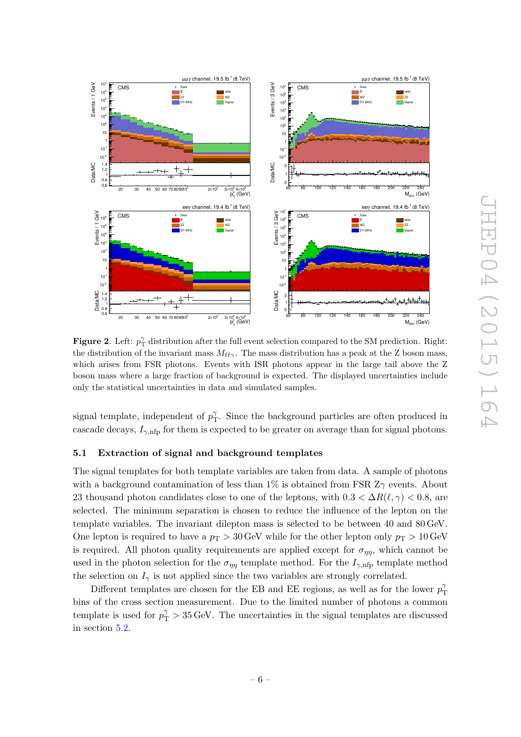μμγ channel, 19.5 fb$^{-1}$ (8 TeV)

CMS

Data
tt̄
ZZ
DY-BKG
WW
WZ
Signal

Events / 1 GeV

Data/MC

$p_T^\gamma$ (GeV)

μμγ channel, 19.5 fb$^{-1}$ (8 TeV)

CMS

Data
tt̄
WZ
DY-BKG
WW
ZZ
Signal

Events / 3 GeV

Data/MC

$M_{\mu\mu\gamma}$ (GeV)

eeγ channel, 19.4 fb$^{-1}$ (8 TeV)

CMS

Data
tt̄
ZZ
DY-BKG
WW
WZ
Signal

Events / 1 GeV

Data/MC

$p_T^\gamma$ (GeV)

eeγ channel, 19.4 fb$^{-1}$ (8 TeV)

CMS

Data
tt̄
WZ
DY-BKG
WW
ZZ
Signal

Events / 3 GeV

Data/MC

$M_{ee\gamma}$ (GeV)

**Figure 2**. Left: $p_T^\gamma$ distribution after the full event selection compared to the SM prediction. Right: the distribution of the invariant mass $M_{\ell\ell\gamma}$. The mass distribution has a peak at the Z boson mass, which arises from FSR photons. Events with ISR photons appear in the large tail above the Z boson mass where a large fraction of background is expected. The displayed uncertainties include only the statistical uncertainties in data and simulated samples.

signal template, independent of $p_T^\gamma$. Since the background particles are often produced in cascade decays, $I_{\gamma,\text{nfp}}$ for them is expected to be greater on average than for signal photons.

### 5.1 Extraction of signal and background templates

The signal templates for both template variables are taken from data. A sample of photons with a background contamination of less than 1% is obtained from FSR Z$\gamma$ events. About 23 thousand photon candidates close to one of the leptons, with $0.3 < \Delta R(\ell, \gamma) < 0.8$, are selected. The minimum separation is chosen to reduce the influence of the lepton on the template variables. The invariant dilepton mass is selected to be between 40 and 80 GeV. One lepton is required to have a $p_T > 30$ GeV while for the other lepton only $p_T > 10$ GeV is required. All photon quality requirements are applied except for $\sigma_{\eta\eta}$, which cannot be used in the photon selection for the $\sigma_{\eta\eta}$ template method. For the $I_{\gamma,\text{nfp}}$ template method the selection on $I_\gamma$ is not applied since the two variables are strongly correlated.

Different templates are chosen for the EB and EE regions, as well as for the lower $p_T^\gamma$ bins of the cross section measurement. Due to the limited number of photons a common template is used for $p_T^\gamma > 35$ GeV. The uncertainties in the signal templates are discussed in section 5.2.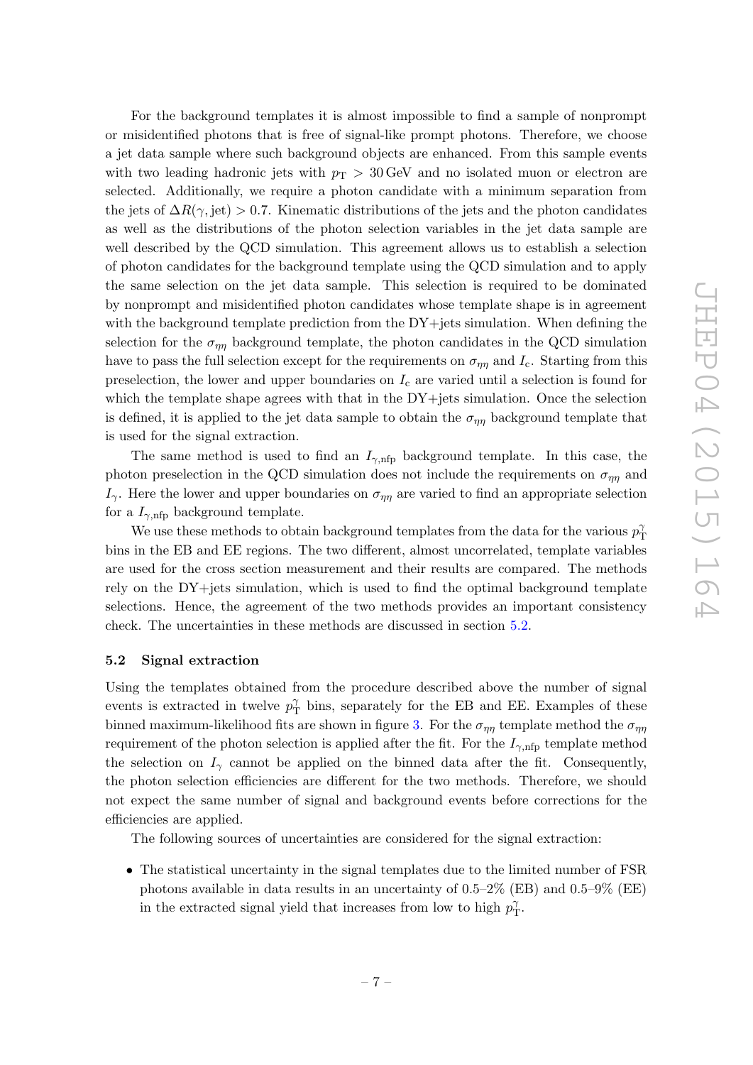For the background templates it is almost impossible to find a sample of nonprompt or misidentified photons that is free of signal-like prompt photons. Therefore, we choose a jet data sample where such background objects are enhanced. From this sample events with two leading hadronic jets with $p_{\mathrm{T}} > 30\,\mathrm{GeV}$ and no isolated muon or electron are selected. Additionally, we require a photon candidate with a minimum separation from the jets of $\Delta R(\gamma, \mathrm{jet}) > 0.7$. Kinematic distributions of the jets and the photon candidates as well as the distributions of the photon selection variables in the jet data sample are well described by the QCD simulation. This agreement allows us to establish a selection of photon candidates for the background template using the QCD simulation and to apply the same selection on the jet data sample. This selection is required to be dominated by nonprompt and misidentified photon candidates whose template shape is in agreement with the background template prediction from the DY+jets simulation. When defining the selection for the $\sigma_{\eta\eta}$ background template, the photon candidates in the QCD simulation have to pass the full selection except for the requirements on $\sigma_{\eta\eta}$ and $I_{\mathrm{c}}$. Starting from this preselection, the lower and upper boundaries on $I_{\mathrm{c}}$ are varied until a selection is found for which the template shape agrees with that in the DY+jets simulation. Once the selection is defined, it is applied to the jet data sample to obtain the $\sigma_{\eta\eta}$ background template that is used for the signal extraction.

The same method is used to find an $I_{\gamma,\mathrm{nfp}}$ background template. In this case, the photon preselection in the QCD simulation does not include the requirements on $\sigma_{\eta\eta}$ and $I_{\gamma}$. Here the lower and upper boundaries on $\sigma_{\eta\eta}$ are varied to find an appropriate selection for a $I_{\gamma,\mathrm{nfp}}$ background template.

We use these methods to obtain background templates from the data for the various $p_{\mathrm{T}}^{\gamma}$ bins in the EB and EE regions. The two different, almost uncorrelated, template variables are used for the cross section measurement and their results are compared. The methods rely on the DY+jets simulation, which is used to find the optimal background template selections. Hence, the agreement of the two methods provides an important consistency check. The uncertainties in these methods are discussed in section 5.2.

### 5.2 Signal extraction

Using the templates obtained from the procedure described above the number of signal events is extracted in twelve $p_{\mathrm{T}}^{\gamma}$ bins, separately for the EB and EE. Examples of these binned maximum-likelihood fits are shown in figure 3. For the $\sigma_{\eta\eta}$ template method the $\sigma_{\eta\eta}$ requirement of the photon selection is applied after the fit. For the $I_{\gamma,\mathrm{nfp}}$ template method the selection on $I_{\gamma}$ cannot be applied on the binned data after the fit. Consequently, the photon selection efficiencies are different for the two methods. Therefore, we should not expect the same number of signal and background events before corrections for the efficiencies are applied.

The following sources of uncertainties are considered for the signal extraction:

- The statistical uncertainty in the signal templates due to the limited number of FSR photons available in data results in an uncertainty of 0.5–2% (EB) and 0.5–9% (EE) in the extracted signal yield that increases from low to high $p_{\mathrm{T}}^{\gamma}$.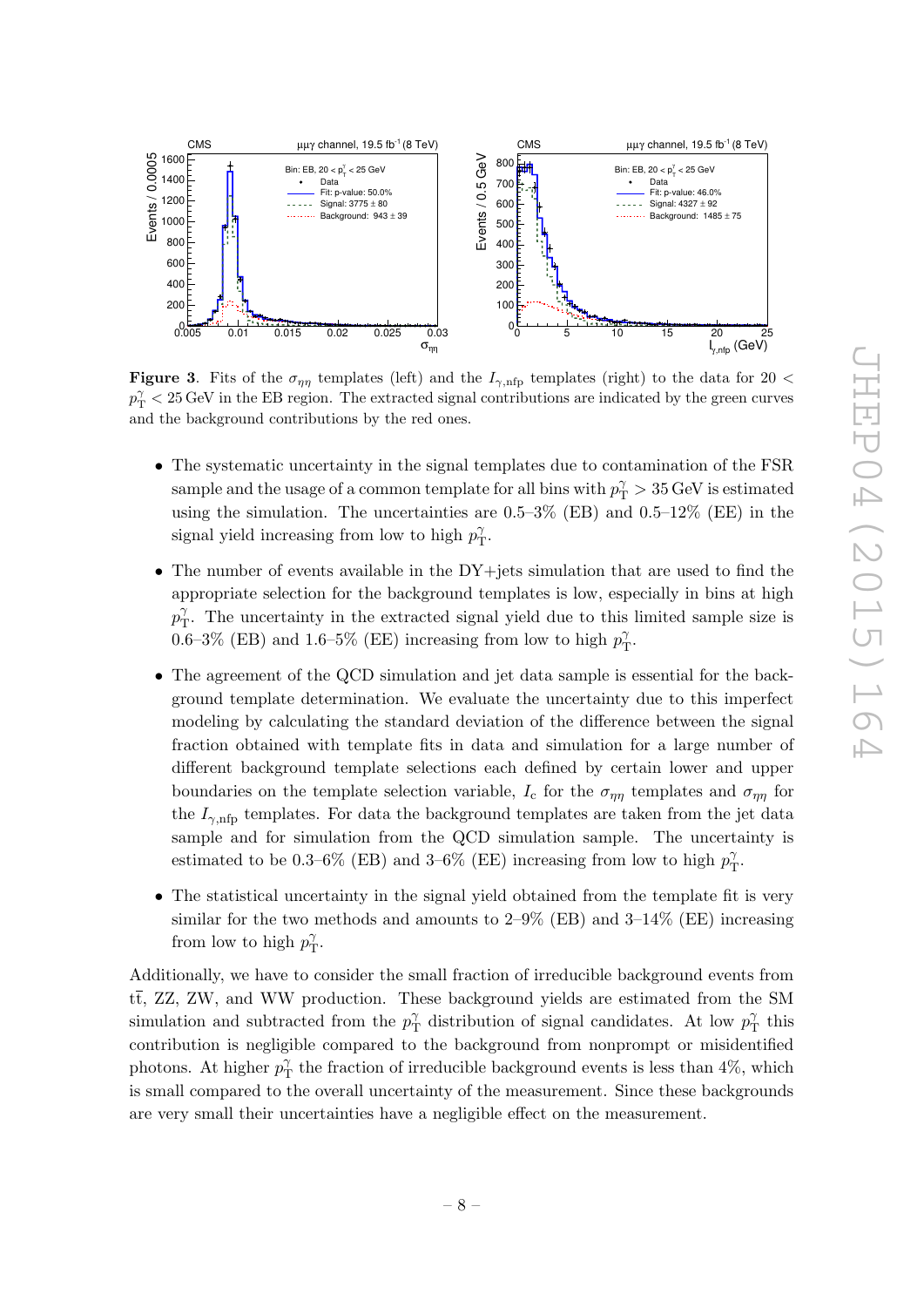CMS

$\mu\mu\gamma$ channel, 19.5 fb$^{-1}$ (8 TeV)

Bin: EB, $20 < p_T^\gamma < 25$ GeV

Data

Fit: p-value: 50.0%

Signal: 3775 ± 80

Background: 943 ± 39

Events / 0.0005

$\sigma_{\eta\eta}$

CMS

$\mu\mu\gamma$ channel, 19.5 fb$^{-1}$ (8 TeV)

Bin: EB, $20 < p_T^\gamma < 25$ GeV

Data

Fit: p-value: 46.0%

Signal: 4327 ± 92

Background: 1485 ± 75

Events / 0.5 GeV

$I_{\gamma,\mathrm{nfp}}$ (GeV)

**Figure 3**. Fits of the $\sigma_{\eta\eta}$ templates (left) and the $I_{\gamma,\mathrm{nfp}}$ templates (right) to the data for $20 < p_T^\gamma < 25$ GeV in the EB region. The extracted signal contributions are indicated by the green curves and the background contributions by the red ones.

- The systematic uncertainty in the signal templates due to contamination of the FSR sample and the usage of a common template for all bins with $p_T^\gamma > 35$ GeV is estimated using the simulation. The uncertainties are 0.5–3% (EB) and 0.5–12% (EE) in the signal yield increasing from low to high $p_T^\gamma$.
- The number of events available in the DY+jets simulation that are used to find the appropriate selection for the background templates is low, especially in bins at high $p_T^\gamma$. The uncertainty in the extracted signal yield due to this limited sample size is 0.6–3% (EB) and 1.6–5% (EE) increasing from low to high $p_T^\gamma$.
- The agreement of the QCD simulation and jet data sample is essential for the background template determination. We evaluate the uncertainty due to this imperfect modeling by calculating the standard deviation of the difference between the signal fraction obtained with template fits in data and simulation for a large number of different background template selections each defined by certain lower and upper boundaries on the template selection variable, $I_c$ for the $\sigma_{\eta\eta}$ templates and $\sigma_{\eta\eta}$ for the $I_{\gamma,\mathrm{nfp}}$ templates. For data the background templates are taken from the jet data sample and for simulation from the QCD simulation sample. The uncertainty is estimated to be 0.3–6% (EB) and 3–6% (EE) increasing from low to high $p_T^\gamma$.
- The statistical uncertainty in the signal yield obtained from the template fit is very similar for the two methods and amounts to 2–9% (EB) and 3–14% (EE) increasing from low to high $p_T^\gamma$.

Additionally, we have to consider the small fraction of irreducible background events from $\mathrm{t\bar{t}}$, ZZ, ZW, and WW production. These background yields are estimated from the SM simulation and subtracted from the $p_T^\gamma$ distribution of signal candidates. At low $p_T^\gamma$ this contribution is negligible compared to the background from nonprompt or misidentified photons. At higher $p_T^\gamma$ the fraction of irreducible background events is less than 4%, which is small compared to the overall uncertainty of the measurement. Since these backgrounds are very small their uncertainties have a negligible effect on the measurement.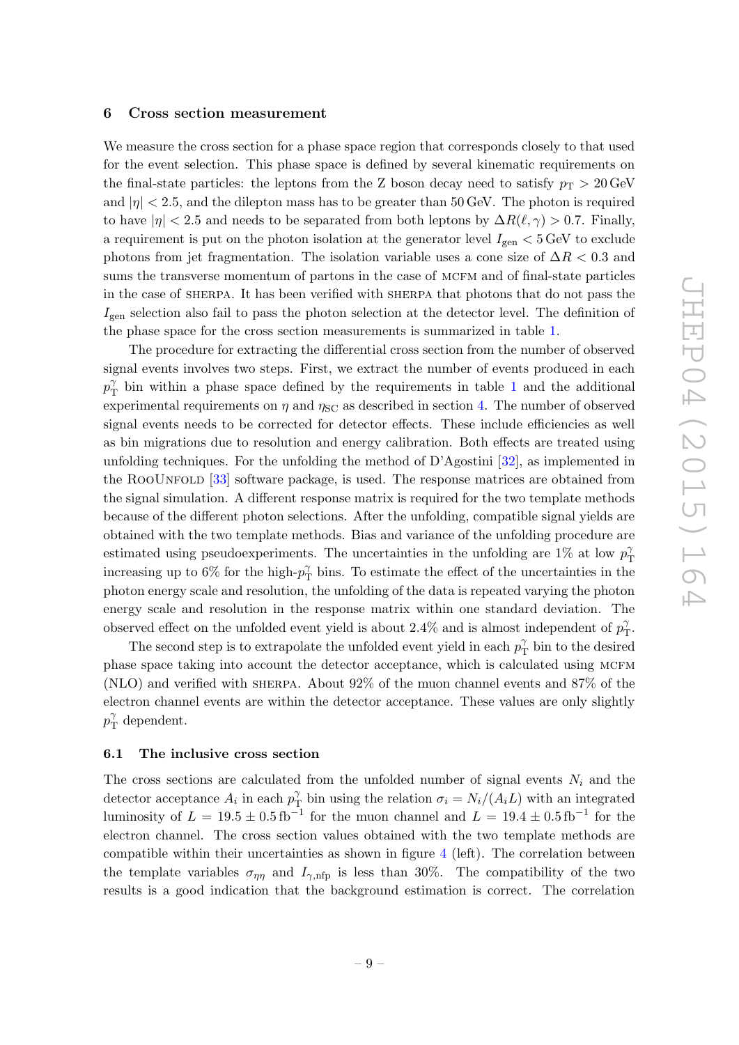## 6 Cross section measurement

We measure the cross section for a phase space region that corresponds closely to that used for the event selection. This phase space is defined by several kinematic requirements on the final-state particles: the leptons from the Z boson decay need to satisfy $p_{\mathrm{T}} > 20\,\mathrm{GeV}$ and $|\eta| < 2.5$, and the dilepton mass has to be greater than 50 GeV. The photon is required to have $|\eta| < 2.5$ and needs to be separated from both leptons by $\Delta R(\ell, \gamma) > 0.7$. Finally, a requirement is put on the photon isolation at the generator level $I_{\mathrm{gen}} < 5\,\mathrm{GeV}$ to exclude photons from jet fragmentation. The isolation variable uses a cone size of $\Delta R < 0.3$ and sums the transverse momentum of partons in the case of MCFM and of final-state particles in the case of SHERPA. It has been verified with SHERPA that photons that do not pass the $I_{\mathrm{gen}}$ selection also fail to pass the photon selection at the detector level. The definition of the phase space for the cross section measurements is summarized in table 1.

The procedure for extracting the differential cross section from the number of observed signal events involves two steps. First, we extract the number of events produced in each $p_{\mathrm{T}}^{\gamma}$ bin within a phase space defined by the requirements in table 1 and the additional experimental requirements on $\eta$ and $\eta_{\mathrm{SC}}$ as described in section 4. The number of observed signal events needs to be corrected for detector effects. These include efficiencies as well as bin migrations due to resolution and energy calibration. Both effects are treated using unfolding techniques. For the unfolding the method of D'Agostini [32], as implemented in the RooUnfold [33] software package, is used. The response matrices are obtained from the signal simulation. A different response matrix is required for the two template methods because of the different photon selections. After the unfolding, compatible signal yields are obtained with the two template methods. Bias and variance of the unfolding procedure are estimated using pseudoexperiments. The uncertainties in the unfolding are 1% at low $p_{\mathrm{T}}^{\gamma}$ increasing up to 6% for the high-$p_{\mathrm{T}}^{\gamma}$ bins. To estimate the effect of the uncertainties in the photon energy scale and resolution, the unfolding of the data is repeated varying the photon energy scale and resolution in the response matrix within one standard deviation. The observed effect on the unfolded event yield is about 2.4% and is almost independent of $p_{\mathrm{T}}^{\gamma}$.

The second step is to extrapolate the unfolded event yield in each $p_{\mathrm{T}}^{\gamma}$ bin to the desired phase space taking into account the detector acceptance, which is calculated using MCFM (NLO) and verified with SHERPA. About 92% of the muon channel events and 87% of the electron channel events are within the detector acceptance. These values are only slightly $p_{\mathrm{T}}^{\gamma}$ dependent.

### 6.1 The inclusive cross section

The cross sections are calculated from the unfolded number of signal events $N_i$ and the detector acceptance $A_i$ in each $p_{\mathrm{T}}^{\gamma}$ bin using the relation $\sigma_i = N_i/(A_i L)$ with an integrated luminosity of $L = 19.5 \pm 0.5\,\mathrm{fb}^{-1}$ for the muon channel and $L = 19.4 \pm 0.5\,\mathrm{fb}^{-1}$ for the electron channel. The cross section values obtained with the two template methods are compatible within their uncertainties as shown in figure 4 (left). The correlation between the template variables $\sigma_{\eta\eta}$ and $I_{\gamma,\mathrm{nfp}}$ is less than 30%. The compatibility of the two results is a good indication that the background estimation is correct. The correlation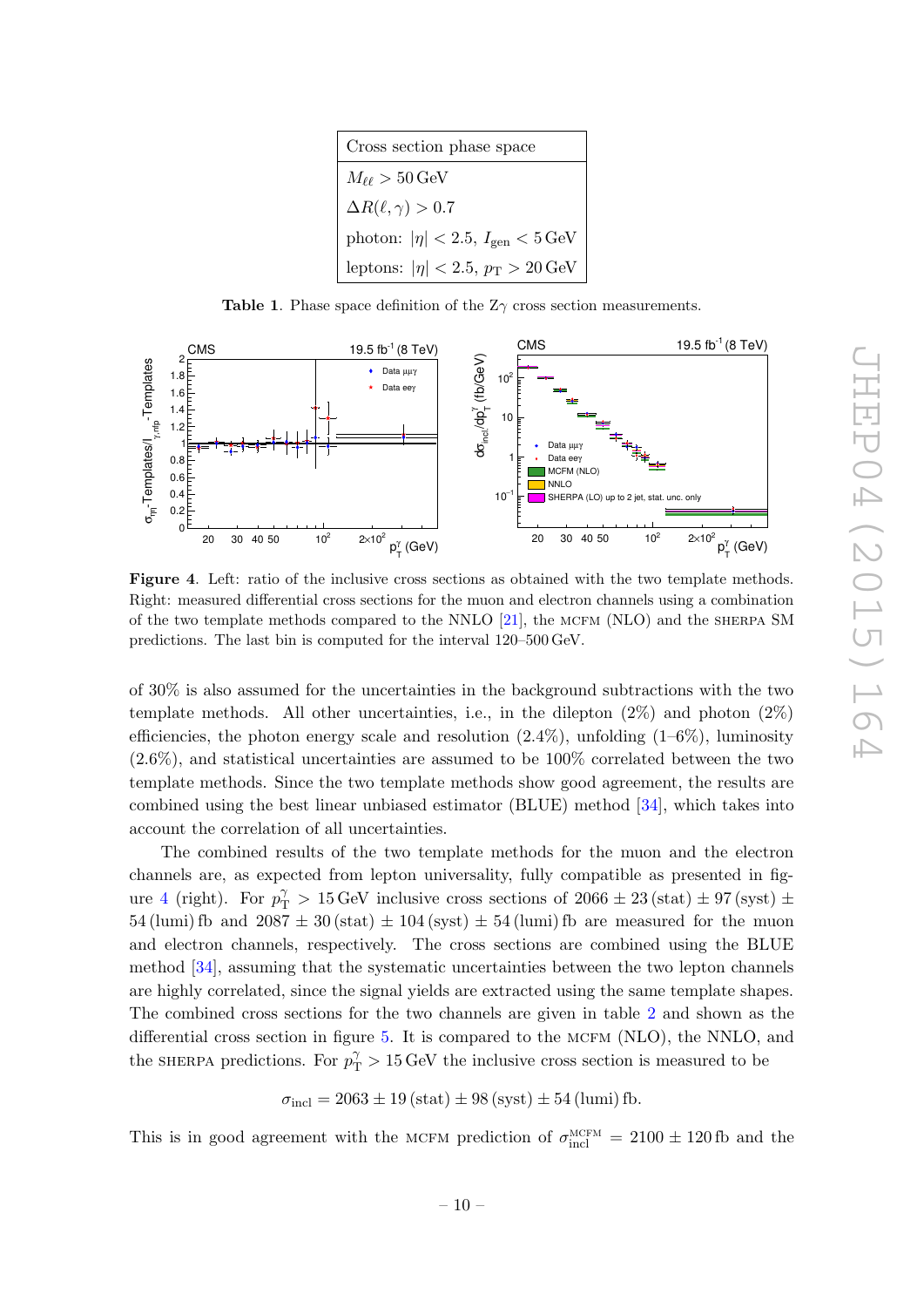| Cross section phase space |
| --- |
| $M_{\ell\ell} > 50\,\text{GeV}$ |
| $\Delta R(\ell, \gamma) > 0.7$ |
| photon: $\lvert\eta\rvert < 2.5$, $I_{\text{gen}} < 5\,\text{GeV}$ |
| leptons: $\lvert\eta\rvert < 2.5$, $p_{\text{T}} > 20\,\text{GeV}$ |

**Table 1**. Phase space definition of the Z$\gamma$ cross section measurements.

CMS
19.5 fb$^{-1}$ (8 TeV)
$\sigma_{\text{m}}$-Templates/$\text{I}_{\gamma,\text{rfp}}$-Templates
Data $\mu\mu\gamma$
Data ee$\gamma$
$p_{\text{T}}^{\gamma}$ (GeV)

CMS
19.5 fb$^{-1}$ (8 TeV)
$d\sigma_{\text{incl}}/dp_{\text{T}}^{\gamma}$ (fb/GeV)
Data $\mu\mu\gamma$
Data ee$\gamma$
MCFM (NLO)
NNLO
SHERPA (LO) up to 2 jet, stat. unc. only
$p_{\text{T}}^{\gamma}$ (GeV)

**Figure 4**. Left: ratio of the inclusive cross sections as obtained with the two template methods. Right: measured differential cross sections for the muon and electron channels using a combination of the two template methods compared to the NNLO [21], the MCFM (NLO) and the SHERPA SM predictions. The last bin is computed for the interval 120–500 GeV.

of 30% is also assumed for the uncertainties in the background subtractions with the two template methods. All other uncertainties, i.e., in the dilepton (2%) and photon (2%) efficiencies, the photon energy scale and resolution (2.4%), unfolding (1–6%), luminosity (2.6%), and statistical uncertainties are assumed to be 100% correlated between the two template methods. Since the two template methods show good agreement, the results are combined using the best linear unbiased estimator (BLUE) method [34], which takes into account the correlation of all uncertainties.

The combined results of the two template methods for the muon and the electron channels are, as expected from lepton universality, fully compatible as presented in figure 4 (right). For $p_{\text{T}}^{\gamma} > 15\,\text{GeV}$ inclusive cross sections of $2066 \pm 23\,(\text{stat}) \pm 97\,(\text{syst}) \pm 54\,(\text{lumi})$ fb and $2087 \pm 30\,(\text{stat}) \pm 104\,(\text{syst}) \pm 54\,(\text{lumi})$ fb are measured for the muon and electron channels, respectively. The cross sections are combined using the BLUE method [34], assuming that the systematic uncertainties between the two lepton channels are highly correlated, since the signal yields are extracted using the same template shapes. The combined cross sections for the two channels are given in table 2 and shown as the differential cross section in figure 5. It is compared to the MCFM (NLO), the NNLO, and the SHERPA predictions. For $p_{\text{T}}^{\gamma} > 15\,\text{GeV}$ the inclusive cross section is measured to be

$$\sigma_{\text{incl}} = 2063 \pm 19\,(\text{stat}) \pm 98\,(\text{syst}) \pm 54\,(\text{lumi})\,\text{fb}.$$

This is in good agreement with the MCFM prediction of $\sigma_{\text{incl}}^{\text{MCFM}} = 2100 \pm 120\,\text{fb}$ and the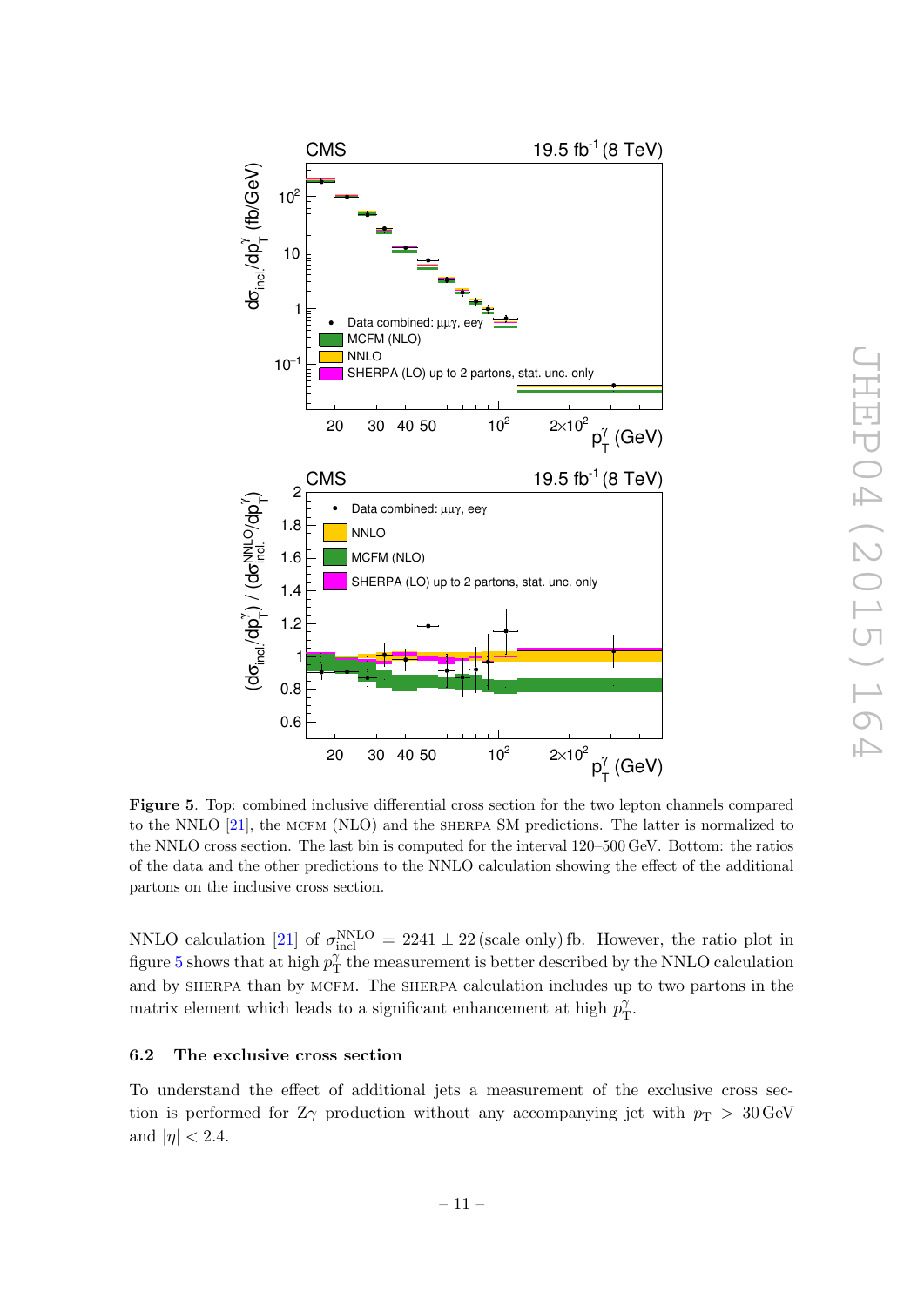CMS

19.5 fb$^{-1}$ (8 TeV)

$d\sigma_{incl.}/dp_T^\gamma$ (fb/GeV)

$10^2$

10

1

$10^{-1}$

Data combined: $\mu\mu\gamma$, ee$\gamma$

MCFM (NLO)

NNLO

SHERPA (LO) up to 2 partons, stat. unc. only

20 30 40 50 $10^2$ $2\times10^2$

$p_T^\gamma$ (GeV)

CMS

19.5 fb$^{-1}$ (8 TeV)

$(d\sigma_{incl.}/dp_T^\gamma)$ / $(d\sigma_{incl.}^{NNLO}/dp_T^\gamma)$

2

1.8

1.6

1.4

1.2

1

0.8

0.6

Data combined: $\mu\mu\gamma$, ee$\gamma$

NNLO

MCFM (NLO)

SHERPA (LO) up to 2 partons, stat. unc. only

20 30 40 50 $10^2$ $2\times10^2$

$p_T^\gamma$ (GeV)

**Figure 5**. Top: combined inclusive differential cross section for the two lepton channels compared to the NNLO [21], the MCFM (NLO) and the SHERPA SM predictions. The latter is normalized to the NNLO cross section. The last bin is computed for the interval 120–500 GeV. Bottom: the ratios of the data and the other predictions to the NNLO calculation showing the effect of the additional partons on the inclusive cross section.

NNLO calculation [21] of $\sigma_{\rm incl}^{\rm NNLO} = 2241 \pm 22\,(\text{scale only})\,\text{fb}$. However, the ratio plot in figure 5 shows that at high $p_T^\gamma$ the measurement is better described by the NNLO calculation and by SHERPA than by MCFM. The SHERPA calculation includes up to two partons in the matrix element which leads to a significant enhancement at high $p_T^\gamma$.

### 6.2 The exclusive cross section

To understand the effect of additional jets a measurement of the exclusive cross section is performed for Z$\gamma$ production without any accompanying jet with $p_T > 30\,\text{GeV}$ and $|\eta| < 2.4$.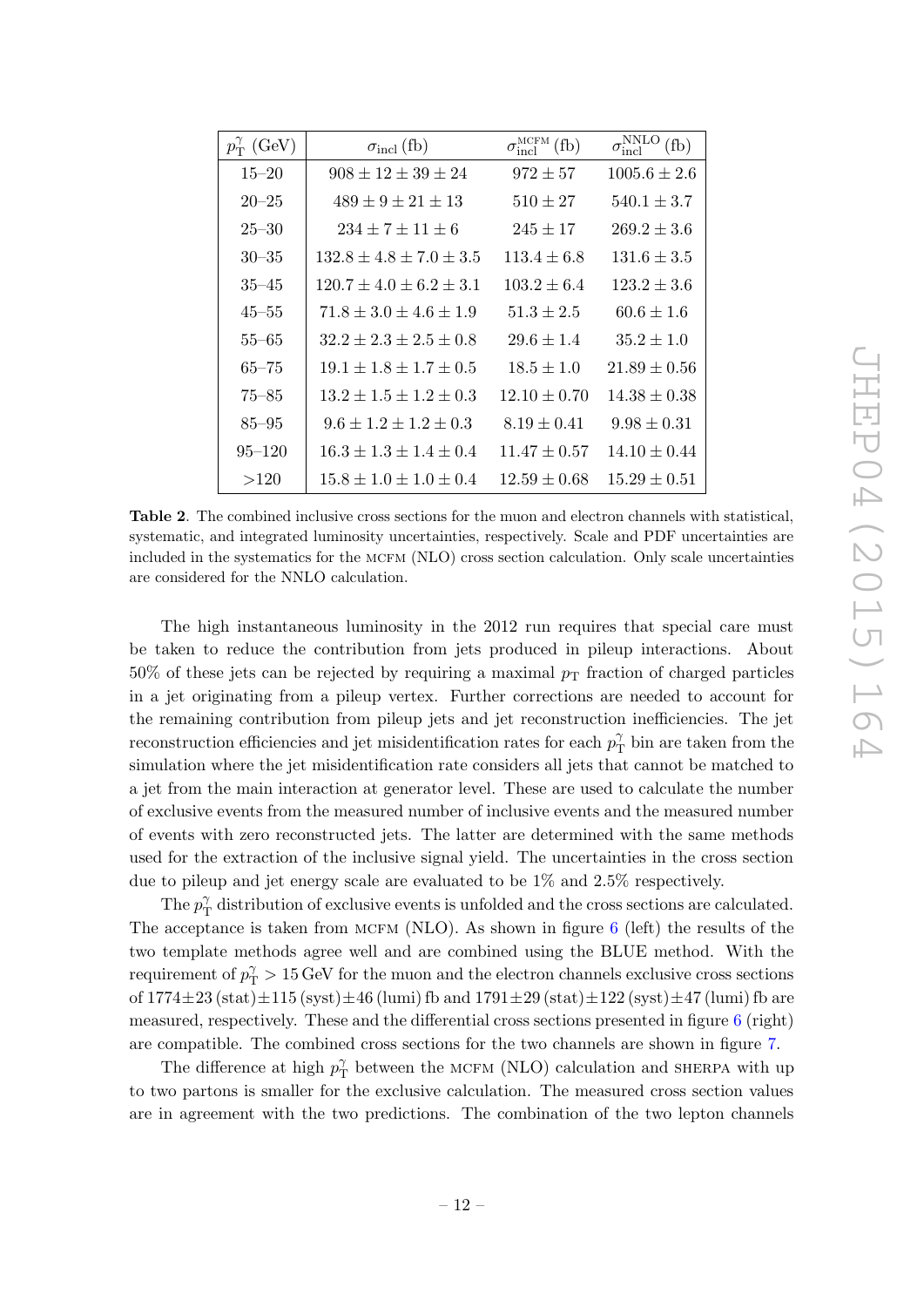| $p_T^\gamma$ (GeV) | $\sigma_{\rm incl}$ (fb) | $\sigma_{\rm incl}^{\rm MCFM}$ (fb) | $\sigma_{\rm incl}^{\rm NNLO}$ (fb) |
|---|---|---|---|
| 15–20 | $908 \pm 12 \pm 39 \pm 24$ | $972 \pm 57$ | $1005.6 \pm 2.6$ |
| 20–25 | $489 \pm 9 \pm 21 \pm 13$ | $510 \pm 27$ | $540.1 \pm 3.7$ |
| 25–30 | $234 \pm 7 \pm 11 \pm 6$ | $245 \pm 17$ | $269.2 \pm 3.6$ |
| 30–35 | $132.8 \pm 4.8 \pm 7.0 \pm 3.5$ | $113.4 \pm 6.8$ | $131.6 \pm 3.5$ |
| 35–45 | $120.7 \pm 4.0 \pm 6.2 \pm 3.1$ | $103.2 \pm 6.4$ | $123.2 \pm 3.6$ |
| 45–55 | $71.8 \pm 3.0 \pm 4.6 \pm 1.9$ | $51.3 \pm 2.5$ | $60.6 \pm 1.6$ |
| 55–65 | $32.2 \pm 2.3 \pm 2.5 \pm 0.8$ | $29.6 \pm 1.4$ | $35.2 \pm 1.0$ |
| 65–75 | $19.1 \pm 1.8 \pm 1.7 \pm 0.5$ | $18.5 \pm 1.0$ | $21.89 \pm 0.56$ |
| 75–85 | $13.2 \pm 1.5 \pm 1.2 \pm 0.3$ | $12.10 \pm 0.70$ | $14.38 \pm 0.38$ |
| 85–95 | $9.6 \pm 1.2 \pm 1.2 \pm 0.3$ | $8.19 \pm 0.41$ | $9.98 \pm 0.31$ |
| 95–120 | $16.3 \pm 1.3 \pm 1.4 \pm 0.4$ | $11.47 \pm 0.57$ | $14.10 \pm 0.44$ |
| >120 | $15.8 \pm 1.0 \pm 1.0 \pm 0.4$ | $12.59 \pm 0.68$ | $15.29 \pm 0.51$ |

**Table 2**. The combined inclusive cross sections for the muon and electron channels with statistical, systematic, and integrated luminosity uncertainties, respectively. Scale and PDF uncertainties are included in the systematics for the MCFM (NLO) cross section calculation. Only scale uncertainties are considered for the NNLO calculation.

The high instantaneous luminosity in the 2012 run requires that special care must be taken to reduce the contribution from jets produced in pileup interactions. About 50% of these jets can be rejected by requiring a maximal $p_T$ fraction of charged particles in a jet originating from a pileup vertex. Further corrections are needed to account for the remaining contribution from pileup jets and jet reconstruction inefficiencies. The jet reconstruction efficiencies and jet misidentification rates for each $p_T^\gamma$ bin are taken from the simulation where the jet misidentification rate considers all jets that cannot be matched to a jet from the main interaction at generator level. These are used to calculate the number of exclusive events from the measured number of inclusive events and the measured number of events with zero reconstructed jets. The latter are determined with the same methods used for the extraction of the inclusive signal yield. The uncertainties in the cross section due to pileup and jet energy scale are evaluated to be 1% and 2.5% respectively.

The $p_T^\gamma$ distribution of exclusive events is unfolded and the cross sections are calculated. The acceptance is taken from MCFM (NLO). As shown in figure 6 (left) the results of the two template methods agree well and are combined using the BLUE method. With the requirement of $p_T^\gamma > 15$ GeV for the muon and the electron channels exclusive cross sections of $1774 \pm 23\,(\text{stat}) \pm 115\,(\text{syst}) \pm 46\,(\text{lumi})$ fb and $1791 \pm 29\,(\text{stat}) \pm 122\,(\text{syst}) \pm 47\,(\text{lumi})$ fb are measured, respectively. These and the differential cross sections presented in figure 6 (right) are compatible. The combined cross sections for the two channels are shown in figure 7.

The difference at high $p_T^\gamma$ between the MCFM (NLO) calculation and SHERPA with up to two partons is smaller for the exclusive calculation. The measured cross section values are in agreement with the two predictions. The combination of the two lepton channels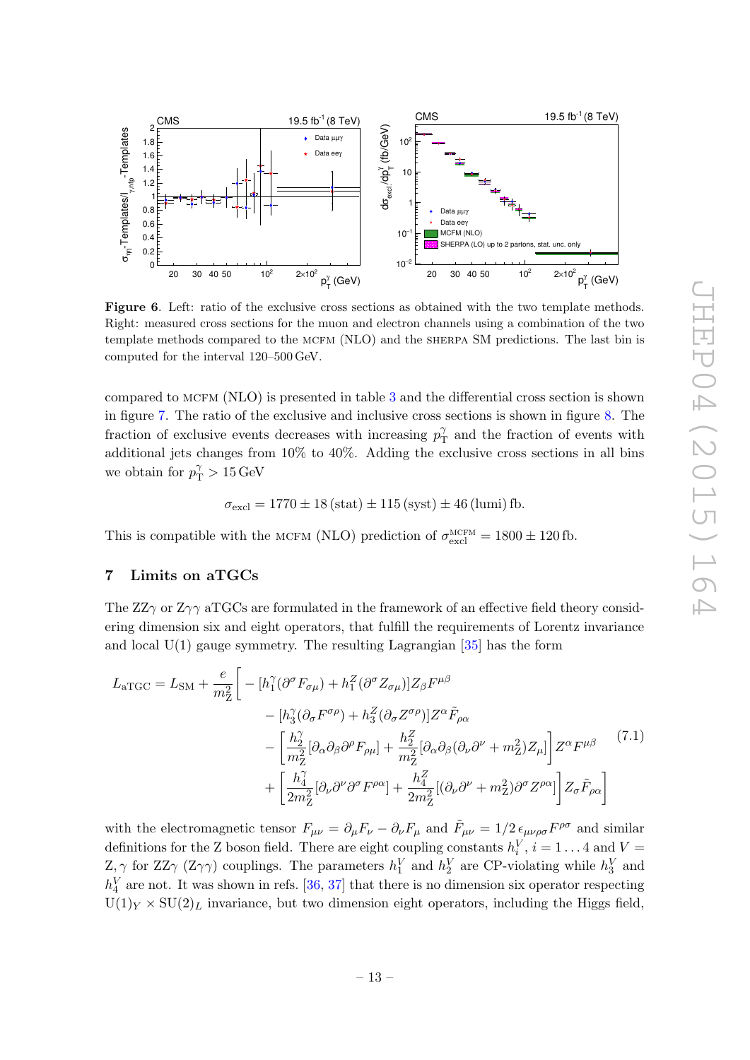CMS 19.5 fb$^{-1}$ (8 TeV)

$\sigma_{\eta\eta}$-Templates/$I_{\gamma,\text{nfp}}$-Templates

Data $\mu\mu\gamma$

Data ee$\gamma$

$p_T^\gamma$ (GeV)

CMS 19.5 fb$^{-1}$ (8 TeV)

$d\sigma_{\text{excl.}}/dp_T^\gamma$ (fb/GeV)

Data $\mu\mu\gamma$

Data ee$\gamma$

MCFM (NLO)

SHERPA (LO) up to 2 partons, stat. unc. only

$p_T^\gamma$ (GeV)

**Figure 6**. Left: ratio of the exclusive cross sections as obtained with the two template methods. Right: measured cross sections for the muon and electron channels using a combination of the two template methods compared to the MCFM (NLO) and the SHERPA SM predictions. The last bin is computed for the interval 120–500 GeV.

compared to MCFM (NLO) is presented in table 3 and the differential cross section is shown in figure 7. The ratio of the exclusive and inclusive cross sections is shown in figure 8. The fraction of exclusive events decreases with increasing $p_T^\gamma$ and the fraction of events with additional jets changes from 10% to 40%. Adding the exclusive cross sections in all bins we obtain for $p_T^\gamma > 15\,\text{GeV}$

$$\sigma_{\text{excl}} = 1770 \pm 18\,(\text{stat}) \pm 115\,(\text{syst}) \pm 46\,(\text{lumi})\,\text{fb}.$$

This is compatible with the MCFM (NLO) prediction of $\sigma_{\text{excl}}^{\text{MCFM}} = 1800 \pm 120\,\text{fb}$.

## 7 Limits on aTGCs

The Z$Z\gamma$ or Z$\gamma\gamma$ aTGCs are formulated in the framework of an effective field theory considering dimension six and eight operators, that fulfill the requirements of Lorentz invariance and local U(1) gauge symmetry. The resulting Lagrangian [35] has the form

$$\begin{aligned}
L_{\text{aTGC}} = L_{\text{SM}} + \frac{e}{m_Z^2}\Bigg[ & -[h_1^\gamma(\partial^\sigma F_{\sigma\mu}) + h_1^Z(\partial^\sigma Z_{\sigma\mu})]Z_\beta F^{\mu\beta} \\
& -[h_3^\gamma(\partial_\sigma F^{\sigma\rho}) + h_3^Z(\partial_\sigma Z^{\sigma\rho})]Z^\alpha \tilde{F}_{\rho\alpha} \\
& -\left[\frac{h_2^\gamma}{m_Z^2}[\partial_\alpha\partial_\beta\partial^\rho F_{\rho\mu}] + \frac{h_2^Z}{m_Z^2}[\partial_\alpha\partial_\beta(\partial_\nu\partial^\nu + m_Z^2)Z_\mu]\right]Z^\alpha F^{\mu\beta} \\
& +\left[\frac{h_4^\gamma}{2m_Z^2}[\partial_\nu\partial^\nu\partial^\sigma F^{\rho\alpha}] + \frac{h_4^Z}{2m_Z^2}[(\partial_\nu\partial^\nu + m_Z^2)\partial^\sigma Z^{\rho\alpha}]\right]Z_\sigma \tilde{F}_{\rho\alpha}\Bigg]
\end{aligned} \tag{7.1}$$

with the electromagnetic tensor $F_{\mu\nu} = \partial_\mu F_\nu - \partial_\nu F_\mu$ and $\tilde{F}_{\mu\nu} = 1/2\,\epsilon_{\mu\nu\rho\sigma}F^{\rho\sigma}$ and similar definitions for the Z boson field. There are eight coupling constants $h_i^V$, $i = 1\ldots 4$ and $V = \text{Z}, \gamma$ for Z$Z\gamma$ (Z$\gamma\gamma$) couplings. The parameters $h_1^V$ and $h_2^V$ are CP-violating while $h_3^V$ and $h_4^V$ are not. It was shown in refs. [36, 37] that there is no dimension six operator respecting $\text{U}(1)_Y \times \text{SU}(2)_L$ invariance, but two dimension eight operators, including the Higgs field,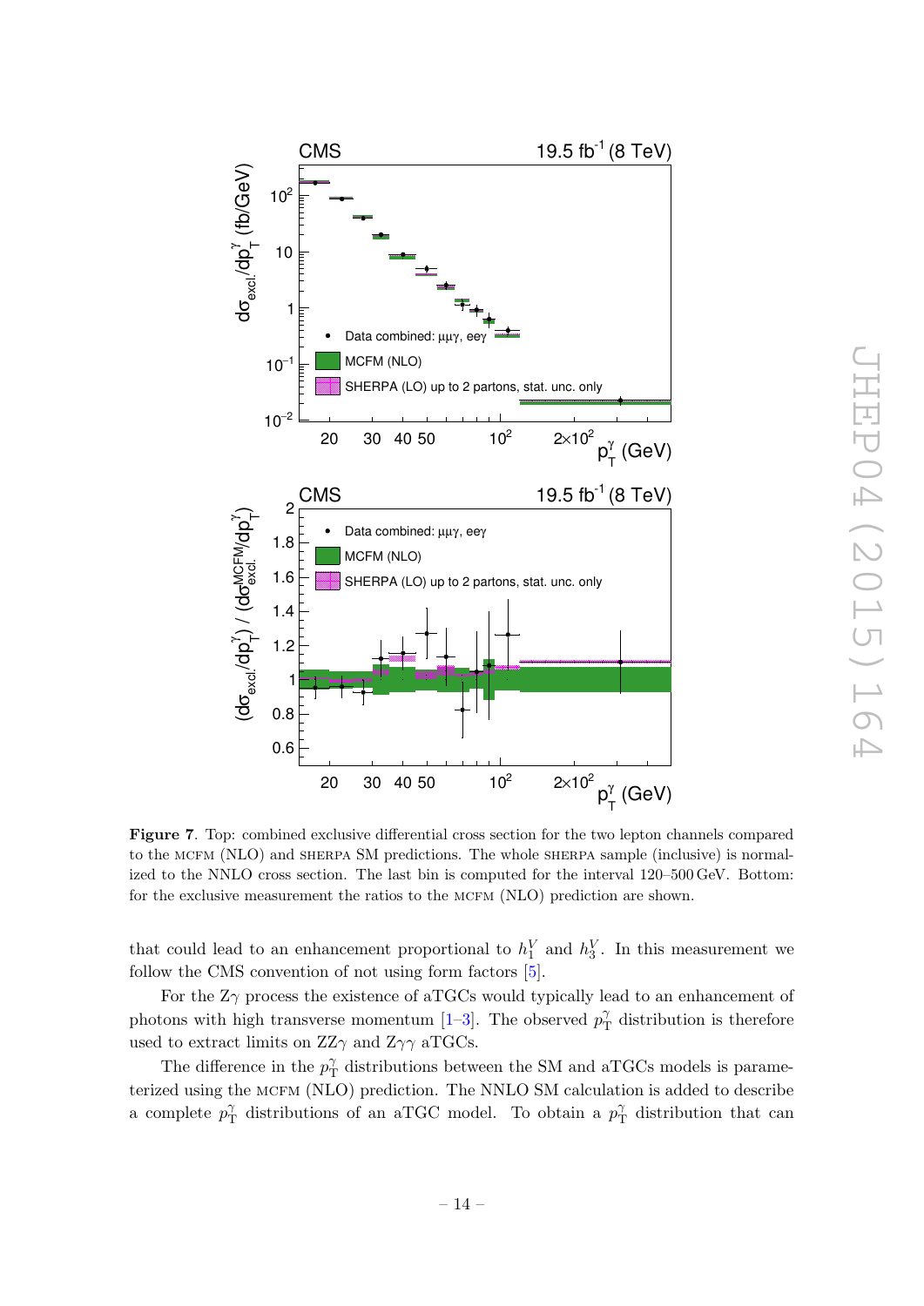CMS 19.5 fb$^{-1}$ (8 TeV)

$d\sigma_{excl.}/dp_T^{\gamma}$ (fb/GeV)

$10^2$

10

1

$10^{-1}$

$10^{-2}$

Data combined: μμγ, eeγ

MCFM (NLO)

SHERPA (LO) up to 2 partons, stat. unc. only

20 30 40 50 $10^2$ $2\times10^2$ $p_T^{\gamma}$ (GeV)

CMS 19.5 fb$^{-1}$ (8 TeV)

$(d\sigma_{excl.}/dp_T^{\gamma}) / (d\sigma_{excl.}^{MCFM}/dp_T^{\gamma})$

2

1.8

1.6

1.4

1.2

1

0.8

0.6

Data combined: μμγ, eeγ

MCFM (NLO)

SHERPA (LO) up to 2 partons, stat. unc. only

20 30 40 50 $10^2$ $2\times10^2$ $p_T^{\gamma}$ (GeV)

**Figure 7**. Top: combined exclusive differential cross section for the two lepton channels compared to the MCFM (NLO) and SHERPA SM predictions. The whole SHERPA sample (inclusive) is normalized to the NNLO cross section. The last bin is computed for the interval 120–500 GeV. Bottom: for the exclusive measurement the ratios to the MCFM (NLO) prediction are shown.

that could lead to an enhancement proportional to $h_1^V$ and $h_3^V$. In this measurement we follow the CMS convention of not using form factors [5].

For the Z$\gamma$ process the existence of aTGCs would typically lead to an enhancement of photons with high transverse momentum [1–3]. The observed $p_T^{\gamma}$ distribution is therefore used to extract limits on ZZ$\gamma$ and Z$\gamma\gamma$ aTGCs.

The difference in the $p_T^{\gamma}$ distributions between the SM and aTGCs models is parameterized using the MCFM (NLO) prediction. The NNLO SM calculation is added to describe a complete $p_T^{\gamma}$ distributions of an aTGC model. To obtain a $p_T^{\gamma}$ distribution that can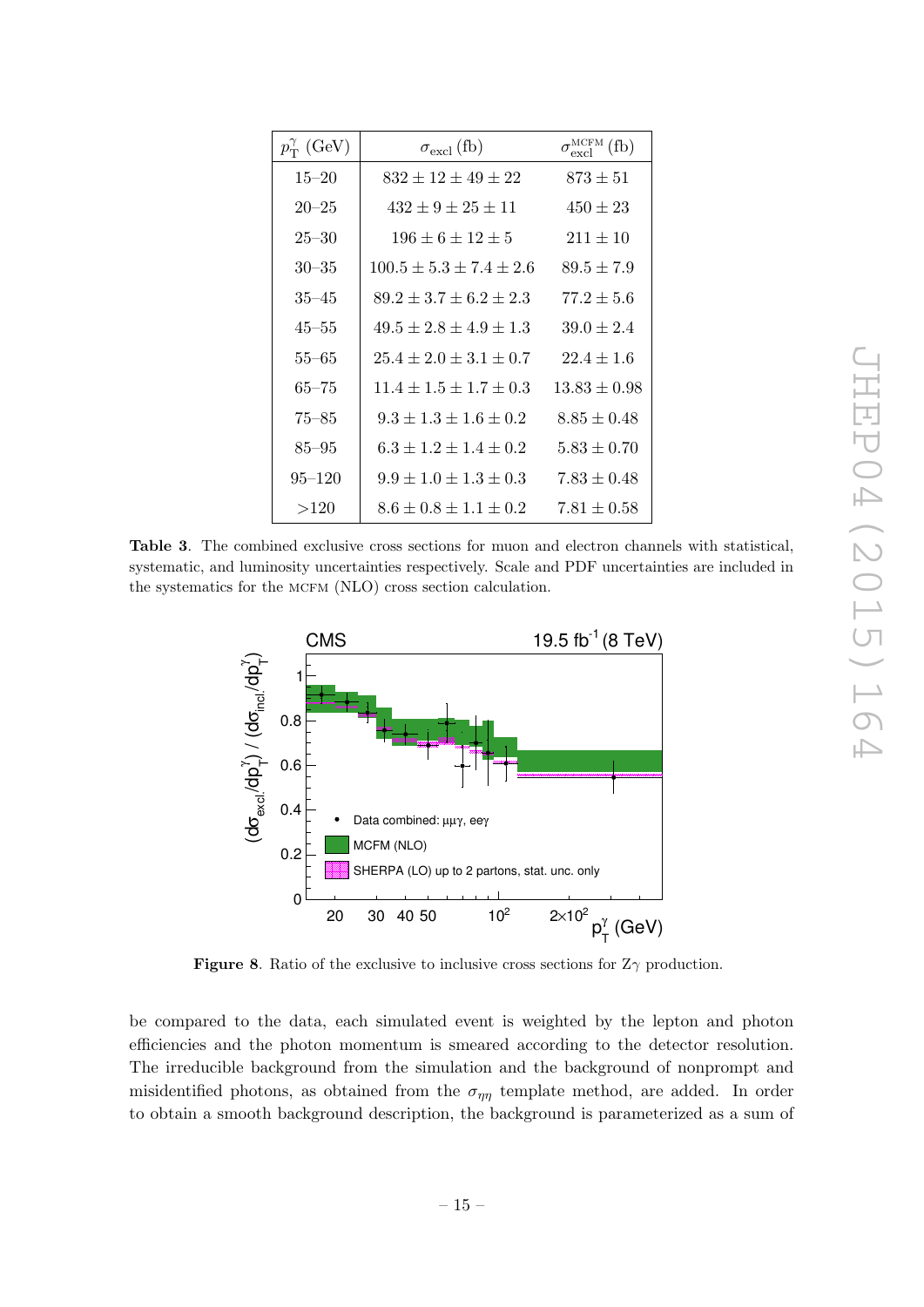| $p_\mathrm{T}^\gamma$ (GeV) | $\sigma_\mathrm{excl}$ (fb) | $\sigma_\mathrm{excl}^\mathrm{MCFM}$ (fb) |
|---|---|---|
| 15–20 | $832 \pm 12 \pm 49 \pm 22$ | $873 \pm 51$ |
| 20–25 | $432 \pm 9 \pm 25 \pm 11$ | $450 \pm 23$ |
| 25–30 | $196 \pm 6 \pm 12 \pm 5$ | $211 \pm 10$ |
| 30–35 | $100.5 \pm 5.3 \pm 7.4 \pm 2.6$ | $89.5 \pm 7.9$ |
| 35–45 | $89.2 \pm 3.7 \pm 6.2 \pm 2.3$ | $77.2 \pm 5.6$ |
| 45–55 | $49.5 \pm 2.8 \pm 4.9 \pm 1.3$ | $39.0 \pm 2.4$ |
| 55–65 | $25.4 \pm 2.0 \pm 3.1 \pm 0.7$ | $22.4 \pm 1.6$ |
| 65–75 | $11.4 \pm 1.5 \pm 1.7 \pm 0.3$ | $13.83 \pm 0.98$ |
| 75–85 | $9.3 \pm 1.3 \pm 1.6 \pm 0.2$ | $8.85 \pm 0.48$ |
| 85–95 | $6.3 \pm 1.2 \pm 1.4 \pm 0.2$ | $5.83 \pm 0.70$ |
| 95–120 | $9.9 \pm 1.0 \pm 1.3 \pm 0.3$ | $7.83 \pm 0.48$ |
| >120 | $8.6 \pm 0.8 \pm 1.1 \pm 0.2$ | $7.81 \pm 0.58$ |

**Table 3**. The combined exclusive cross sections for muon and electron channels with statistical, systematic, and luminosity uncertainties respectively. Scale and PDF uncertainties are included in the systematics for the MCFM (NLO) cross section calculation.

**Figure 8**. Ratio of the exclusive to inclusive cross sections for $\mathrm{Z}\gamma$ production.

be compared to the data, each simulated event is weighted by the lepton and photon efficiencies and the photon momentum is smeared according to the detector resolution. The irreducible background from the simulation and the background of nonprompt and misidentified photons, as obtained from the $\sigma_{\eta\eta}$ template method, are added. In order to obtain a smooth background description, the background is parameterized as a sum of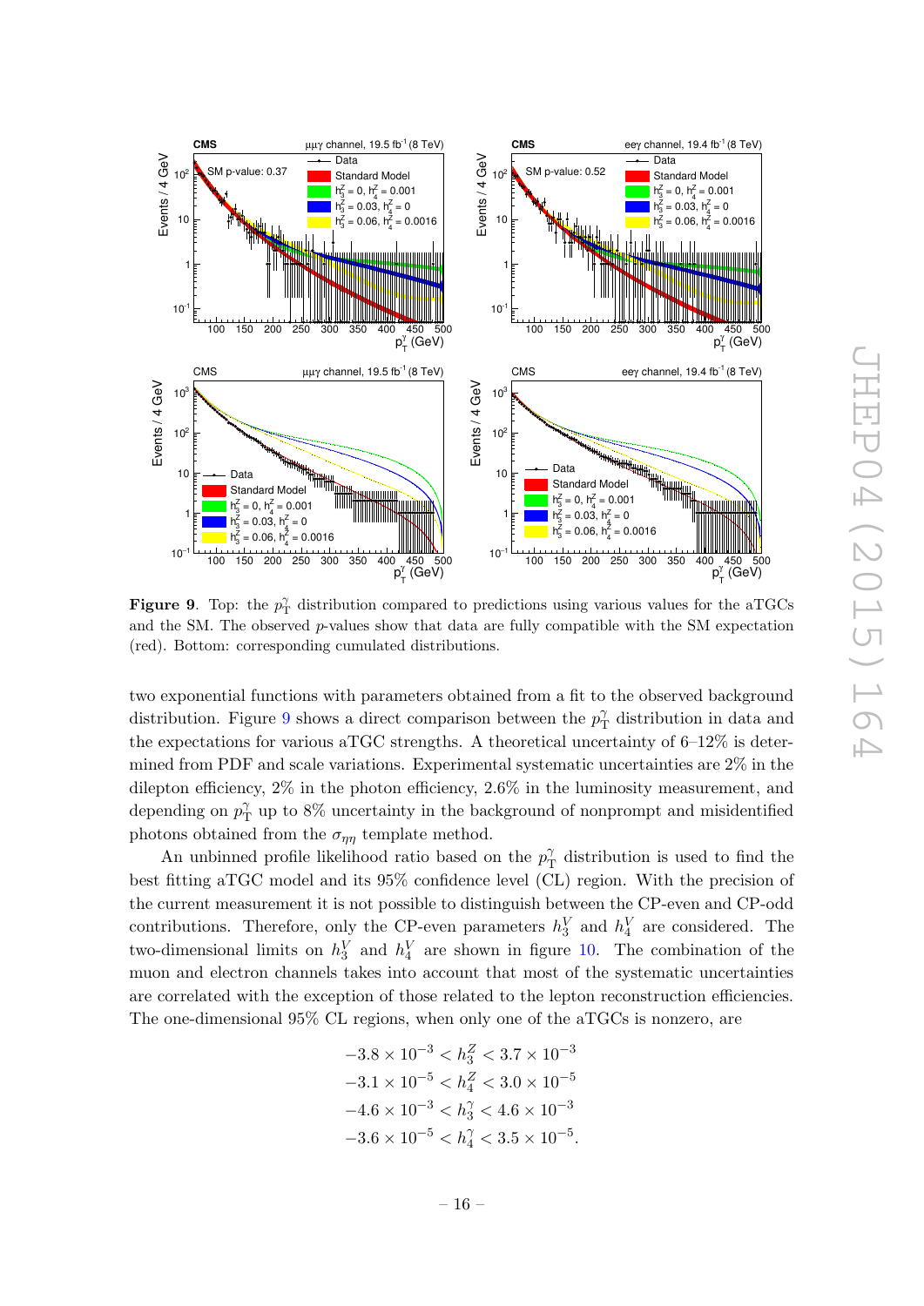CMS
μμγ channel, 19.5 fb$^{-1}$ (8 TeV)
SM p-value: 0.37
Data
Standard Model
$h_3^Z = 0, h_4^Z = 0.001$
$h_3^Z = 0.03, h_4^Z = 0$
$h_3^Z = 0.06, h_4^Z = 0.0016$
Events / 4 GeV
$p_T^\gamma$ (GeV)

CMS
eeγ channel, 19.4 fb$^{-1}$ (8 TeV)
SM p-value: 0.52
Data
Standard Model
$h_3^Z = 0, h_4^Z = 0.001$
$h_3^Z = 0.03, h_4^Z = 0$
$h_3^Z = 0.06, h_4^Z = 0.0016$
Events / 4 GeV
$p_T^\gamma$ (GeV)

CMS
μμγ channel, 19.5 fb$^{-1}$ (8 TeV)
Data
Standard Model
$h_3^Z = 0, h_4^Z = 0.001$
$h_3^Z = 0.03, h_4^Z = 0$
$h_3^Z = 0.06, h_4^Z = 0.0016$
Events / 4 GeV
$p_T^\gamma$ (GeV)

CMS
eeγ channel, 19.4 fb$^{-1}$ (8 TeV)
Data
Standard Model
$h_3^Z = 0, h_4^Z = 0.001$
$h_3^Z = 0.03, h_4^Z = 0$
$h_3^Z = 0.06, h_4^Z = 0.0016$
Events / 4 GeV
$p_T^\gamma$ (GeV)

**Figure 9**. Top: the $p_T^\gamma$ distribution compared to predictions using various values for the aTGCs and the SM. The observed $p$-values show that data are fully compatible with the SM expectation (red). Bottom: corresponding cumulated distributions.

two exponential functions with parameters obtained from a fit to the observed background distribution. Figure 9 shows a direct comparison between the $p_T^\gamma$ distribution in data and the expectations for various aTGC strengths. A theoretical uncertainty of 6–12% is determined from PDF and scale variations. Experimental systematic uncertainties are 2% in the dilepton efficiency, 2% in the photon efficiency, 2.6% in the luminosity measurement, and depending on $p_T^\gamma$ up to 8% uncertainty in the background of nonprompt and misidentified photons obtained from the $\sigma_{\eta\eta}$ template method.

An unbinned profile likelihood ratio based on the $p_T^\gamma$ distribution is used to find the best fitting aTGC model and its 95% confidence level (CL) region. With the precision of the current measurement it is not possible to distinguish between the CP-even and CP-odd contributions. Therefore, only the CP-even parameters $h_3^V$ and $h_4^V$ are considered. The two-dimensional limits on $h_3^V$ and $h_4^V$ are shown in figure 10. The combination of the muon and electron channels takes into account that most of the systematic uncertainties are correlated with the exception of those related to the lepton reconstruction efficiencies. The one-dimensional 95% CL regions, when only one of the aTGCs is nonzero, are

$$-3.8 \times 10^{-3} < h_3^Z < 3.7 \times 10^{-3}$$
$$-3.1 \times 10^{-5} < h_4^Z < 3.0 \times 10^{-5}$$
$$-4.6 \times 10^{-3} < h_3^\gamma < 4.6 \times 10^{-3}$$
$$-3.6 \times 10^{-5} < h_4^\gamma < 3.5 \times 10^{-5}.$$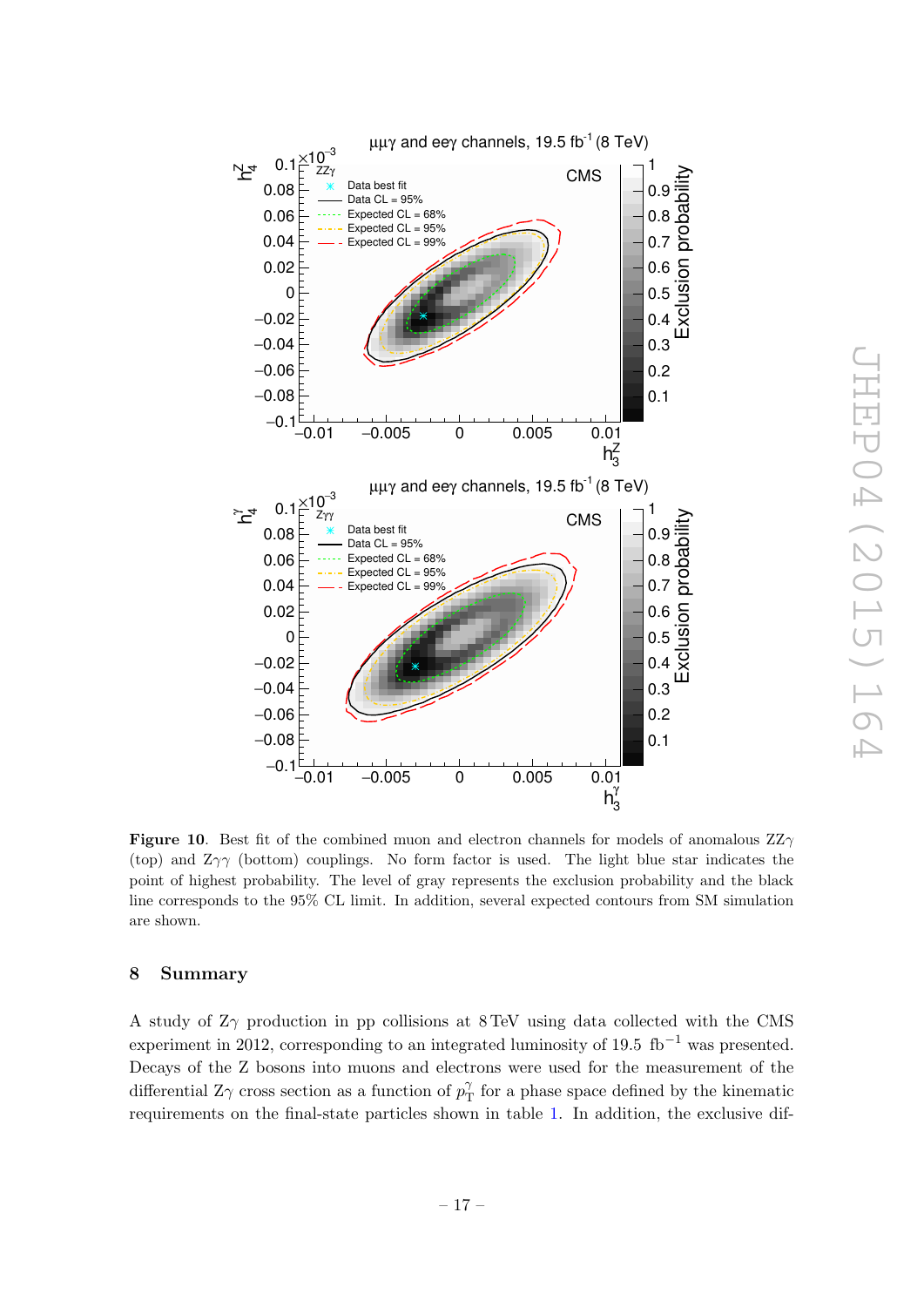μμγ and eeγ channels, 19.5 fb$^{-1}$ (8 TeV)

CMS

$h_4^Z$

$\times 10^{-3}$

ZZγ

Data best fit

Data CL = 95%

Expected CL = 68%

Expected CL = 95%

Expected CL = 99%

0.1
0.08
0.06
0.04
0.02
0
−0.02
−0.04
−0.06
−0.08
−0.1

−0.01
−0.005
0
0.005
0.01

$h_3^Z$

Exclusion probability

1
0.9
0.8
0.7
0.6
0.5
0.4
0.3
0.2
0.1

μμγ and eeγ channels, 19.5 fb$^{-1}$ (8 TeV)

CMS

$h_4^\gamma$

$\times 10^{-3}$

Zγγ

Data best fit

Data CL = 95%

Expected CL = 68%

Expected CL = 95%

Expected CL = 99%

0.1
0.08
0.06
0.04
0.02
0
−0.02
−0.04
−0.06
−0.08
−0.1

−0.01
−0.005
0
0.005
0.01

$h_3^\gamma$

Exclusion probability

1
0.9
0.8
0.7
0.6
0.5
0.4
0.3
0.2
0.1

**Figure 10**. Best fit of the combined muon and electron channels for models of anomalous ZZγ (top) and Zγγ (bottom) couplings. No form factor is used. The light blue star indicates the point of highest probability. The level of gray represents the exclusion probability and the black line corresponds to the 95% CL limit. In addition, several expected contours from SM simulation are shown.

## 8 Summary

A study of Zγ production in pp collisions at 8 TeV using data collected with the CMS experiment in 2012, corresponding to an integrated luminosity of 19.5 fb$^{-1}$ was presented. Decays of the Z bosons into muons and electrons were used for the measurement of the differential Zγ cross section as a function of $p_T^\gamma$ for a phase space defined by the kinematic requirements on the final-state particles shown in table 1. In addition, the exclusive dif-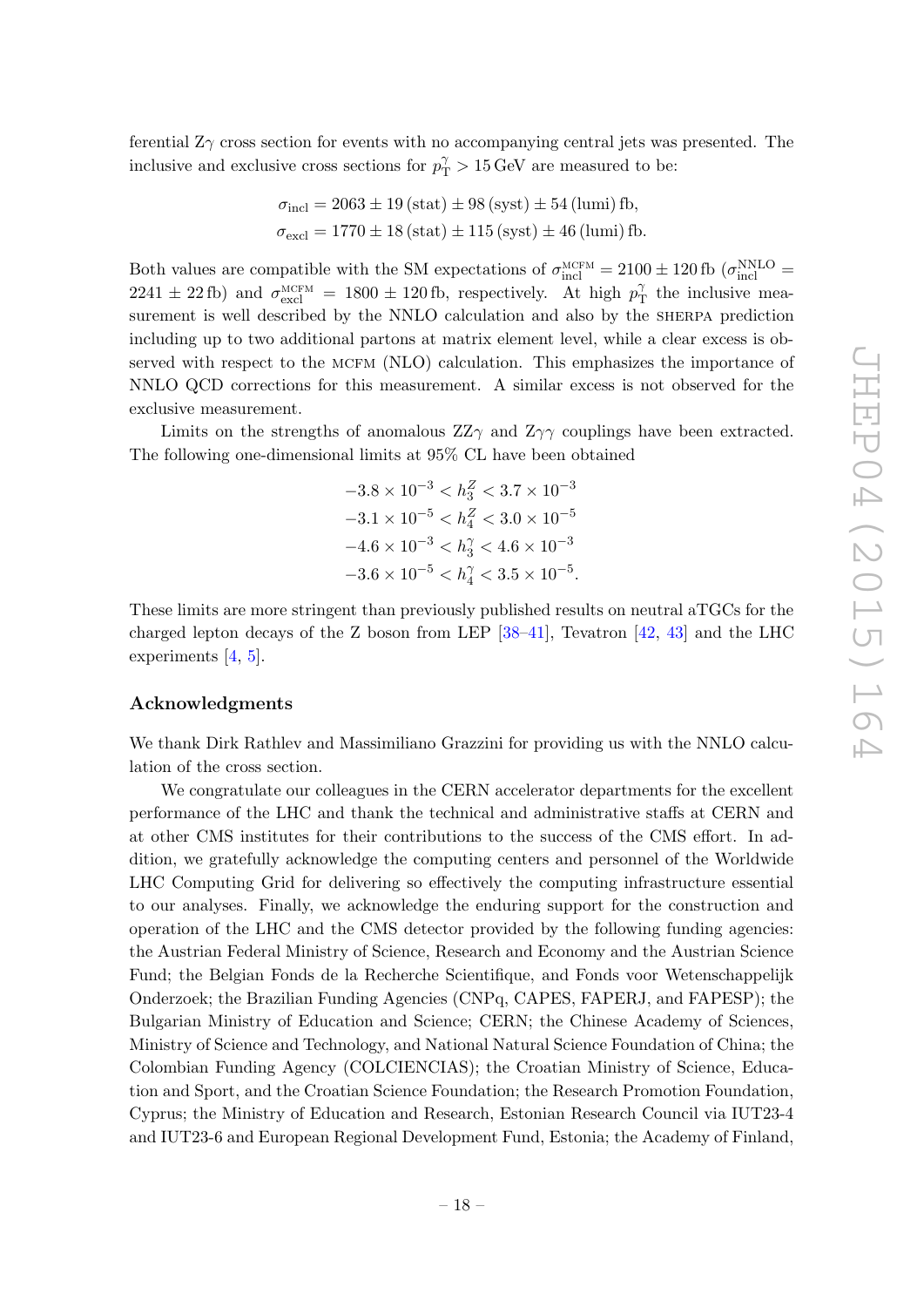ferential Z$\gamma$ cross section for events with no accompanying central jets was presented. The inclusive and exclusive cross sections for $p_T^\gamma > 15\,\text{GeV}$ are measured to be:

$$\sigma_{\text{incl}} = 2063 \pm 19\,(\text{stat}) \pm 98\,(\text{syst}) \pm 54\,(\text{lumi})\,\text{fb},$$
$$\sigma_{\text{excl}} = 1770 \pm 18\,(\text{stat}) \pm 115\,(\text{syst}) \pm 46\,(\text{lumi})\,\text{fb}.$$

Both values are compatible with the SM expectations of $\sigma_{\text{incl}}^{\text{MCFM}} = 2100 \pm 120\,\text{fb}$ ($\sigma_{\text{incl}}^{\text{NNLO}} = 2241 \pm 22\,\text{fb}$) and $\sigma_{\text{excl}}^{\text{MCFM}} = 1800 \pm 120\,\text{fb}$, respectively. At high $p_T^\gamma$ the inclusive measurement is well described by the NNLO calculation and also by the SHERPA prediction including up to two additional partons at matrix element level, while a clear excess is observed with respect to the MCFM (NLO) calculation. This emphasizes the importance of NNLO QCD corrections for this measurement. A similar excess is not observed for the exclusive measurement.

Limits on the strengths of anomalous ZZ$\gamma$ and Z$\gamma\gamma$ couplings have been extracted. The following one-dimensional limits at 95% CL have been obtained

$$-3.8 \times 10^{-3} < h_3^Z < 3.7 \times 10^{-3}$$
$$-3.1 \times 10^{-5} < h_4^Z < 3.0 \times 10^{-5}$$
$$-4.6 \times 10^{-3} < h_3^\gamma < 4.6 \times 10^{-3}$$
$$-3.6 \times 10^{-5} < h_4^\gamma < 3.5 \times 10^{-5}.$$

These limits are more stringent than previously published results on neutral aTGCs for the charged lepton decays of the Z boson from LEP [38–41], Tevatron [42, 43] and the LHC experiments [4, 5].

## Acknowledgments

We thank Dirk Rathlev and Massimiliano Grazzini for providing us with the NNLO calculation of the cross section.

We congratulate our colleagues in the CERN accelerator departments for the excellent performance of the LHC and thank the technical and administrative staffs at CERN and at other CMS institutes for their contributions to the success of the CMS effort. In addition, we gratefully acknowledge the computing centers and personnel of the Worldwide LHC Computing Grid for delivering so effectively the computing infrastructure essential to our analyses. Finally, we acknowledge the enduring support for the construction and operation of the LHC and the CMS detector provided by the following funding agencies: the Austrian Federal Ministry of Science, Research and Economy and the Austrian Science Fund; the Belgian Fonds de la Recherche Scientifique, and Fonds voor Wetenschappelijk Onderzoek; the Brazilian Funding Agencies (CNPq, CAPES, FAPERJ, and FAPESP); the Bulgarian Ministry of Education and Science; CERN; the Chinese Academy of Sciences, Ministry of Science and Technology, and National Natural Science Foundation of China; the Colombian Funding Agency (COLCIENCIAS); the Croatian Ministry of Science, Education and Sport, and the Croatian Science Foundation; the Research Promotion Foundation, Cyprus; the Ministry of Education and Research, Estonian Research Council via IUT23-4 and IUT23-6 and European Regional Development Fund, Estonia; the Academy of Finland,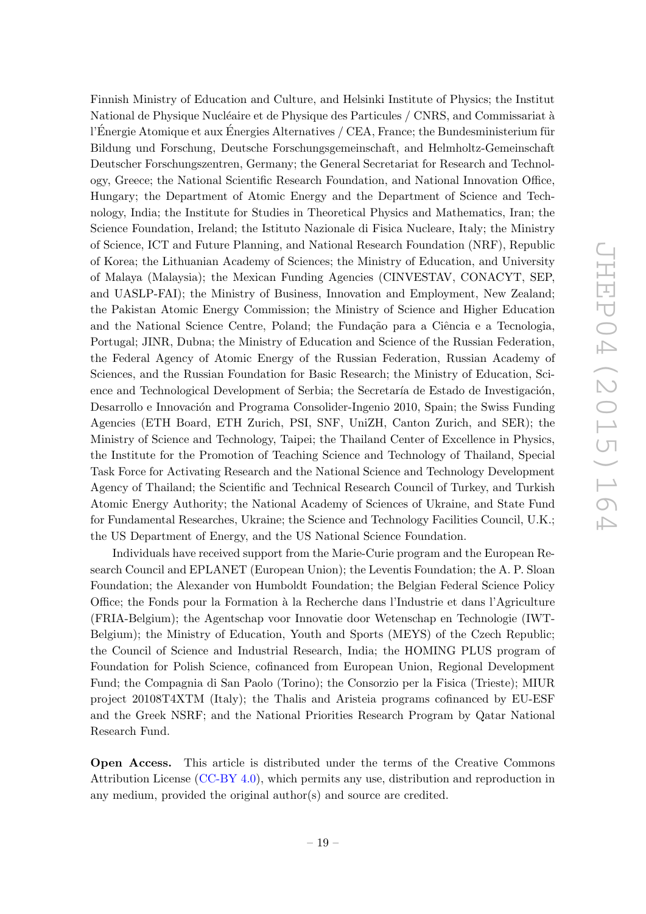Finnish Ministry of Education and Culture, and Helsinki Institute of Physics; the Institut National de Physique Nucléaire et de Physique des Particules / CNRS, and Commissariat à l'Énergie Atomique et aux Énergies Alternatives / CEA, France; the Bundesministerium für Bildung und Forschung, Deutsche Forschungsgemeinschaft, and Helmholtz-Gemeinschaft Deutscher Forschungszentren, Germany; the General Secretariat for Research and Technology, Greece; the National Scientific Research Foundation, and National Innovation Office, Hungary; the Department of Atomic Energy and the Department of Science and Technology, India; the Institute for Studies in Theoretical Physics and Mathematics, Iran; the Science Foundation, Ireland; the Istituto Nazionale di Fisica Nucleare, Italy; the Ministry of Science, ICT and Future Planning, and National Research Foundation (NRF), Republic of Korea; the Lithuanian Academy of Sciences; the Ministry of Education, and University of Malaya (Malaysia); the Mexican Funding Agencies (CINVESTAV, CONACYT, SEP, and UASLP-FAI); the Ministry of Business, Innovation and Employment, New Zealand; the Pakistan Atomic Energy Commission; the Ministry of Science and Higher Education and the National Science Centre, Poland; the Fundação para a Ciência e a Tecnologia, Portugal; JINR, Dubna; the Ministry of Education and Science of the Russian Federation, the Federal Agency of Atomic Energy of the Russian Federation, Russian Academy of Sciences, and the Russian Foundation for Basic Research; the Ministry of Education, Science and Technological Development of Serbia; the Secretaría de Estado de Investigación, Desarrollo e Innovación and Programa Consolider-Ingenio 2010, Spain; the Swiss Funding Agencies (ETH Board, ETH Zurich, PSI, SNF, UniZH, Canton Zurich, and SER); the Ministry of Science and Technology, Taipei; the Thailand Center of Excellence in Physics, the Institute for the Promotion of Teaching Science and Technology of Thailand, Special Task Force for Activating Research and the National Science and Technology Development Agency of Thailand; the Scientific and Technical Research Council of Turkey, and Turkish Atomic Energy Authority; the National Academy of Sciences of Ukraine, and State Fund for Fundamental Researches, Ukraine; the Science and Technology Facilities Council, U.K.; the US Department of Energy, and the US National Science Foundation.

Individuals have received support from the Marie-Curie program and the European Research Council and EPLANET (European Union); the Leventis Foundation; the A. P. Sloan Foundation; the Alexander von Humboldt Foundation; the Belgian Federal Science Policy Office; the Fonds pour la Formation à la Recherche dans l'Industrie et dans l'Agriculture (FRIA-Belgium); the Agentschap voor Innovatie door Wetenschap en Technologie (IWT-Belgium); the Ministry of Education, Youth and Sports (MEYS) of the Czech Republic; the Council of Science and Industrial Research, India; the HOMING PLUS program of Foundation for Polish Science, cofinanced from European Union, Regional Development Fund; the Compagnia di San Paolo (Torino); the Consorzio per la Fisica (Trieste); MIUR project 20108T4XTM (Italy); the Thalis and Aristeia programs cofinanced by EU-ESF and the Greek NSRF; and the National Priorities Research Program by Qatar National Research Fund.

**Open Access.** This article is distributed under the terms of the Creative Commons Attribution License (CC-BY 4.0), which permits any use, distribution and reproduction in any medium, provided the original author(s) and source are credited.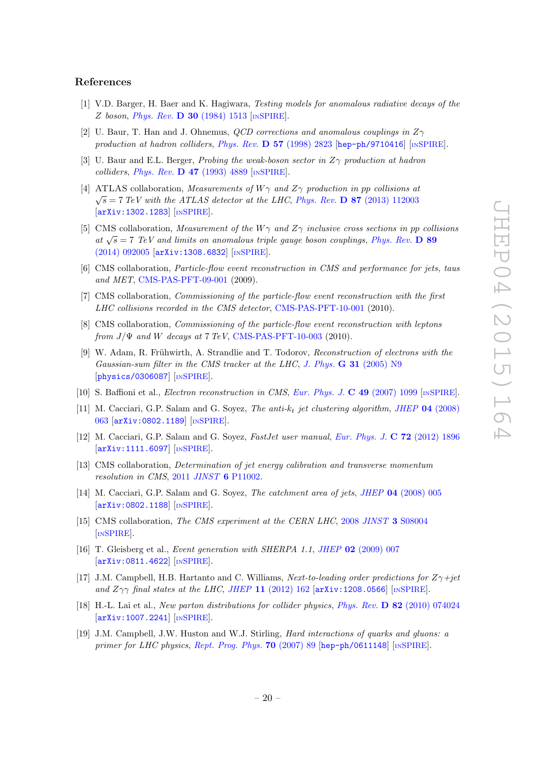## References

[1] V.D. Barger, H. Baer and K. Hagiwara, *Testing models for anomalous radiative decays of the Z boson*, Phys. Rev. **D 30** (1984) 1513 [INSPIRE].

[2] U. Baur, T. Han and J. Ohnemus, *QCD corrections and anomalous couplings in $Z\gamma$ production at hadron colliders*, Phys. Rev. **D 57** (1998) 2823 [hep-ph/9710416] [INSPIRE].

[3] U. Baur and E.L. Berger, *Probing the weak-boson sector in $Z\gamma$ production at hadron colliders*, Phys. Rev. **D 47** (1993) 4889 [INSPIRE].

[4] ATLAS collaboration, *Measurements of $W\gamma$ and $Z\gamma$ production in pp collisions at $\sqrt{s} = 7$ TeV with the ATLAS detector at the LHC*, Phys. Rev. **D 87** (2013) 112003 [arXiv:1302.1283] [INSPIRE].

[5] CMS collaboration, *Measurement of the $W\gamma$ and $Z\gamma$ inclusive cross sections in pp collisions at $\sqrt{s} = 7$ TeV and limits on anomalous triple gauge boson couplings*, Phys. Rev. **D 89** (2014) 092005 [arXiv:1308.6832] [INSPIRE].

[6] CMS collaboration, *Particle-flow event reconstruction in CMS and performance for jets, taus and MET*, CMS-PAS-PFT-09-001 (2009).

[7] CMS collaboration, *Commissioning of the particle-flow event reconstruction with the first LHC collisions recorded in the CMS detector*, CMS-PAS-PFT-10-001 (2010).

[8] CMS collaboration, *Commissioning of the particle-flow event reconstruction with leptons from $J/\Psi$ and W decays at 7 TeV*, CMS-PAS-PFT-10-003 (2010).

[9] W. Adam, R. Frühwirth, A. Strandlie and T. Todorov, *Reconstruction of electrons with the Gaussian-sum filter in the CMS tracker at the LHC*, J. Phys. **G 31** (2005) N9 [physics/0306087] [INSPIRE].

[10] S. Baffioni et al., *Electron reconstruction in CMS*, Eur. Phys. J. **C 49** (2007) 1099 [INSPIRE].

[11] M. Cacciari, G.P. Salam and G. Soyez, *The anti-$k_t$ jet clustering algorithm*, JHEP **04** (2008) 063 [arXiv:0802.1189] [INSPIRE].

[12] M. Cacciari, G.P. Salam and G. Soyez, *FastJet user manual*, Eur. Phys. J. **C 72** (2012) 1896 [arXiv:1111.6097] [INSPIRE].

[13] CMS collaboration, *Determination of jet energy calibration and transverse momentum resolution in CMS*, 2011 JINST **6** P11002.

[14] M. Cacciari, G.P. Salam and G. Soyez, *The catchment area of jets*, JHEP **04** (2008) 005 [arXiv:0802.1188] [INSPIRE].

[15] CMS collaboration, *The CMS experiment at the CERN LHC*, 2008 JINST **3** S08004 [INSPIRE].

[16] T. Gleisberg et al., *Event generation with SHERPA 1.1*, JHEP **02** (2009) 007 [arXiv:0811.4622] [INSPIRE].

[17] J.M. Campbell, H.B. Hartanto and C. Williams, *Next-to-leading order predictions for $Z\gamma$+jet and $Z\gamma\gamma$ final states at the LHC*, JHEP **11** (2012) 162 [arXiv:1208.0566] [INSPIRE].

[18] H.-L. Lai et al., *New parton distributions for collider physics*, Phys. Rev. **D 82** (2010) 074024 [arXiv:1007.2241] [INSPIRE].

[19] J.M. Campbell, J.W. Huston and W.J. Stirling, *Hard interactions of quarks and gluons: a primer for LHC physics*, Rept. Prog. Phys. **70** (2007) 89 [hep-ph/0611148] [INSPIRE].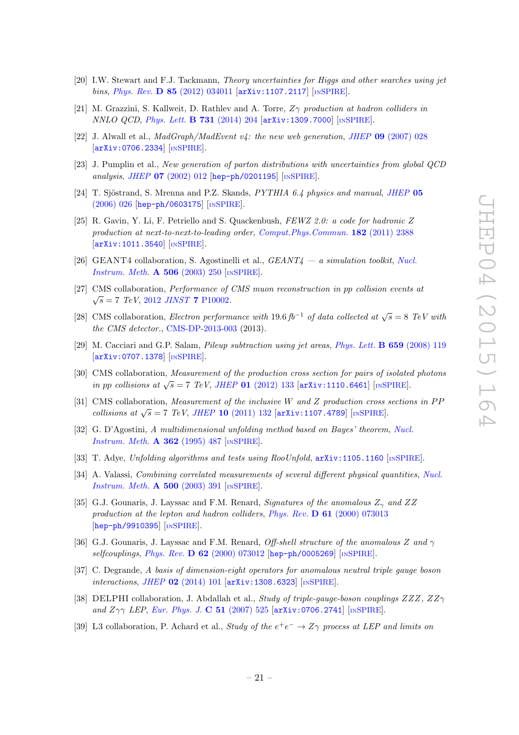[20] I.W. Stewart and F.J. Tackmann, *Theory uncertainties for Higgs and other searches using jet bins*, Phys. Rev. **D 85** (2012) 034011 [arXiv:1107.2117] [INSPIRE].

[21] M. Grazzini, S. Kallweit, D. Rathlev and A. Torre, *$Z\gamma$ production at hadron colliders in NNLO QCD*, Phys. Lett. **B 731** (2014) 204 [arXiv:1309.7000] [INSPIRE].

[22] J. Alwall et al., *MadGraph/MadEvent v4: the new web generation*, JHEP **09** (2007) 028 [arXiv:0706.2334] [INSPIRE].

[23] J. Pumplin et al., *New generation of parton distributions with uncertainties from global QCD analysis*, JHEP **07** (2002) 012 [hep-ph/0201195] [INSPIRE].

[24] T. Sjöstrand, S. Mrenna and P.Z. Skands, *PYTHIA 6.4 physics and manual*, JHEP **05** (2006) 026 [hep-ph/0603175] [INSPIRE].

[25] R. Gavin, Y. Li, F. Petriello and S. Quackenbush, *FEWZ 2.0: a code for hadronic Z production at next-to-next-to-leading order*, Comput.Phys.Commun. **182** (2011) 2388 [arXiv:1011.3540] [INSPIRE].

[26] GEANT4 collaboration, S. Agostinelli et al., *GEANT4 — a simulation toolkit*, Nucl. Instrum. Meth. **A 506** (2003) 250 [INSPIRE].

[27] CMS collaboration, *Performance of CMS muon reconstruction in pp collision events at $\sqrt{s} = 7$ TeV*, 2012 JINST **7** P10002.

[28] CMS collaboration, *Electron performance with 19.6 $fb^{-1}$ of data collected at $\sqrt{s} = 8$ TeV with the CMS detector.*, CMS-DP-2013-003 (2013).

[29] M. Cacciari and G.P. Salam, *Pileup subtraction using jet areas*, Phys. Lett. **B 659** (2008) 119 [arXiv:0707.1378] [INSPIRE].

[30] CMS collaboration, *Measurement of the production cross section for pairs of isolated photons in pp collisions at $\sqrt{s} = 7$ TeV*, JHEP **01** (2012) 133 [arXiv:1110.6461] [INSPIRE].

[31] CMS collaboration, *Measurement of the inclusive W and Z production cross sections in PP collisions at $\sqrt{s} = 7$ TeV*, JHEP **10** (2011) 132 [arXiv:1107.4789] [INSPIRE].

[32] G. D'Agostini, *A multidimensional unfolding method based on Bayes' theorem*, Nucl. Instrum. Meth. **A 362** (1995) 487 [INSPIRE].

[33] T. Adye, *Unfolding algorithms and tests using RooUnfold*, arXiv:1105.1160 [INSPIRE].

[34] A. Valassi, *Combining correlated measurements of several different physical quantities*, Nucl. Instrum. Meth. **A 500** (2003) 391 [INSPIRE].

[35] G.J. Gounaris, J. Layssac and F.M. Renard, *Signatures of the anomalous $Z_\gamma$ and ZZ production at the lepton and hadron colliders*, Phys. Rev. **D 61** (2000) 073013 [hep-ph/9910395] [INSPIRE].

[36] G.J. Gounaris, J. Layssac and F.M. Renard, *Off-shell structure of the anomalous Z and $\gamma$ selfcouplings*, Phys. Rev. **D 62** (2000) 073012 [hep-ph/0005269] [INSPIRE].

[37] C. Degrande, *A basis of dimension-eight operators for anomalous neutral triple gauge boson interactions*, JHEP **02** (2014) 101 [arXiv:1308.6323] [INSPIRE].

[38] DELPHI collaboration, J. Abdallah et al., *Study of triple-gauge-boson couplings ZZZ, $ZZ\gamma$ and $Z\gamma\gamma$ LEP*, Eur. Phys. J. **C 51** (2007) 525 [arXiv:0706.2741] [INSPIRE].

[39] L3 collaboration, P. Achard et al., *Study of the $e^+e^- \to Z\gamma$ process at LEP and limits on*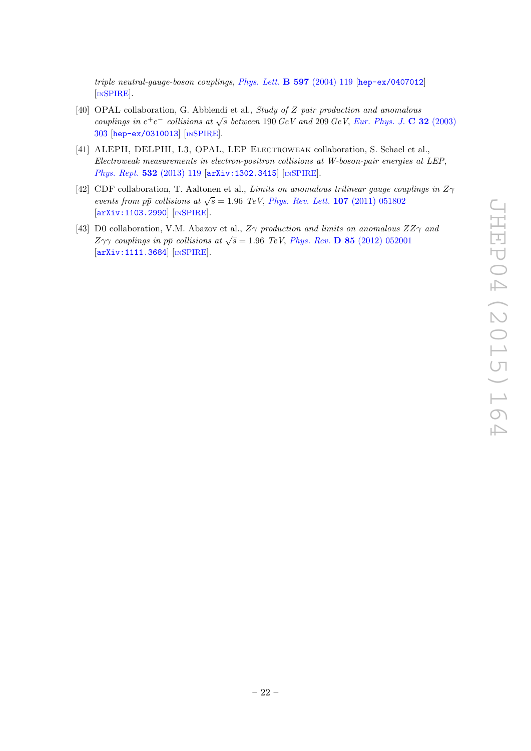*triple neutral-gauge-boson couplings*, Phys. Lett. **B 597** (2004) 119 [hep-ex/0407012] [INSPIRE].

[40] OPAL collaboration, G. Abbiendi et al., *Study of Z pair production and anomalous couplings in $e^+e^-$ collisions at $\sqrt{s}$ between* 190 *GeV and* 209 *GeV*, Eur. Phys. J. **C 32** (2003) 303 [hep-ex/0310013] [INSPIRE].

[41] ALEPH, DELPHI, L3, OPAL, LEP Electroweak collaboration, S. Schael et al., *Electroweak measurements in electron-positron collisions at W-boson-pair energies at LEP*, Phys. Rept. **532** (2013) 119 [arXiv:1302.3415] [INSPIRE].

[42] CDF collaboration, T. Aaltonen et al., *Limits on anomalous trilinear gauge couplings in $Z\gamma$ events from $p\bar{p}$ collisions at $\sqrt{s} = 1.96$ TeV*, Phys. Rev. Lett. **107** (2011) 051802 [arXiv:1103.2990] [INSPIRE].

[43] D0 collaboration, V.M. Abazov et al., *$Z\gamma$ production and limits on anomalous $ZZ\gamma$ and $Z\gamma\gamma$ couplings in $p\bar{p}$ collisions at $\sqrt{s} = 1.96$ TeV*, Phys. Rev. **D 85** (2012) 052001 [arXiv:1111.3684] [INSPIRE].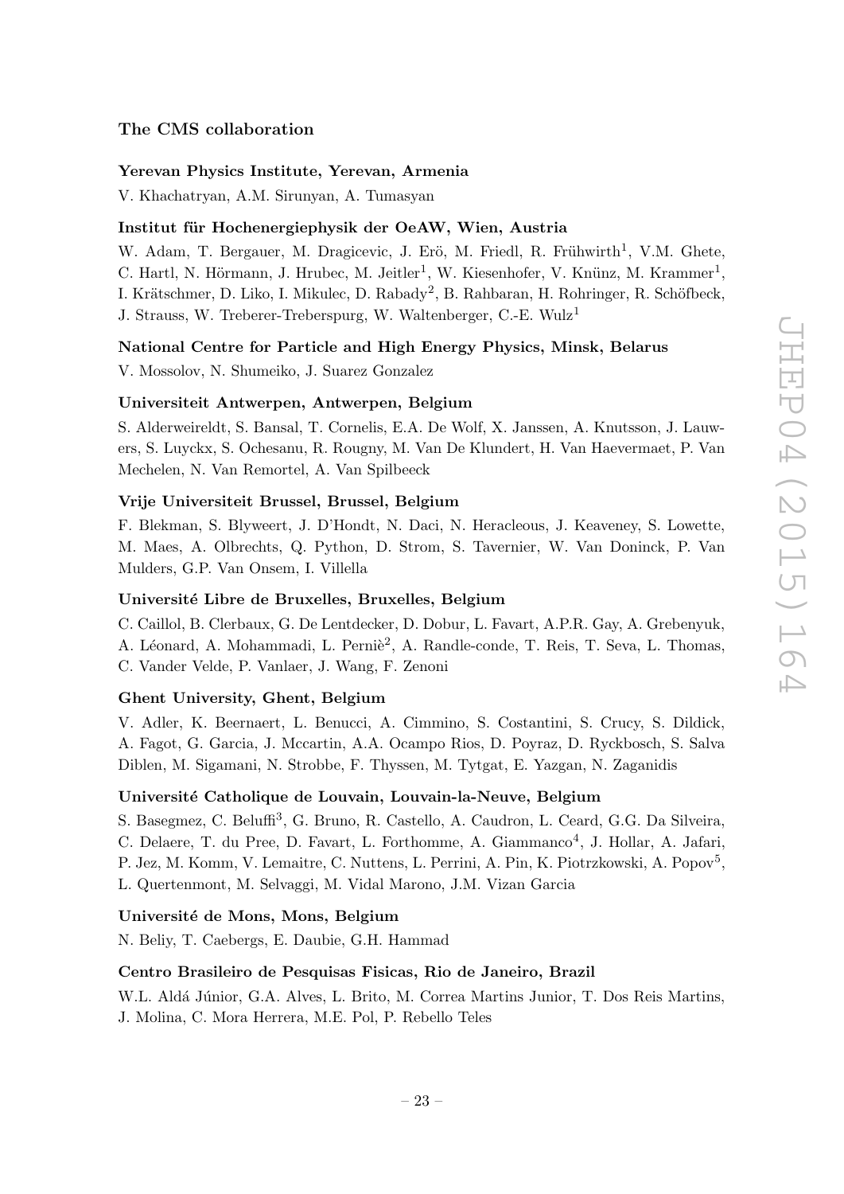### The CMS collaboration

#### Yerevan Physics Institute, Yerevan, Armenia

V. Khachatryan, A.M. Sirunyan, A. Tumasyan

#### Institut für Hochenergiephysik der OeAW, Wien, Austria

W. Adam, T. Bergauer, M. Dragicevic, J. Erö, M. Friedl, R. Frühwirth[1], V.M. Ghete, C. Hartl, N. Hörmann, J. Hrubec, M. Jeitler[1], W. Kiesenhofer, V. Knünz, M. Krammer[1], I. Krätschmer, D. Liko, I. Mikulec, D. Rabady[2], B. Rahbaran, H. Rohringer, R. Schöfbeck, J. Strauss, W. Treberer-Treberspurg, W. Waltenberger, C.-E. Wulz[1]

#### National Centre for Particle and High Energy Physics, Minsk, Belarus

V. Mossolov, N. Shumeiko, J. Suarez Gonzalez

#### Universiteit Antwerpen, Antwerpen, Belgium

S. Alderweireldt, S. Bansal, T. Cornelis, E.A. De Wolf, X. Janssen, A. Knutsson, J. Lauwers, S. Luyckx, S. Ochesanu, R. Rougny, M. Van De Klundert, H. Van Haevermaet, P. Van Mechelen, N. Van Remortel, A. Van Spilbeeck

#### Vrije Universiteit Brussel, Brussel, Belgium

F. Blekman, S. Blyweert, J. D'Hondt, N. Daci, N. Heracleous, J. Keaveney, S. Lowette, M. Maes, A. Olbrechts, Q. Python, D. Strom, S. Tavernier, W. Van Doninck, P. Van Mulders, G.P. Van Onsem, I. Villella

#### Université Libre de Bruxelles, Bruxelles, Belgium

C. Caillol, B. Clerbaux, G. De Lentdecker, D. Dobur, L. Favart, A.P.R. Gay, A. Grebenyuk, A. Léonard, A. Mohammadi, L. Perniè[2], A. Randle-conde, T. Reis, T. Seva, L. Thomas, C. Vander Velde, P. Vanlaer, J. Wang, F. Zenoni

#### Ghent University, Ghent, Belgium

V. Adler, K. Beernaert, L. Benucci, A. Cimmino, S. Costantini, S. Crucy, S. Dildick, A. Fagot, G. Garcia, J. Mccartin, A.A. Ocampo Rios, D. Poyraz, D. Ryckbosch, S. Salva Diblen, M. Sigamani, N. Strobbe, F. Thyssen, M. Tytgat, E. Yazgan, N. Zaganidis

#### Université Catholique de Louvain, Louvain-la-Neuve, Belgium

S. Basegmez, C. Beluffi[3], G. Bruno, R. Castello, A. Caudron, L. Ceard, G.G. Da Silveira, C. Delaere, T. du Pree, D. Favart, L. Forthomme, A. Giammanco[4], J. Hollar, A. Jafari, P. Jez, M. Komm, V. Lemaitre, C. Nuttens, L. Perrini, A. Pin, K. Piotrzkowski, A. Popov[5], L. Quertenmont, M. Selvaggi, M. Vidal Marono, J.M. Vizan Garcia

#### Université de Mons, Mons, Belgium

N. Beliy, T. Caebergs, E. Daubie, G.H. Hammad

#### Centro Brasileiro de Pesquisas Fisicas, Rio de Janeiro, Brazil

W.L. Aldá Júnior, G.A. Alves, L. Brito, M. Correa Martins Junior, T. Dos Reis Martins, J. Molina, C. Mora Herrera, M.E. Pol, P. Rebello Teles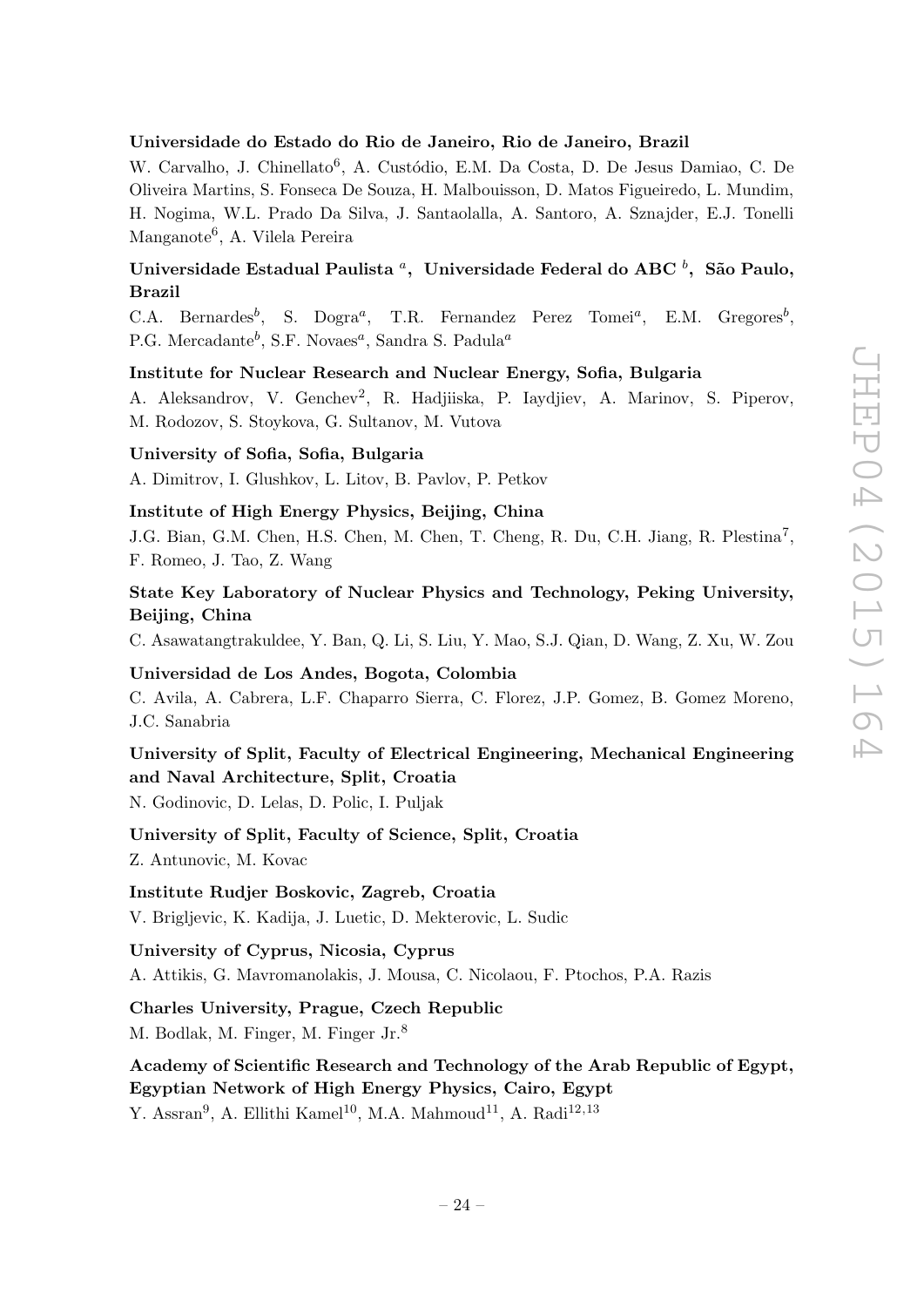**Universidade do Estado do Rio de Janeiro, Rio de Janeiro, Brazil**

W. Carvalho, J. Chinellato[6], A. Custódio, E.M. Da Costa, D. De Jesus Damiao, C. De Oliveira Martins, S. Fonseca De Souza, H. Malbouisson, D. Matos Figueiredo, L. Mundim, H. Nogima, W.L. Prado Da Silva, J. Santaolalla, A. Santoro, A. Sznajder, E.J. Tonelli Manganote[6], A. Vilela Pereira

**Universidade Estadual Paulista [a], Universidade Federal do ABC [b], São Paulo, Brazil**

C.A. Bernardes[b], S. Dogra[a], T.R. Fernandez Perez Tomei[a], E.M. Gregores[b], P.G. Mercadante[b], S.F. Novaes[a], Sandra S. Padula[a]

**Institute for Nuclear Research and Nuclear Energy, Sofia, Bulgaria**

A. Aleksandrov, V. Genchev[2], R. Hadjiiska, P. Iaydjiev, A. Marinov, S. Piperov, M. Rodozov, S. Stoykova, G. Sultanov, M. Vutova

**University of Sofia, Sofia, Bulgaria**

A. Dimitrov, I. Glushkov, L. Litov, B. Pavlov, P. Petkov

**Institute of High Energy Physics, Beijing, China**

J.G. Bian, G.M. Chen, H.S. Chen, M. Chen, T. Cheng, R. Du, C.H. Jiang, R. Plestina[7], F. Romeo, J. Tao, Z. Wang

**State Key Laboratory of Nuclear Physics and Technology, Peking University, Beijing, China**

C. Asawatangtrakuldee, Y. Ban, Q. Li, S. Liu, Y. Mao, S.J. Qian, D. Wang, Z. Xu, W. Zou

**Universidad de Los Andes, Bogota, Colombia**

C. Avila, A. Cabrera, L.F. Chaparro Sierra, C. Florez, J.P. Gomez, B. Gomez Moreno, J.C. Sanabria

**University of Split, Faculty of Electrical Engineering, Mechanical Engineering and Naval Architecture, Split, Croatia**

N. Godinovic, D. Lelas, D. Polic, I. Puljak

**University of Split, Faculty of Science, Split, Croatia**

Z. Antunovic, M. Kovac

**Institute Rudjer Boskovic, Zagreb, Croatia**

V. Brigljevic, K. Kadija, J. Luetic, D. Mekterovic, L. Sudic

**University of Cyprus, Nicosia, Cyprus**

A. Attikis, G. Mavromanolakis, J. Mousa, C. Nicolaou, F. Ptochos, P.A. Razis

**Charles University, Prague, Czech Republic**

M. Bodlak, M. Finger, M. Finger Jr.[8]

**Academy of Scientific Research and Technology of the Arab Republic of Egypt, Egyptian Network of High Energy Physics, Cairo, Egypt**

Y. Assran[9], A. Ellithi Kamel[10], M.A. Mahmoud[11], A. Radi[12,13]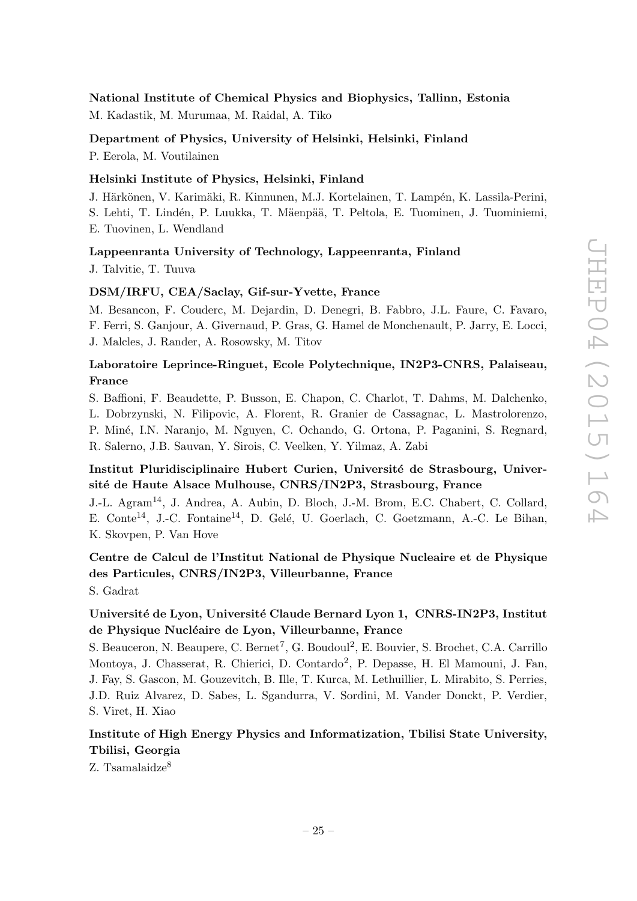**National Institute of Chemical Physics and Biophysics, Tallinn, Estonia**

M. Kadastik, M. Murumaa, M. Raidal, A. Tiko

**Department of Physics, University of Helsinki, Helsinki, Finland**

P. Eerola, M. Voutilainen

**Helsinki Institute of Physics, Helsinki, Finland**

J. Härkönen, V. Karimäki, R. Kinnunen, M.J. Kortelainen, T. Lampén, K. Lassila-Perini, S. Lehti, T. Lindén, P. Luukka, T. Mäenpää, T. Peltola, E. Tuominen, J. Tuominiemi, E. Tuovinen, L. Wendland

**Lappeenranta University of Technology, Lappeenranta, Finland**

J. Talvitie, T. Tuuva

**DSM/IRFU, CEA/Saclay, Gif-sur-Yvette, France**

M. Besancon, F. Couderc, M. Dejardin, D. Denegri, B. Fabbro, J.L. Faure, C. Favaro, F. Ferri, S. Ganjour, A. Givernaud, P. Gras, G. Hamel de Monchenault, P. Jarry, E. Locci, J. Malcles, J. Rander, A. Rosowsky, M. Titov

**Laboratoire Leprince-Ringuet, Ecole Polytechnique, IN2P3-CNRS, Palaiseau, France**

S. Baffioni, F. Beaudette, P. Busson, E. Chapon, C. Charlot, T. Dahms, M. Dalchenko, L. Dobrzynski, N. Filipovic, A. Florent, R. Granier de Cassagnac, L. Mastrolorenzo, P. Miné, I.N. Naranjo, M. Nguyen, C. Ochando, G. Ortona, P. Paganini, S. Regnard, R. Salerno, J.B. Sauvan, Y. Sirois, C. Veelken, Y. Yilmaz, A. Zabi

**Institut Pluridisciplinaire Hubert Curien, Université de Strasbourg, Université de Haute Alsace Mulhouse, CNRS/IN2P3, Strasbourg, France**

J.-L. Agram[14], J. Andrea, A. Aubin, D. Bloch, J.-M. Brom, E.C. Chabert, C. Collard, E. Conte[14], J.-C. Fontaine[14], D. Gelé, U. Goerlach, C. Goetzmann, A.-C. Le Bihan, K. Skovpen, P. Van Hove

**Centre de Calcul de l'Institut National de Physique Nucleaire et de Physique des Particules, CNRS/IN2P3, Villeurbanne, France**

S. Gadrat

**Université de Lyon, Université Claude Bernard Lyon 1, CNRS-IN2P3, Institut de Physique Nucléaire de Lyon, Villeurbanne, France**

S. Beauceron, N. Beaupere, C. Bernet[7], G. Boudoul[2], E. Bouvier, S. Brochet, C.A. Carrillo Montoya, J. Chasserat, R. Chierici, D. Contardo[2], P. Depasse, H. El Mamouni, J. Fan, J. Fay, S. Gascon, M. Gouzevitch, B. Ille, T. Kurca, M. Lethuillier, L. Mirabito, S. Perries, J.D. Ruiz Alvarez, D. Sabes, L. Sgandurra, V. Sordini, M. Vander Donckt, P. Verdier, S. Viret, H. Xiao

**Institute of High Energy Physics and Informatization, Tbilisi State University, Tbilisi, Georgia**

Z. Tsamalaidze[8]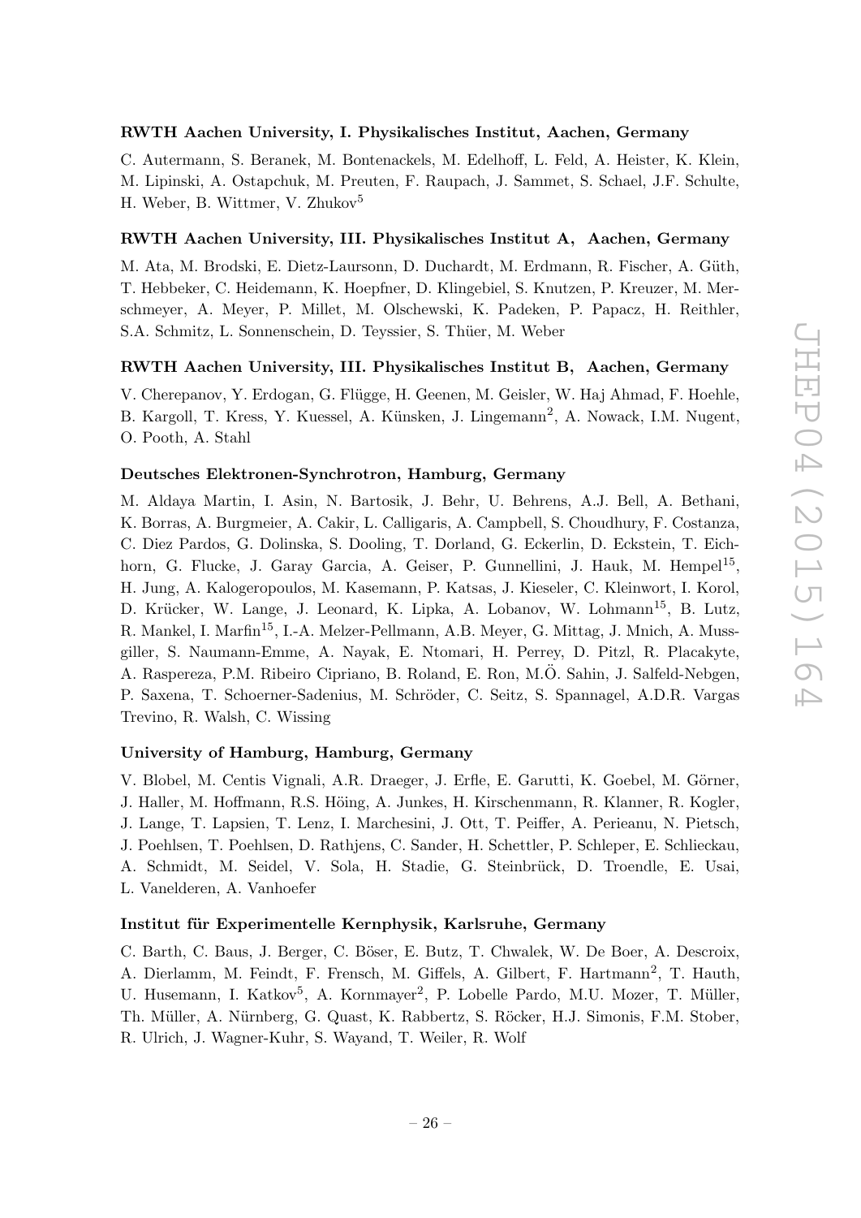### RWTH Aachen University, I. Physikalisches Institut, Aachen, Germany

C. Autermann, S. Beranek, M. Bontenackels, M. Edelhoff, L. Feld, A. Heister, K. Klein, M. Lipinski, A. Ostapchuk, M. Preuten, F. Raupach, J. Sammet, S. Schael, J.F. Schulte, H. Weber, B. Wittmer, V. Zhukov[5]

### RWTH Aachen University, III. Physikalisches Institut A, Aachen, Germany

M. Ata, M. Brodski, E. Dietz-Laursonn, D. Duchardt, M. Erdmann, R. Fischer, A. Güth, T. Hebbeker, C. Heidemann, K. Hoepfner, D. Klingebiel, S. Knutzen, P. Kreuzer, M. Merschmeyer, A. Meyer, P. Millet, M. Olschewski, K. Padeken, P. Papacz, H. Reithler, S.A. Schmitz, L. Sonnenschein, D. Teyssier, S. Thüer, M. Weber

### RWTH Aachen University, III. Physikalisches Institut B, Aachen, Germany

V. Cherepanov, Y. Erdogan, G. Flügge, H. Geenen, M. Geisler, W. Haj Ahmad, F. Hoehle, B. Kargoll, T. Kress, Y. Kuessel, A. Künsken, J. Lingemann[2], A. Nowack, I.M. Nugent, O. Pooth, A. Stahl

### Deutsches Elektronen-Synchrotron, Hamburg, Germany

M. Aldaya Martin, I. Asin, N. Bartosik, J. Behr, U. Behrens, A.J. Bell, A. Bethani, K. Borras, A. Burgmeier, A. Cakir, L. Calligaris, A. Campbell, S. Choudhury, F. Costanza, C. Diez Pardos, G. Dolinska, S. Dooling, T. Dorland, G. Eckerlin, D. Eckstein, T. Eichhorn, G. Flucke, J. Garay Garcia, A. Geiser, P. Gunnellini, J. Hauk, M. Hempel[15], H. Jung, A. Kalogeropoulos, M. Kasemann, P. Katsas, J. Kieseler, C. Kleinwort, I. Korol, D. Krücker, W. Lange, J. Leonard, K. Lipka, A. Lobanov, W. Lohmann[15], B. Lutz, R. Mankel, I. Marfin[15], I.-A. Melzer-Pellmann, A.B. Meyer, G. Mittag, J. Mnich, A. Mussgiller, S. Naumann-Emme, A. Nayak, E. Ntomari, H. Perrey, D. Pitzl, R. Placakyte, A. Raspereza, P.M. Ribeiro Cipriano, B. Roland, E. Ron, M.Ö. Sahin, J. Salfeld-Nebgen, P. Saxena, T. Schoerner-Sadenius, M. Schröder, C. Seitz, S. Spannagel, A.D.R. Vargas Trevino, R. Walsh, C. Wissing

### University of Hamburg, Hamburg, Germany

V. Blobel, M. Centis Vignali, A.R. Draeger, J. Erfle, E. Garutti, K. Goebel, M. Görner, J. Haller, M. Hoffmann, R.S. Höing, A. Junkes, H. Kirschenmann, R. Klanner, R. Kogler, J. Lange, T. Lapsien, T. Lenz, I. Marchesini, J. Ott, T. Peiffer, A. Perieanu, N. Pietsch, J. Poehlsen, T. Poehlsen, D. Rathjens, C. Sander, H. Schettler, P. Schleper, E. Schlieckau, A. Schmidt, M. Seidel, V. Sola, H. Stadie, G. Steinbrück, D. Troendle, E. Usai, L. Vanelderen, A. Vanhoefer

### Institut für Experimentelle Kernphysik, Karlsruhe, Germany

C. Barth, C. Baus, J. Berger, C. Böser, E. Butz, T. Chwalek, W. De Boer, A. Descroix, A. Dierlamm, M. Feindt, F. Frensch, M. Giffels, A. Gilbert, F. Hartmann[2], T. Hauth, U. Husemann, I. Katkov[5], A. Kornmayer[2], P. Lobelle Pardo, M.U. Mozer, T. Müller, Th. Müller, A. Nürnberg, G. Quast, K. Rabbertz, S. Röcker, H.J. Simonis, F.M. Stober, R. Ulrich, J. Wagner-Kuhr, S. Wayand, T. Weiler, R. Wolf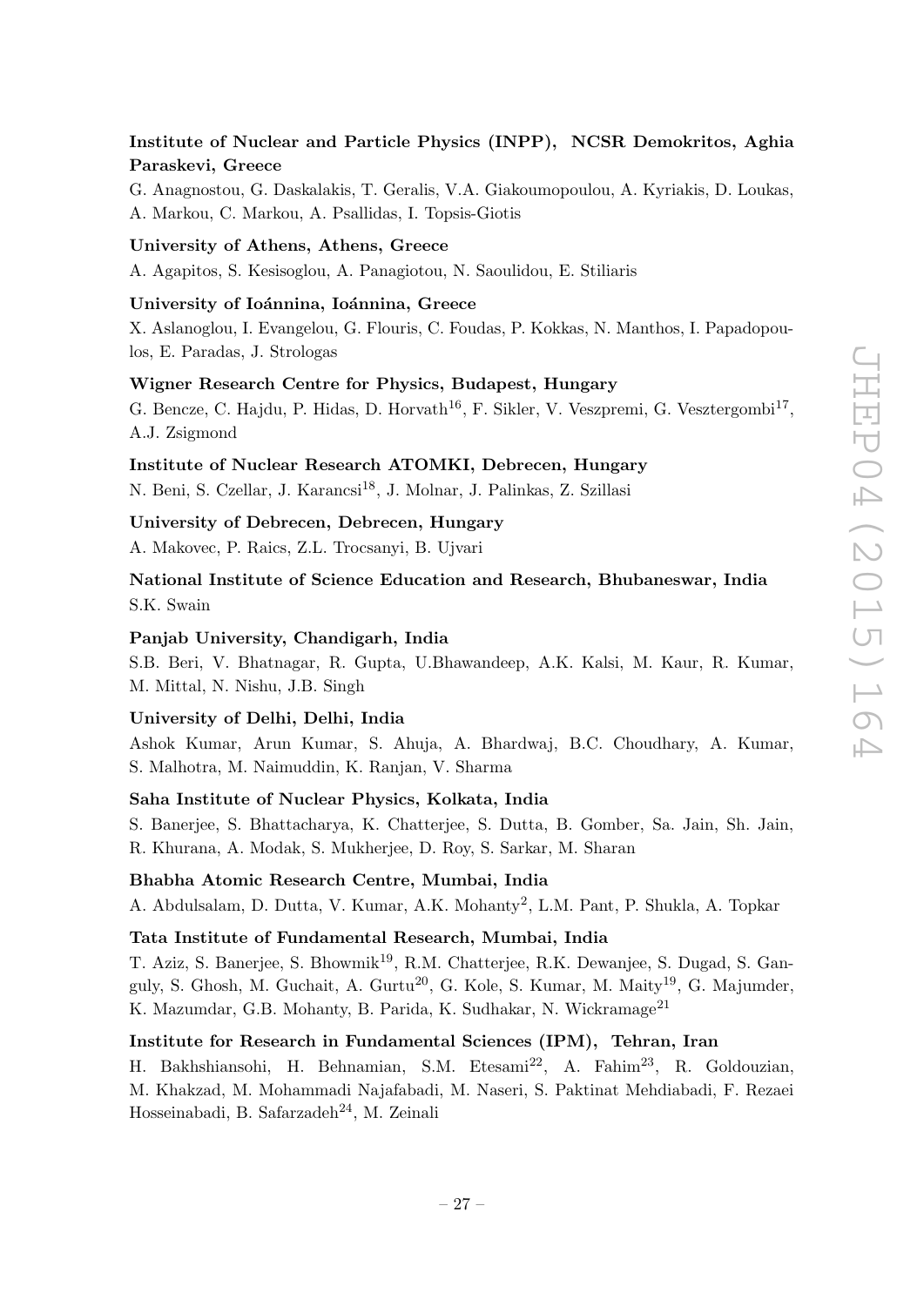**Institute of Nuclear and Particle Physics (INPP), NCSR Demokritos, Aghia Paraskevi, Greece**

G. Anagnostou, G. Daskalakis, T. Geralis, V.A. Giakoumopoulou, A. Kyriakis, D. Loukas, A. Markou, C. Markou, A. Psallidas, I. Topsis-Giotis

**University of Athens, Athens, Greece**

A. Agapitos, S. Kesisoglou, A. Panagiotou, N. Saoulidou, E. Stiliaris

**University of Ioánnina, Ioánnina, Greece**

X. Aslanoglou, I. Evangelou, G. Flouris, C. Foudas, P. Kokkas, N. Manthos, I. Papadopoulos, E. Paradas, J. Strologas

**Wigner Research Centre for Physics, Budapest, Hungary**

G. Bencze, C. Hajdu, P. Hidas, D. Horvath[16], F. Sikler, V. Veszpremi, G. Vesztergombi[17], A.J. Zsigmond

**Institute of Nuclear Research ATOMKI, Debrecen, Hungary**

N. Beni, S. Czellar, J. Karancsi[18], J. Molnar, J. Palinkas, Z. Szillasi

**University of Debrecen, Debrecen, Hungary**

A. Makovec, P. Raics, Z.L. Trocsanyi, B. Ujvari

**National Institute of Science Education and Research, Bhubaneswar, India**

S.K. Swain

**Panjab University, Chandigarh, India**

S.B. Beri, V. Bhatnagar, R. Gupta, U.Bhawandeep, A.K. Kalsi, M. Kaur, R. Kumar, M. Mittal, N. Nishu, J.B. Singh

**University of Delhi, Delhi, India**

Ashok Kumar, Arun Kumar, S. Ahuja, A. Bhardwaj, B.C. Choudhary, A. Kumar, S. Malhotra, M. Naimuddin, K. Ranjan, V. Sharma

**Saha Institute of Nuclear Physics, Kolkata, India**

S. Banerjee, S. Bhattacharya, K. Chatterjee, S. Dutta, B. Gomber, Sa. Jain, Sh. Jain, R. Khurana, A. Modak, S. Mukherjee, D. Roy, S. Sarkar, M. Sharan

**Bhabha Atomic Research Centre, Mumbai, India**

A. Abdulsalam, D. Dutta, V. Kumar, A.K. Mohanty[2], L.M. Pant, P. Shukla, A. Topkar

**Tata Institute of Fundamental Research, Mumbai, India**

T. Aziz, S. Banerjee, S. Bhowmik[19], R.M. Chatterjee, R.K. Dewanjee, S. Dugad, S. Ganguly, S. Ghosh, M. Guchait, A. Gurtu[20], G. Kole, S. Kumar, M. Maity[19], G. Majumder, K. Mazumdar, G.B. Mohanty, B. Parida, K. Sudhakar, N. Wickramage[21]

**Institute for Research in Fundamental Sciences (IPM), Tehran, Iran**

H. Bakhshiansohi, H. Behnamian, S.M. Etesami[22], A. Fahim[23], R. Goldouzian, M. Khakzad, M. Mohammadi Najafabadi, M. Naseri, S. Paktinat Mehdiabadi, F. Rezaei Hosseinabadi, B. Safarzadeh[24], M. Zeinali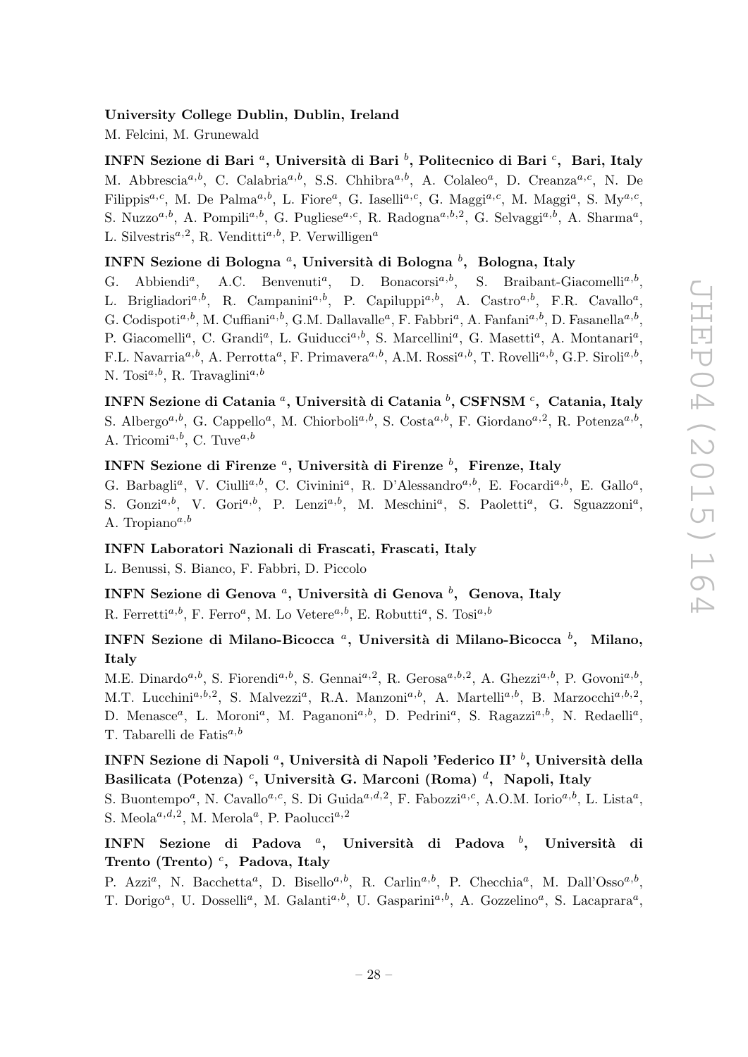**University College Dublin, Dublin, Ireland**

M. Felcini, M. Grunewald

**INFN Sezione di Bari [a], Università di Bari [b], Politecnico di Bari [c], Bari, Italy**

M. Abbrescia[a,b], C. Calabria[a,b], S.S. Chhibra[a,b], A. Colaleo[a], D. Creanza[a,c], N. De Filippis[a,c], M. De Palma[a,b], L. Fiore[a], G. Iaselli[a,c], G. Maggi[a,c], M. Maggi[a], S. My[a,c], S. Nuzzo[a,b], A. Pompili[a,b], G. Pugliese[a,c], R. Radogna[a,b,2], G. Selvaggi[a,b], A. Sharma[a], L. Silvestris[a,2], R. Venditti[a,b], P. Verwilligen[a]

**INFN Sezione di Bologna [a], Università di Bologna [b], Bologna, Italy**

G. Abbiendi[a], A.C. Benvenuti[a], D. Bonacorsi[a,b], S. Braibant-Giacomelli[a,b], L. Brigliadori[a,b], R. Campanini[a,b], P. Capiluppi[a,b], A. Castro[a,b], F.R. Cavallo[a], G. Codispoti[a,b], M. Cuffiani[a,b], G.M. Dallavalle[a], F. Fabbri[a], A. Fanfani[a,b], D. Fasanella[a,b], P. Giacomelli[a], C. Grandi[a], L. Guiducci[a,b], S. Marcellini[a], G. Masetti[a], A. Montanari[a], F.L. Navarria[a,b], A. Perrotta[a], F. Primavera[a,b], A.M. Rossi[a,b], T. Rovelli[a,b], G.P. Siroli[a,b], N. Tosi[a,b], R. Travaglini[a,b]

**INFN Sezione di Catania [a], Università di Catania [b], CSFNSM [c], Catania, Italy**

S. Albergo[a,b], G. Cappello[a], M. Chiorboli[a,b], S. Costa[a,b], F. Giordano[a,2], R. Potenza[a,b], A. Tricomi[a,b], C. Tuve[a,b]

**INFN Sezione di Firenze [a], Università di Firenze [b], Firenze, Italy**

G. Barbagli[a], V. Ciulli[a,b], C. Civinini[a], R. D'Alessandro[a,b], E. Focardi[a,b], E. Gallo[a], S. Gonzi[a,b], V. Gori[a,b], P. Lenzi[a,b], M. Meschini[a], S. Paoletti[a], G. Sguazzoni[a], A. Tropiano[a,b]

**INFN Laboratori Nazionali di Frascati, Frascati, Italy**

L. Benussi, S. Bianco, F. Fabbri, D. Piccolo

**INFN Sezione di Genova [a], Università di Genova [b], Genova, Italy**

R. Ferretti[a,b], F. Ferro[a], M. Lo Vetere[a,b], E. Robutti[a], S. Tosi[a,b]

**INFN Sezione di Milano-Bicocca [a], Università di Milano-Bicocca [b], Milano, Italy**

M.E. Dinardo[a,b], S. Fiorendi[a,b], S. Gennai[a,2], R. Gerosa[a,b,2], A. Ghezzi[a,b], P. Govoni[a,b], M.T. Lucchini[a,b,2], S. Malvezzi[a], R.A. Manzoni[a,b], A. Martelli[a,b], B. Marzocchi[a,b,2], D. Menasce[a], L. Moroni[a], M. Paganoni[a,b], D. Pedrini[a], S. Ragazzi[a,b], N. Redaelli[a], T. Tabarelli de Fatis[a,b]

**INFN Sezione di Napoli [a], Università di Napoli 'Federico II' [b], Università della Basilicata (Potenza) [c], Università G. Marconi (Roma) [d], Napoli, Italy**

S. Buontempo[a], N. Cavallo[a,c], S. Di Guida[a,d,2], F. Fabozzi[a,c], A.O.M. Iorio[a,b], L. Lista[a], S. Meola[a,d,2], M. Merola[a], P. Paolucci[a,2]

**INFN Sezione di Padova [a], Università di Padova [b], Università di Trento (Trento) [c], Padova, Italy**

P. Azzi[a], N. Bacchetta[a], D. Bisello[a,b], R. Carlin[a,b], P. Checchia[a], M. Dall'Osso[a,b], T. Dorigo[a], U. Dosselli[a], M. Galanti[a,b], U. Gasparini[a,b], A. Gozzelino[a], S. Lacaprara[a],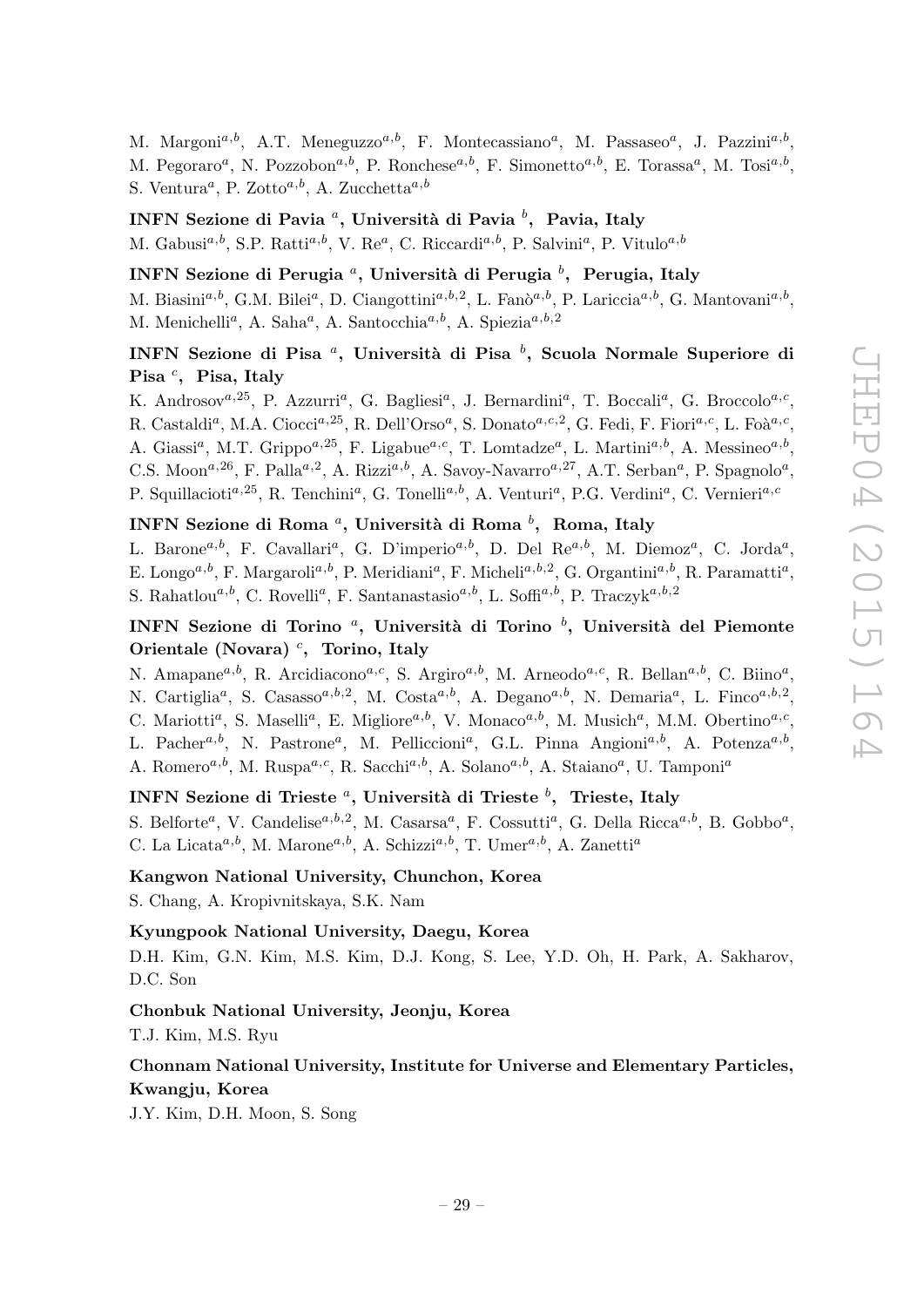M. Margoni[a,b], A.T. Meneguzzo[a,b], F. Montecassiano[a], M. Passaseo[a], J. Pazzini[a,b], M. Pegoraro[a], N. Pozzobon[a,b], P. Ronchese[a,b], F. Simonetto[a,b], E. Torassa[a], M. Tosi[a,b], S. Ventura[a], P. Zotto[a,b], A. Zucchetta[a,b]

**INFN Sezione di Pavia [a], Università di Pavia [b], Pavia, Italy**

M. Gabusi[a,b], S.P. Ratti[a,b], V. Re[a], C. Riccardi[a,b], P. Salvini[a], P. Vitulo[a,b]

**INFN Sezione di Perugia [a], Università di Perugia [b], Perugia, Italy**

M. Biasini[a,b], G.M. Bilei[a], D. Ciangottini[a,b,2], L. Fanò[a,b], P. Lariccia[a,b], G. Mantovani[a,b], M. Menichelli[a], A. Saha[a], A. Santocchia[a,b], A. Spiezia[a,b,2]

**INFN Sezione di Pisa [a], Università di Pisa [b], Scuola Normale Superiore di Pisa [c], Pisa, Italy**

K. Androsov[a,25], P. Azzurri[a], G. Bagliesi[a], J. Bernardini[a], T. Boccali[a], G. Broccolo[a,c], R. Castaldi[a], M.A. Ciocci[a,25], R. Dell'Orso[a], S. Donato[a,c,2], G. Fedi, F. Fiori[a,c], L. Foà[a,c], A. Giassi[a], M.T. Grippo[a,25], F. Ligabue[a,c], T. Lomtadze[a], L. Martini[a,b], A. Messineo[a,b], C.S. Moon[a,26], F. Palla[a,2], A. Rizzi[a,b], A. Savoy-Navarro[a,27], A.T. Serban[a], P. Spagnolo[a], P. Squillacioti[a,25], R. Tenchini[a], G. Tonelli[a,b], A. Venturi[a], P.G. Verdini[a], C. Vernieri[a,c]

**INFN Sezione di Roma [a], Università di Roma [b], Roma, Italy**

L. Barone[a,b], F. Cavallari[a], G. D'imperio[a,b], D. Del Re[a,b], M. Diemoz[a], C. Jorda[a], E. Longo[a,b], F. Margaroli[a,b], P. Meridiani[a], F. Micheli[a,b,2], G. Organtini[a,b], R. Paramatti[a], S. Rahatlou[a,b], C. Rovelli[a], F. Santanastasio[a,b], L. Soffi[a,b], P. Traczyk[a,b,2]

**INFN Sezione di Torino [a], Università di Torino [b], Università del Piemonte Orientale (Novara) [c], Torino, Italy**

N. Amapane[a,b], R. Arcidiacono[a,c], S. Argiro[a,b], M. Arneodo[a,c], R. Bellan[a,b], C. Biino[a], N. Cartiglia[a], S. Casasso[a,b,2], M. Costa[a,b], A. Degano[a,b], N. Demaria[a], L. Finco[a,b,2], C. Mariotti[a], S. Maselli[a], E. Migliore[a,b], V. Monaco[a,b], M. Musich[a], M.M. Obertino[a,c], L. Pacher[a,b], N. Pastrone[a], M. Pelliccioni[a], G.L. Pinna Angioni[a,b], A. Potenza[a,b], A. Romero[a,b], M. Ruspa[a,c], R. Sacchi[a,b], A. Solano[a,b], A. Staiano[a], U. Tamponi[a]

**INFN Sezione di Trieste [a], Università di Trieste [b], Trieste, Italy**

S. Belforte[a], V. Candelise[a,b,2], M. Casarsa[a], F. Cossutti[a], G. Della Ricca[a,b], B. Gobbo[a], C. La Licata[a,b], M. Marone[a,b], A. Schizzi[a,b], T. Umer[a,b], A. Zanetti[a]

**Kangwon National University, Chunchon, Korea**

S. Chang, A. Kropivnitskaya, S.K. Nam

**Kyungpook National University, Daegu, Korea**

D.H. Kim, G.N. Kim, M.S. Kim, D.J. Kong, S. Lee, Y.D. Oh, H. Park, A. Sakharov, D.C. Son

**Chonbuk National University, Jeonju, Korea**

T.J. Kim, M.S. Ryu

**Chonnam National University, Institute for Universe and Elementary Particles, Kwangju, Korea**

J.Y. Kim, D.H. Moon, S. Song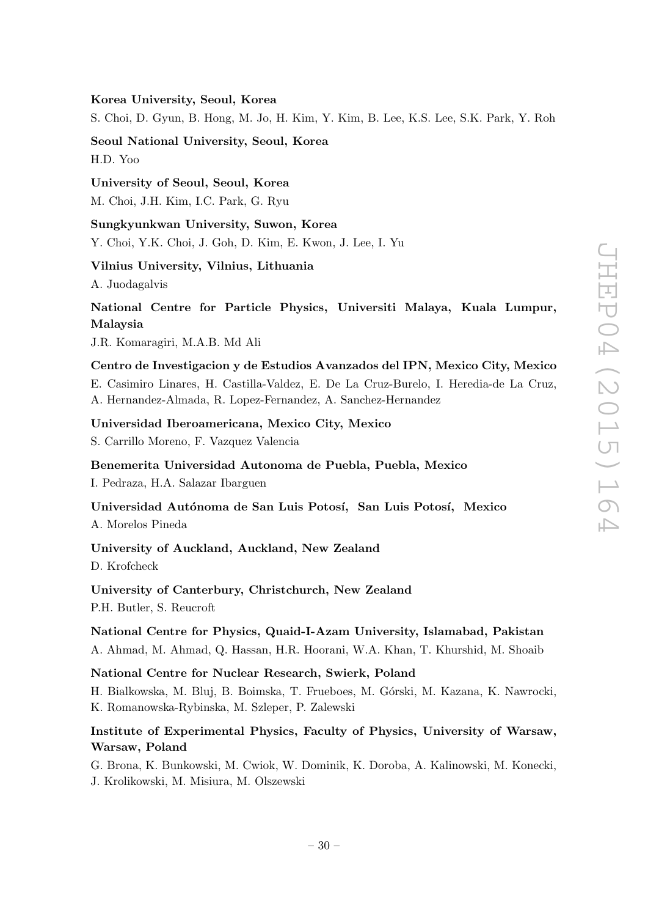**Korea University, Seoul, Korea**

S. Choi, D. Gyun, B. Hong, M. Jo, H. Kim, Y. Kim, B. Lee, K.S. Lee, S.K. Park, Y. Roh

**Seoul National University, Seoul, Korea**

H.D. Yoo

**University of Seoul, Seoul, Korea**

M. Choi, J.H. Kim, I.C. Park, G. Ryu

**Sungkyunkwan University, Suwon, Korea**

Y. Choi, Y.K. Choi, J. Goh, D. Kim, E. Kwon, J. Lee, I. Yu

**Vilnius University, Vilnius, Lithuania**

A. Juodagalvis

**National Centre for Particle Physics, Universiti Malaya, Kuala Lumpur, Malaysia**

J.R. Komaragiri, M.A.B. Md Ali

**Centro de Investigacion y de Estudios Avanzados del IPN, Mexico City, Mexico**

E. Casimiro Linares, H. Castilla-Valdez, E. De La Cruz-Burelo, I. Heredia-de La Cruz, A. Hernandez-Almada, R. Lopez-Fernandez, A. Sanchez-Hernandez

**Universidad Iberoamericana, Mexico City, Mexico**

S. Carrillo Moreno, F. Vazquez Valencia

**Benemerita Universidad Autonoma de Puebla, Puebla, Mexico**

I. Pedraza, H.A. Salazar Ibarguen

**Universidad Autónoma de San Luis Potosí, San Luis Potosí, Mexico**

A. Morelos Pineda

**University of Auckland, Auckland, New Zealand**

D. Krofcheck

**University of Canterbury, Christchurch, New Zealand**

P.H. Butler, S. Reucroft

**National Centre for Physics, Quaid-I-Azam University, Islamabad, Pakistan**

A. Ahmad, M. Ahmad, Q. Hassan, H.R. Hoorani, W.A. Khan, T. Khurshid, M. Shoaib

**National Centre for Nuclear Research, Swierk, Poland**

H. Bialkowska, M. Bluj, B. Boimska, T. Frueboes, M. Górski, M. Kazana, K. Nawrocki, K. Romanowska-Rybinska, M. Szleper, P. Zalewski

**Institute of Experimental Physics, Faculty of Physics, University of Warsaw, Warsaw, Poland**

G. Brona, K. Bunkowski, M. Cwiok, W. Dominik, K. Doroba, A. Kalinowski, M. Konecki, J. Krolikowski, M. Misiura, M. Olszewski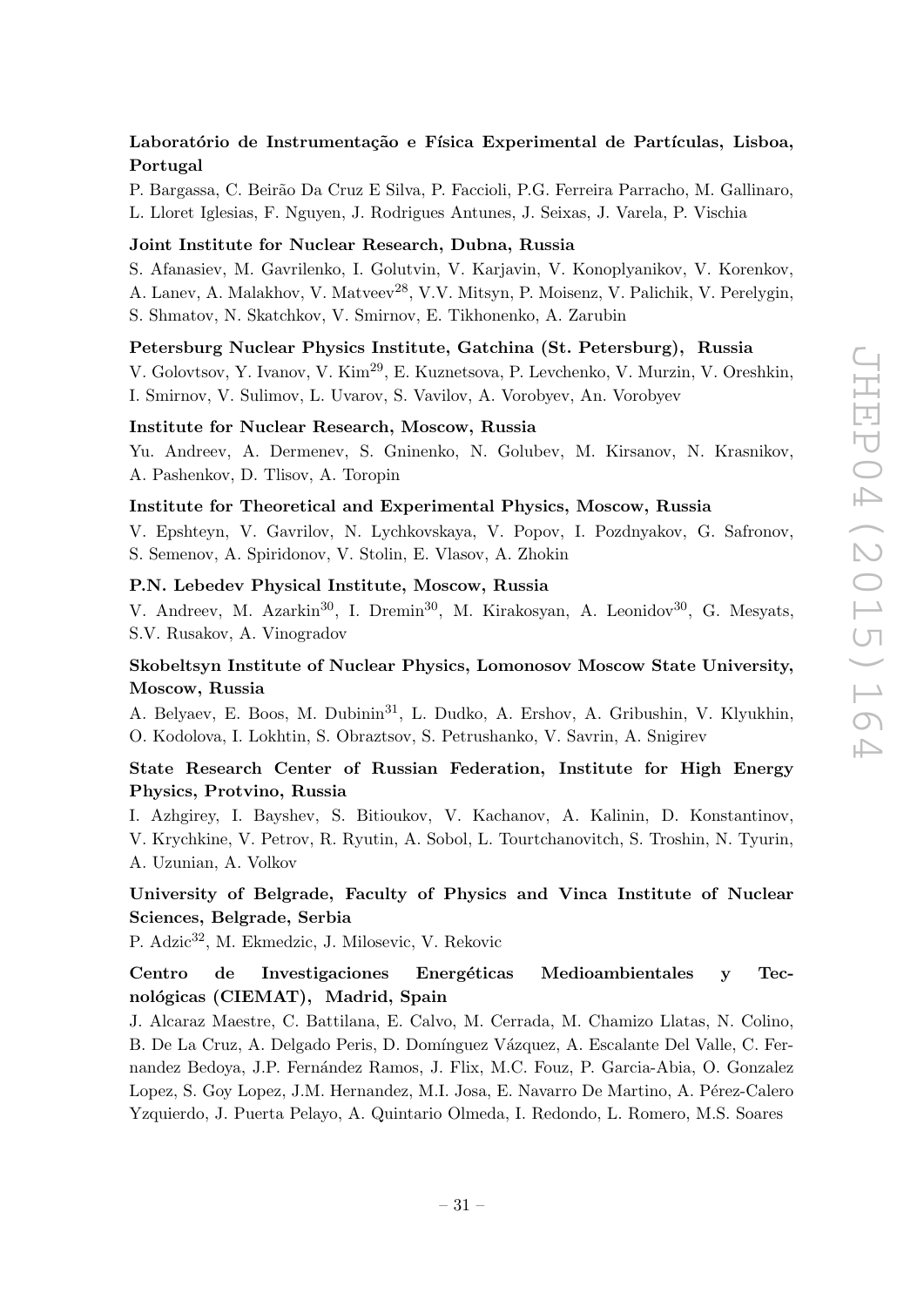**Laboratório de Instrumentação e Física Experimental de Partículas, Lisboa, Portugal**

P. Bargassa, C. Beirão Da Cruz E Silva, P. Faccioli, P.G. Ferreira Parracho, M. Gallinaro, L. Lloret Iglesias, F. Nguyen, J. Rodrigues Antunes, J. Seixas, J. Varela, P. Vischia

**Joint Institute for Nuclear Research, Dubna, Russia**

S. Afanasiev, M. Gavrilenko, I. Golutvin, V. Karjavin, V. Konoplyanikov, V. Korenkov, A. Lanev, A. Malakhov, V. Matveev[28], V.V. Mitsyn, P. Moisenz, V. Palichik, V. Perelygin, S. Shmatov, N. Skatchkov, V. Smirnov, E. Tikhonenko, A. Zarubin

**Petersburg Nuclear Physics Institute, Gatchina (St. Petersburg), Russia**

V. Golovtsov, Y. Ivanov, V. Kim[29], E. Kuznetsova, P. Levchenko, V. Murzin, V. Oreshkin, I. Smirnov, V. Sulimov, L. Uvarov, S. Vavilov, A. Vorobyev, An. Vorobyev

**Institute for Nuclear Research, Moscow, Russia**

Yu. Andreev, A. Dermenev, S. Gninenko, N. Golubev, M. Kirsanov, N. Krasnikov, A. Pashenkov, D. Tlisov, A. Toropin

**Institute for Theoretical and Experimental Physics, Moscow, Russia**

V. Epshteyn, V. Gavrilov, N. Lychkovskaya, V. Popov, I. Pozdnyakov, G. Safronov, S. Semenov, A. Spiridonov, V. Stolin, E. Vlasov, A. Zhokin

**P.N. Lebedev Physical Institute, Moscow, Russia**

V. Andreev, M. Azarkin[30], I. Dremin[30], M. Kirakosyan, A. Leonidov[30], G. Mesyats, S.V. Rusakov, A. Vinogradov

**Skobeltsyn Institute of Nuclear Physics, Lomonosov Moscow State University, Moscow, Russia**

A. Belyaev, E. Boos, M. Dubinin[31], L. Dudko, A. Ershov, A. Gribushin, V. Klyukhin, O. Kodolova, I. Lokhtin, S. Obraztsov, S. Petrushanko, V. Savrin, A. Snigirev

**State Research Center of Russian Federation, Institute for High Energy Physics, Protvino, Russia**

I. Azhgirey, I. Bayshev, S. Bitioukov, V. Kachanov, A. Kalinin, D. Konstantinov, V. Krychkine, V. Petrov, R. Ryutin, A. Sobol, L. Tourtchanovitch, S. Troshin, N. Tyurin, A. Uzunian, A. Volkov

**University of Belgrade, Faculty of Physics and Vinca Institute of Nuclear Sciences, Belgrade, Serbia**

P. Adzic[32], M. Ekmedzic, J. Milosevic, V. Rekovic

**Centro de Investigaciones Energéticas Medioambientales y Tecnológicas (CIEMAT), Madrid, Spain**

J. Alcaraz Maestre, C. Battilana, E. Calvo, M. Cerrada, M. Chamizo Llatas, N. Colino, B. De La Cruz, A. Delgado Peris, D. Domínguez Vázquez, A. Escalante Del Valle, C. Fernandez Bedoya, J.P. Fernández Ramos, J. Flix, M.C. Fouz, P. Garcia-Abia, O. Gonzalez Lopez, S. Goy Lopez, J.M. Hernandez, M.I. Josa, E. Navarro De Martino, A. Pérez-Calero Yzquierdo, J. Puerta Pelayo, A. Quintario Olmeda, I. Redondo, L. Romero, M.S. Soares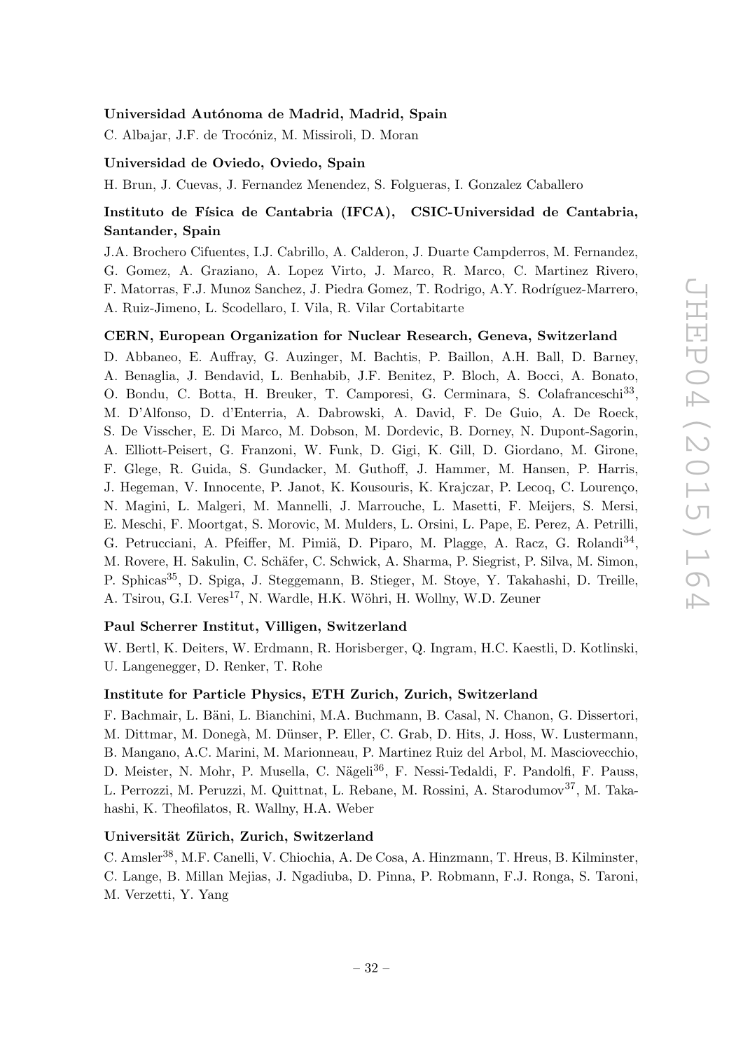**Universidad Autónoma de Madrid, Madrid, Spain**

C. Albajar, J.F. de Trocóniz, M. Missiroli, D. Moran

**Universidad de Oviedo, Oviedo, Spain**

H. Brun, J. Cuevas, J. Fernandez Menendez, S. Folgueras, I. Gonzalez Caballero

**Instituto de Física de Cantabria (IFCA), CSIC-Universidad de Cantabria, Santander, Spain**

J.A. Brochero Cifuentes, I.J. Cabrillo, A. Calderon, J. Duarte Campderros, M. Fernandez, G. Gomez, A. Graziano, A. Lopez Virto, J. Marco, R. Marco, C. Martinez Rivero, F. Matorras, F.J. Munoz Sanchez, J. Piedra Gomez, T. Rodrigo, A.Y. Rodríguez-Marrero, A. Ruiz-Jimeno, L. Scodellaro, I. Vila, R. Vilar Cortabitarte

**CERN, European Organization for Nuclear Research, Geneva, Switzerland**

D. Abbaneo, E. Auffray, G. Auzinger, M. Bachtis, P. Baillon, A.H. Ball, D. Barney, A. Benaglia, J. Bendavid, L. Benhabib, J.F. Benitez, P. Bloch, A. Bocci, A. Bonato, O. Bondu, C. Botta, H. Breuker, T. Camporesi, G. Cerminara, S. Colafranceschi[33], M. D'Alfonso, D. d'Enterria, A. Dabrowski, A. David, F. De Guio, A. De Roeck, S. De Visscher, E. Di Marco, M. Dobson, M. Dordevic, B. Dorney, N. Dupont-Sagorin, A. Elliott-Peisert, G. Franzoni, W. Funk, D. Gigi, K. Gill, D. Giordano, M. Girone, F. Glege, R. Guida, S. Gundacker, M. Guthoff, J. Hammer, M. Hansen, P. Harris, J. Hegeman, V. Innocente, P. Janot, K. Kousouris, K. Krajczar, P. Lecoq, C. Lourenço, N. Magini, L. Malgeri, M. Mannelli, J. Marrouche, L. Masetti, F. Meijers, S. Mersi, E. Meschi, F. Moortgat, S. Morovic, M. Mulders, L. Orsini, L. Pape, E. Perez, A. Petrilli, G. Petrucciani, A. Pfeiffer, M. Pimiä, D. Piparo, M. Plagge, A. Racz, G. Rolandi[34], M. Rovere, H. Sakulin, C. Schäfer, C. Schwick, A. Sharma, P. Siegrist, P. Silva, M. Simon, P. Sphicas[35], D. Spiga, J. Steggemann, B. Stieger, M. Stoye, Y. Takahashi, D. Treille, A. Tsirou, G.I. Veres[17], N. Wardle, H.K. Wöhri, H. Wollny, W.D. Zeuner

**Paul Scherrer Institut, Villigen, Switzerland**

W. Bertl, K. Deiters, W. Erdmann, R. Horisberger, Q. Ingram, H.C. Kaestli, D. Kotlinski, U. Langenegger, D. Renker, T. Rohe

**Institute for Particle Physics, ETH Zurich, Zurich, Switzerland**

F. Bachmair, L. Bäni, L. Bianchini, M.A. Buchmann, B. Casal, N. Chanon, G. Dissertori, M. Dittmar, M. Donegà, M. Dünser, P. Eller, C. Grab, D. Hits, J. Hoss, W. Lustermann, B. Mangano, A.C. Marini, M. Marionneau, P. Martinez Ruiz del Arbol, M. Masciovecchio, D. Meister, N. Mohr, P. Musella, C. Nägeli[36], F. Nessi-Tedaldi, F. Pandolfi, F. Pauss, L. Perrozzi, M. Peruzzi, M. Quittnat, L. Rebane, M. Rossini, A. Starodumov[37], M. Takahashi, K. Theofilatos, R. Wallny, H.A. Weber

**Universität Zürich, Zurich, Switzerland**

C. Amsler[38], M.F. Canelli, V. Chiochia, A. De Cosa, A. Hinzmann, T. Hreus, B. Kilminster, C. Lange, B. Millan Mejias, J. Ngadiuba, D. Pinna, P. Robmann, F.J. Ronga, S. Taroni, M. Verzetti, Y. Yang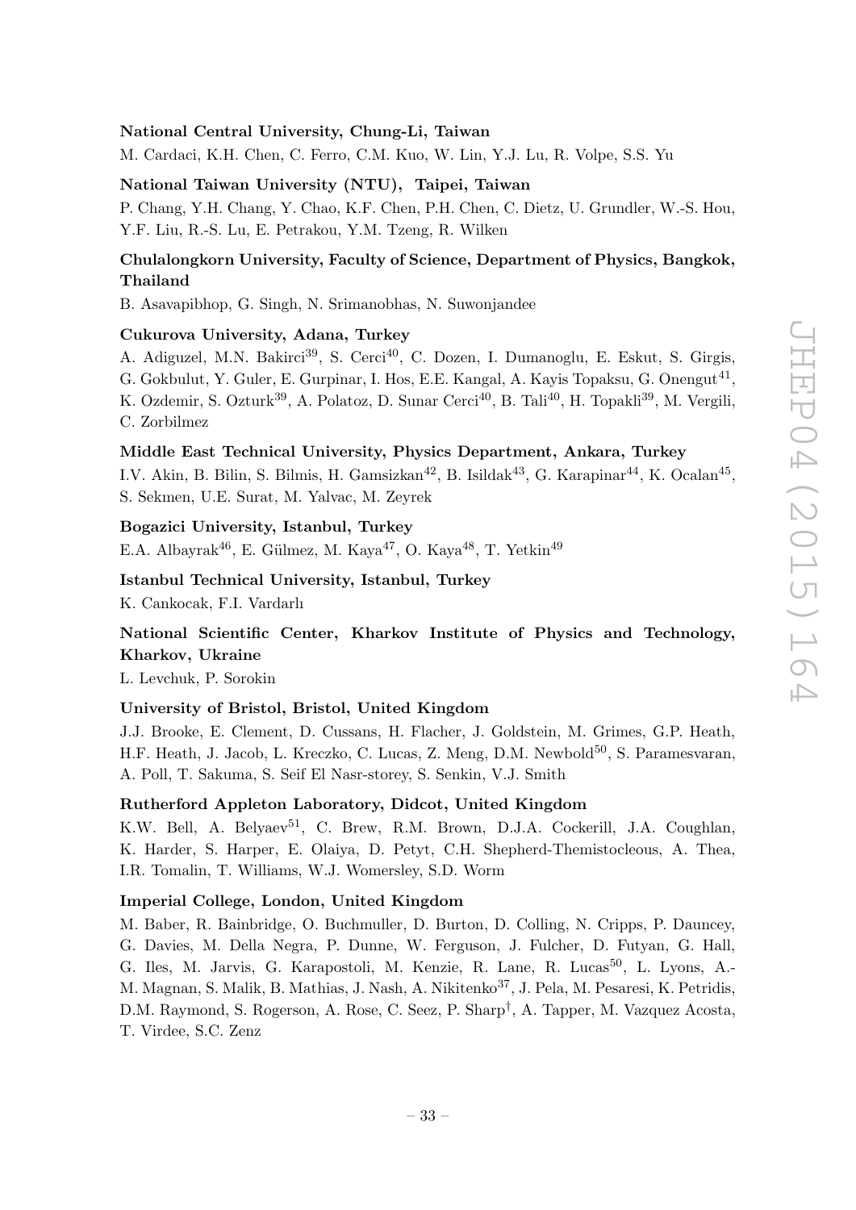**National Central University, Chung-Li, Taiwan**

M. Cardaci, K.H. Chen, C. Ferro, C.M. Kuo, W. Lin, Y.J. Lu, R. Volpe, S.S. Yu

**National Taiwan University (NTU), Taipei, Taiwan**

P. Chang, Y.H. Chang, Y. Chao, K.F. Chen, P.H. Chen, C. Dietz, U. Grundler, W.-S. Hou, Y.F. Liu, R.-S. Lu, E. Petrakou, Y.M. Tzeng, R. Wilken

**Chulalongkorn University, Faculty of Science, Department of Physics, Bangkok, Thailand**

B. Asavapibhop, G. Singh, N. Srimanobhas, N. Suwonjandee

**Cukurova University, Adana, Turkey**

A. Adiguzel, M.N. Bakirci[39], S. Cerci[40], C. Dozen, I. Dumanoglu, E. Eskut, S. Girgis, G. Gokbulut, Y. Guler, E. Gurpinar, I. Hos, E.E. Kangal, A. Kayis Topaksu, G. Onengut[41], K. Ozdemir, S. Ozturk[39], A. Polatoz, D. Sunar Cerci[40], B. Tali[40], H. Topakli[39], M. Vergili, C. Zorbilmez

**Middle East Technical University, Physics Department, Ankara, Turkey**

I.V. Akin, B. Bilin, S. Bilmis, H. Gamsizkan[42], B. Isildak[43], G. Karapinar[44], K. Ocalan[45], S. Sekmen, U.E. Surat, M. Yalvac, M. Zeyrek

**Bogazici University, Istanbul, Turkey**

E.A. Albayrak[46], E. Gülmez, M. Kaya[47], O. Kaya[48], T. Yetkin[49]

**Istanbul Technical University, Istanbul, Turkey**

K. Cankocak, F.I. Vardarlı

**National Scientific Center, Kharkov Institute of Physics and Technology, Kharkov, Ukraine**

L. Levchuk, P. Sorokin

**University of Bristol, Bristol, United Kingdom**

J.J. Brooke, E. Clement, D. Cussans, H. Flacher, J. Goldstein, M. Grimes, G.P. Heath, H.F. Heath, J. Jacob, L. Kreczko, C. Lucas, Z. Meng, D.M. Newbold[50], S. Paramesvaran, A. Poll, T. Sakuma, S. Seif El Nasr-storey, S. Senkin, V.J. Smith

**Rutherford Appleton Laboratory, Didcot, United Kingdom**

K.W. Bell, A. Belyaev[51], C. Brew, R.M. Brown, D.J.A. Cockerill, J.A. Coughlan, K. Harder, S. Harper, E. Olaiya, D. Petyt, C.H. Shepherd-Themistocleous, A. Thea, I.R. Tomalin, T. Williams, W.J. Womersley, S.D. Worm

**Imperial College, London, United Kingdom**

M. Baber, R. Bainbridge, O. Buchmuller, D. Burton, D. Colling, N. Cripps, P. Dauncey, G. Davies, M. Della Negra, P. Dunne, W. Ferguson, J. Fulcher, D. Futyan, G. Hall, G. Iles, M. Jarvis, G. Karapostoli, M. Kenzie, R. Lane, R. Lucas[50], L. Lyons, A.-M. Magnan, S. Malik, B. Mathias, J. Nash, A. Nikitenko[37], J. Pela, M. Pesaresi, K. Petridis, D.M. Raymond, S. Rogerson, A. Rose, C. Seez, P. Sharp[†], A. Tapper, M. Vazquez Acosta, T. Virdee, S.C. Zenz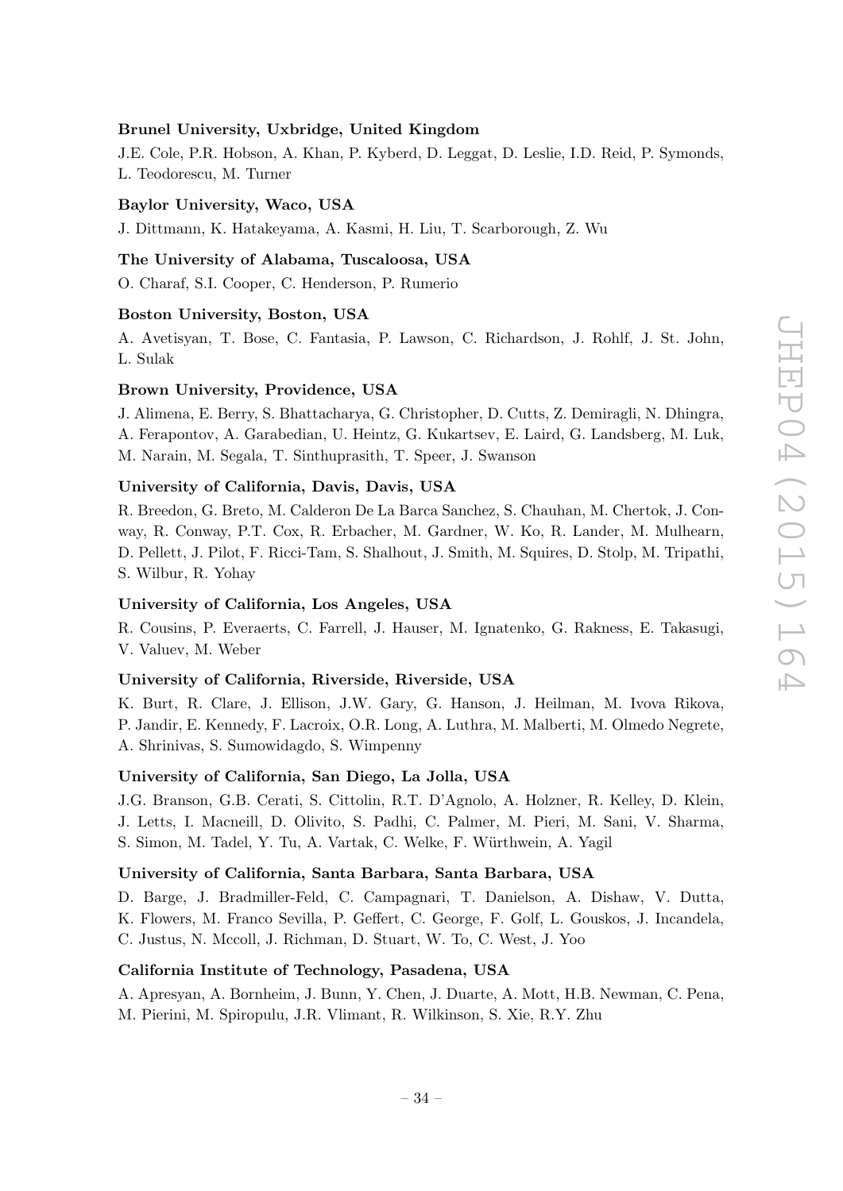**Brunel University, Uxbridge, United Kingdom**

J.E. Cole, P.R. Hobson, A. Khan, P. Kyberd, D. Leggat, D. Leslie, I.D. Reid, P. Symonds, L. Teodorescu, M. Turner

**Baylor University, Waco, USA**

J. Dittmann, K. Hatakeyama, A. Kasmi, H. Liu, T. Scarborough, Z. Wu

**The University of Alabama, Tuscaloosa, USA**

O. Charaf, S.I. Cooper, C. Henderson, P. Rumerio

**Boston University, Boston, USA**

A. Avetisyan, T. Bose, C. Fantasia, P. Lawson, C. Richardson, J. Rohlf, J. St. John, L. Sulak

**Brown University, Providence, USA**

J. Alimena, E. Berry, S. Bhattacharya, G. Christopher, D. Cutts, Z. Demiragli, N. Dhingra, A. Ferapontov, A. Garabedian, U. Heintz, G. Kukartsev, E. Laird, G. Landsberg, M. Luk, M. Narain, M. Segala, T. Sinthuprasith, T. Speer, J. Swanson

**University of California, Davis, Davis, USA**

R. Breedon, G. Breto, M. Calderon De La Barca Sanchez, S. Chauhan, M. Chertok, J. Conway, R. Conway, P.T. Cox, R. Erbacher, M. Gardner, W. Ko, R. Lander, M. Mulhearn, D. Pellett, J. Pilot, F. Ricci-Tam, S. Shalhout, J. Smith, M. Squires, D. Stolp, M. Tripathi, S. Wilbur, R. Yohay

**University of California, Los Angeles, USA**

R. Cousins, P. Everaerts, C. Farrell, J. Hauser, M. Ignatenko, G. Rakness, E. Takasugi, V. Valuev, M. Weber

**University of California, Riverside, Riverside, USA**

K. Burt, R. Clare, J. Ellison, J.W. Gary, G. Hanson, J. Heilman, M. Ivova Rikova, P. Jandir, E. Kennedy, F. Lacroix, O.R. Long, A. Luthra, M. Malberti, M. Olmedo Negrete, A. Shrinivas, S. Sumowidagdo, S. Wimpenny

**University of California, San Diego, La Jolla, USA**

J.G. Branson, G.B. Cerati, S. Cittolin, R.T. D'Agnolo, A. Holzner, R. Kelley, D. Klein, J. Letts, I. Macneill, D. Olivito, S. Padhi, C. Palmer, M. Pieri, M. Sani, V. Sharma, S. Simon, M. Tadel, Y. Tu, A. Vartak, C. Welke, F. Würthwein, A. Yagil

**University of California, Santa Barbara, Santa Barbara, USA**

D. Barge, J. Bradmiller-Feld, C. Campagnari, T. Danielson, A. Dishaw, V. Dutta, K. Flowers, M. Franco Sevilla, P. Geffert, C. George, F. Golf, L. Gouskos, J. Incandela, C. Justus, N. Mccoll, J. Richman, D. Stuart, W. To, C. West, J. Yoo

**California Institute of Technology, Pasadena, USA**

A. Apresyan, A. Bornheim, J. Bunn, Y. Chen, J. Duarte, A. Mott, H.B. Newman, C. Pena, M. Pierini, M. Spiropulu, J.R. Vlimant, R. Wilkinson, S. Xie, R.Y. Zhu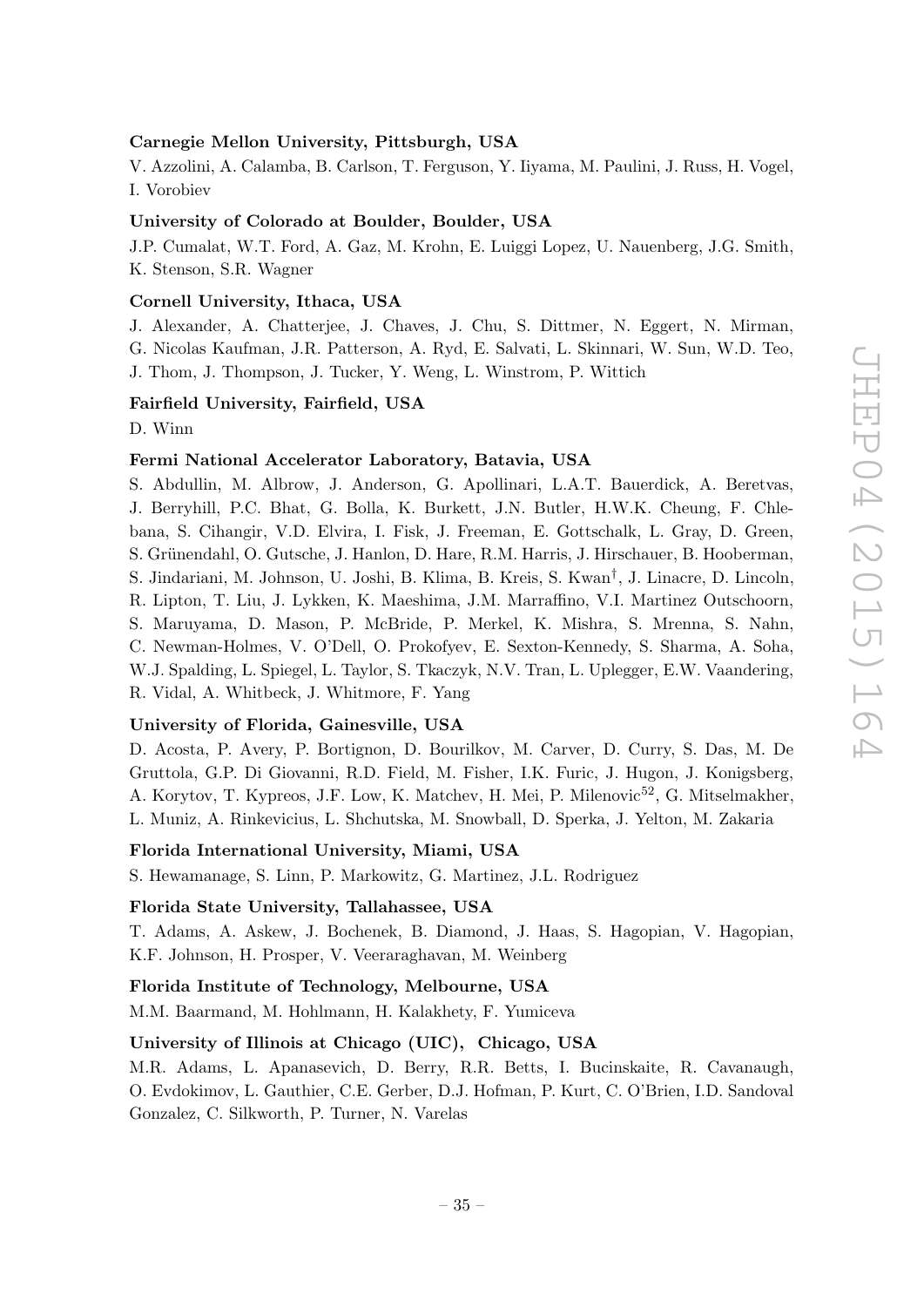**Carnegie Mellon University, Pittsburgh, USA**

V. Azzolini, A. Calamba, B. Carlson, T. Ferguson, Y. Iiyama, M. Paulini, J. Russ, H. Vogel, I. Vorobiev

**University of Colorado at Boulder, Boulder, USA**

J.P. Cumalat, W.T. Ford, A. Gaz, M. Krohn, E. Luiggi Lopez, U. Nauenberg, J.G. Smith, K. Stenson, S.R. Wagner

**Cornell University, Ithaca, USA**

J. Alexander, A. Chatterjee, J. Chaves, J. Chu, S. Dittmer, N. Eggert, N. Mirman, G. Nicolas Kaufman, J.R. Patterson, A. Ryd, E. Salvati, L. Skinnari, W. Sun, W.D. Teo, J. Thom, J. Thompson, J. Tucker, Y. Weng, L. Winstrom, P. Wittich

**Fairfield University, Fairfield, USA**

D. Winn

**Fermi National Accelerator Laboratory, Batavia, USA**

S. Abdullin, M. Albrow, J. Anderson, G. Apollinari, L.A.T. Bauerdick, A. Beretvas, J. Berryhill, P.C. Bhat, G. Bolla, K. Burkett, J.N. Butler, H.W.K. Cheung, F. Chlebana, S. Cihangir, V.D. Elvira, I. Fisk, J. Freeman, E. Gottschalk, L. Gray, D. Green, S. Grünendahl, O. Gutsche, J. Hanlon, D. Hare, R.M. Harris, J. Hirschauer, B. Hooberman, S. Jindariani, M. Johnson, U. Joshi, B. Klima, B. Kreis, S. Kwan[†], J. Linacre, D. Lincoln, R. Lipton, T. Liu, J. Lykken, K. Maeshima, J.M. Marraffino, V.I. Martinez Outschoorn, S. Maruyama, D. Mason, P. McBride, P. Merkel, K. Mishra, S. Mrenna, S. Nahn, C. Newman-Holmes, V. O'Dell, O. Prokofyev, E. Sexton-Kennedy, S. Sharma, A. Soha, W.J. Spalding, L. Spiegel, L. Taylor, S. Tkaczyk, N.V. Tran, L. Uplegger, E.W. Vaandering, R. Vidal, A. Whitbeck, J. Whitmore, F. Yang

**University of Florida, Gainesville, USA**

D. Acosta, P. Avery, P. Bortignon, D. Bourilkov, M. Carver, D. Curry, S. Das, M. De Gruttola, G.P. Di Giovanni, R.D. Field, M. Fisher, I.K. Furic, J. Hugon, J. Konigsberg, A. Korytov, T. Kypreos, J.F. Low, K. Matchev, H. Mei, P. Milenovic[52], G. Mitselmakher, L. Muniz, A. Rinkevicius, L. Shchutska, M. Snowball, D. Sperka, J. Yelton, M. Zakaria

**Florida International University, Miami, USA**

S. Hewamanage, S. Linn, P. Markowitz, G. Martinez, J.L. Rodriguez

**Florida State University, Tallahassee, USA**

T. Adams, A. Askew, J. Bochenek, B. Diamond, J. Haas, S. Hagopian, V. Hagopian, K.F. Johnson, H. Prosper, V. Veeraraghavan, M. Weinberg

**Florida Institute of Technology, Melbourne, USA**

M.M. Baarmand, M. Hohlmann, H. Kalakhety, F. Yumiceva

**University of Illinois at Chicago (UIC), Chicago, USA**

M.R. Adams, L. Apanasevich, D. Berry, R.R. Betts, I. Bucinskaite, R. Cavanaugh, O. Evdokimov, L. Gauthier, C.E. Gerber, D.J. Hofman, P. Kurt, C. O'Brien, I.D. Sandoval Gonzalez, C. Silkworth, P. Turner, N. Varelas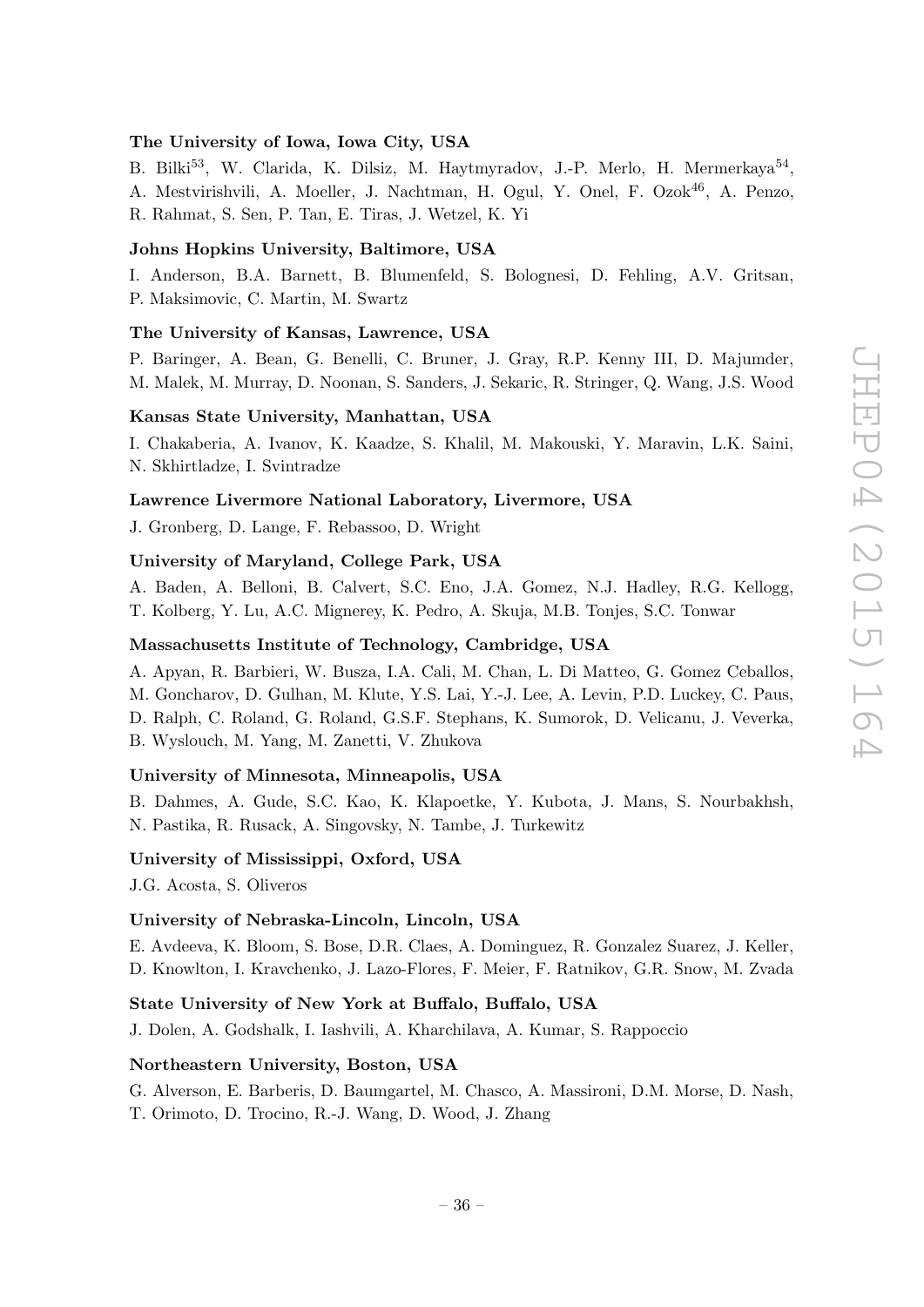**The University of Iowa, Iowa City, USA**

B. Bilki[53], W. Clarida, K. Dilsiz, M. Haytmyradov, J.-P. Merlo, H. Mermerkaya[54], A. Mestvirishvili, A. Moeller, J. Nachtman, H. Ogul, Y. Onel, F. Ozok[46], A. Penzo, R. Rahmat, S. Sen, P. Tan, E. Tiras, J. Wetzel, K. Yi

**Johns Hopkins University, Baltimore, USA**

I. Anderson, B.A. Barnett, B. Blumenfeld, S. Bolognesi, D. Fehling, A.V. Gritsan, P. Maksimovic, C. Martin, M. Swartz

**The University of Kansas, Lawrence, USA**

P. Baringer, A. Bean, G. Benelli, C. Bruner, J. Gray, R.P. Kenny III, D. Majumder, M. Malek, M. Murray, D. Noonan, S. Sanders, J. Sekaric, R. Stringer, Q. Wang, J.S. Wood

**Kansas State University, Manhattan, USA**

I. Chakaberia, A. Ivanov, K. Kaadze, S. Khalil, M. Makouski, Y. Maravin, L.K. Saini, N. Skhirtladze, I. Svintradze

**Lawrence Livermore National Laboratory, Livermore, USA**

J. Gronberg, D. Lange, F. Rebassoo, D. Wright

**University of Maryland, College Park, USA**

A. Baden, A. Belloni, B. Calvert, S.C. Eno, J.A. Gomez, N.J. Hadley, R.G. Kellogg, T. Kolberg, Y. Lu, A.C. Mignerey, K. Pedro, A. Skuja, M.B. Tonjes, S.C. Tonwar

**Massachusetts Institute of Technology, Cambridge, USA**

A. Apyan, R. Barbieri, W. Busza, I.A. Cali, M. Chan, L. Di Matteo, G. Gomez Ceballos, M. Goncharov, D. Gulhan, M. Klute, Y.S. Lai, Y.-J. Lee, A. Levin, P.D. Luckey, C. Paus, D. Ralph, C. Roland, G. Roland, G.S.F. Stephans, K. Sumorok, D. Velicanu, J. Veverka, B. Wyslouch, M. Yang, M. Zanetti, V. Zhukova

**University of Minnesota, Minneapolis, USA**

B. Dahmes, A. Gude, S.C. Kao, K. Klapoetke, Y. Kubota, J. Mans, S. Nourbakhsh, N. Pastika, R. Rusack, A. Singovsky, N. Tambe, J. Turkewitz

**University of Mississippi, Oxford, USA**

J.G. Acosta, S. Oliveros

**University of Nebraska-Lincoln, Lincoln, USA**

E. Avdeeva, K. Bloom, S. Bose, D.R. Claes, A. Dominguez, R. Gonzalez Suarez, J. Keller, D. Knowlton, I. Kravchenko, J. Lazo-Flores, F. Meier, F. Ratnikov, G.R. Snow, M. Zvada

**State University of New York at Buffalo, Buffalo, USA**

J. Dolen, A. Godshalk, I. Iashvili, A. Kharchilava, A. Kumar, S. Rappoccio

**Northeastern University, Boston, USA**

G. Alverson, E. Barberis, D. Baumgartel, M. Chasco, A. Massironi, D.M. Morse, D. Nash, T. Orimoto, D. Trocino, R.-J. Wang, D. Wood, J. Zhang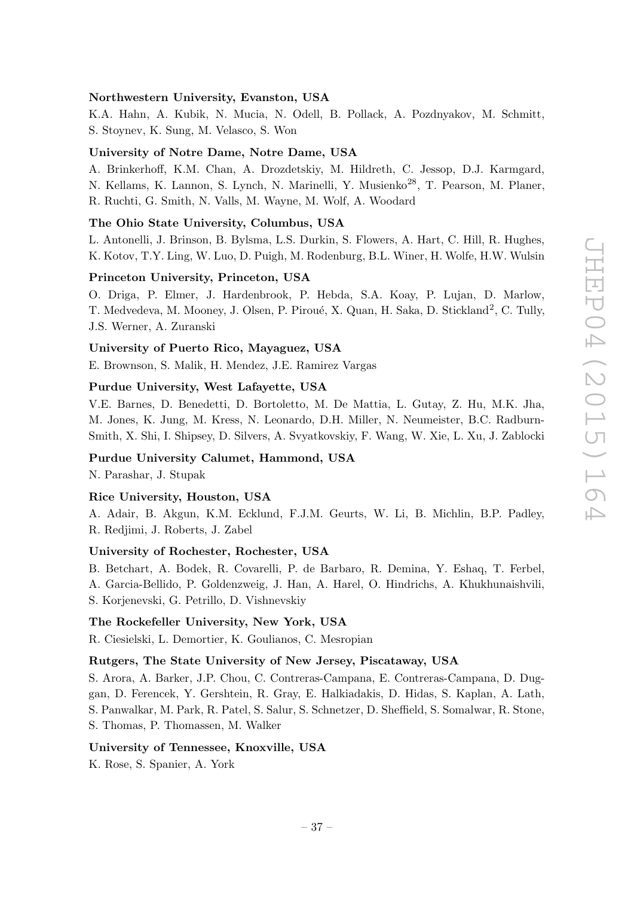**Northwestern University, Evanston, USA**

K.A. Hahn, A. Kubik, N. Mucia, N. Odell, B. Pollack, A. Pozdnyakov, M. Schmitt, S. Stoynev, K. Sung, M. Velasco, S. Won

**University of Notre Dame, Notre Dame, USA**

A. Brinkerhoff, K.M. Chan, A. Drozdetskiy, M. Hildreth, C. Jessop, D.J. Karmgard, N. Kellams, K. Lannon, S. Lynch, N. Marinelli, Y. Musienko[28], T. Pearson, M. Planer, R. Ruchti, G. Smith, N. Valls, M. Wayne, M. Wolf, A. Woodard

**The Ohio State University, Columbus, USA**

L. Antonelli, J. Brinson, B. Bylsma, L.S. Durkin, S. Flowers, A. Hart, C. Hill, R. Hughes, K. Kotov, T.Y. Ling, W. Luo, D. Puigh, M. Rodenburg, B.L. Winer, H. Wolfe, H.W. Wulsin

**Princeton University, Princeton, USA**

O. Driga, P. Elmer, J. Hardenbrook, P. Hebda, S.A. Koay, P. Lujan, D. Marlow, T. Medvedeva, M. Mooney, J. Olsen, P. Piroué, X. Quan, H. Saka, D. Stickland[2], C. Tully, J.S. Werner, A. Zuranski

**University of Puerto Rico, Mayaguez, USA**

E. Brownson, S. Malik, H. Mendez, J.E. Ramirez Vargas

**Purdue University, West Lafayette, USA**

V.E. Barnes, D. Benedetti, D. Bortoletto, M. De Mattia, L. Gutay, Z. Hu, M.K. Jha, M. Jones, K. Jung, M. Kress, N. Leonardo, D.H. Miller, N. Neumeister, B.C. Radburn-Smith, X. Shi, I. Shipsey, D. Silvers, A. Svyatkovskiy, F. Wang, W. Xie, L. Xu, J. Zablocki

**Purdue University Calumet, Hammond, USA**

N. Parashar, J. Stupak

**Rice University, Houston, USA**

A. Adair, B. Akgun, K.M. Ecklund, F.J.M. Geurts, W. Li, B. Michlin, B.P. Padley, R. Redjimi, J. Roberts, J. Zabel

**University of Rochester, Rochester, USA**

B. Betchart, A. Bodek, R. Covarelli, P. de Barbaro, R. Demina, Y. Eshaq, T. Ferbel, A. Garcia-Bellido, P. Goldenzweig, J. Han, A. Harel, O. Hindrichs, A. Khukhunaishvili, S. Korjenevski, G. Petrillo, D. Vishnevskiy

**The Rockefeller University, New York, USA**

R. Ciesielski, L. Demortier, K. Goulianos, C. Mesropian

**Rutgers, The State University of New Jersey, Piscataway, USA**

S. Arora, A. Barker, J.P. Chou, C. Contreras-Campana, E. Contreras-Campana, D. Duggan, D. Ferencek, Y. Gershtein, R. Gray, E. Halkiadakis, D. Hidas, S. Kaplan, A. Lath, S. Panwalkar, M. Park, R. Patel, S. Salur, S. Schnetzer, D. Sheffield, S. Somalwar, R. Stone, S. Thomas, P. Thomassen, M. Walker

**University of Tennessee, Knoxville, USA**

K. Rose, S. Spanier, A. York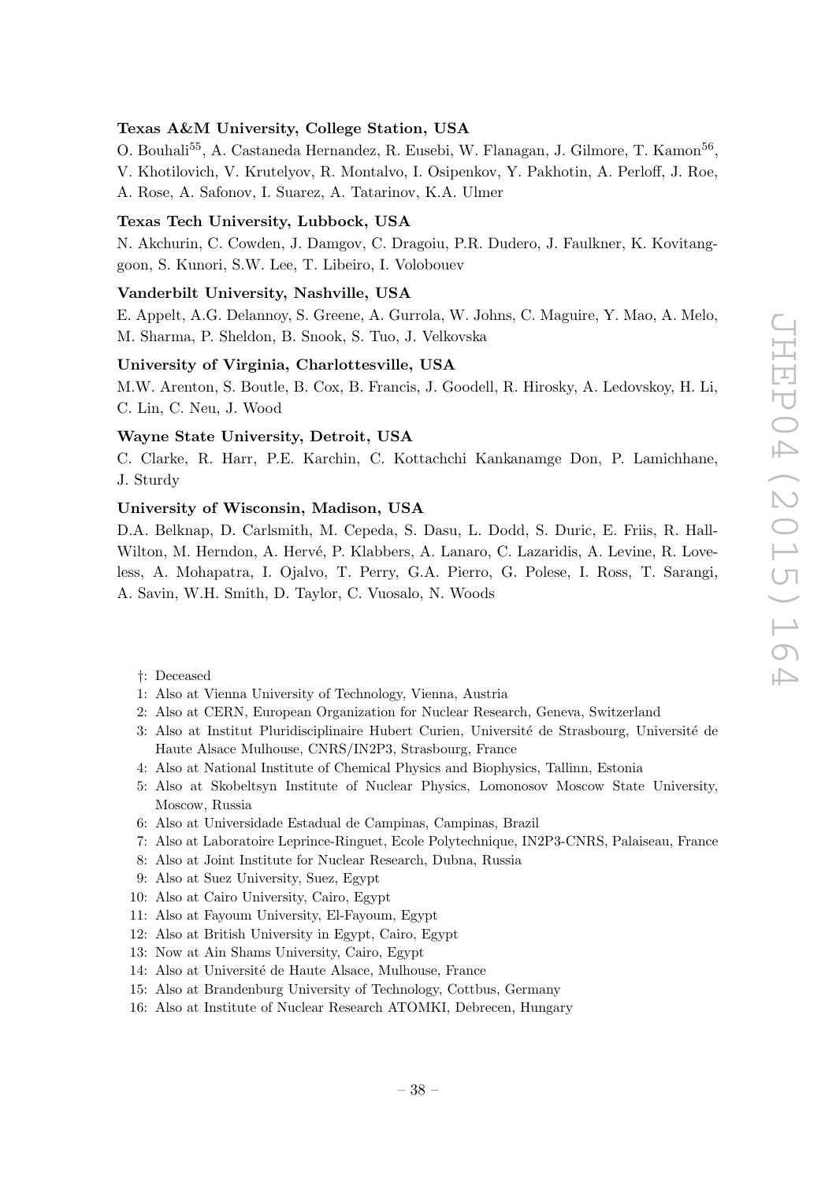**Texas A&M University, College Station, USA**

O. Bouhali[55], A. Castaneda Hernandez, R. Eusebi, W. Flanagan, J. Gilmore, T. Kamon[56], V. Khotilovich, V. Krutelyov, R. Montalvo, I. Osipenkov, Y. Pakhotin, A. Perloff, J. Roe, A. Rose, A. Safonov, I. Suarez, A. Tatarinov, K.A. Ulmer

**Texas Tech University, Lubbock, USA**

N. Akchurin, C. Cowden, J. Damgov, C. Dragoiu, P.R. Dudero, J. Faulkner, K. Kovitanggoon, S. Kunori, S.W. Lee, T. Libeiro, I. Volobouev

**Vanderbilt University, Nashville, USA**

E. Appelt, A.G. Delannoy, S. Greene, A. Gurrola, W. Johns, C. Maguire, Y. Mao, A. Melo, M. Sharma, P. Sheldon, B. Snook, S. Tuo, J. Velkovska

**University of Virginia, Charlottesville, USA**

M.W. Arenton, S. Boutle, B. Cox, B. Francis, J. Goodell, R. Hirosky, A. Ledovskoy, H. Li, C. Lin, C. Neu, J. Wood

**Wayne State University, Detroit, USA**

C. Clarke, R. Harr, P.E. Karchin, C. Kottachchi Kankanamge Don, P. Lamichhane, J. Sturdy

**University of Wisconsin, Madison, USA**

D.A. Belknap, D. Carlsmith, M. Cepeda, S. Dasu, L. Dodd, S. Duric, E. Friis, R. Hall-Wilton, M. Herndon, A. Hervé, P. Klabbers, A. Lanaro, C. Lazaridis, A. Levine, R. Loveless, A. Mohapatra, I. Ojalvo, T. Perry, G.A. Pierro, G. Polese, I. Ross, T. Sarangi, A. Savin, W.H. Smith, D. Taylor, C. Vuosalo, N. Woods

†: Deceased
1: Also at Vienna University of Technology, Vienna, Austria
2: Also at CERN, European Organization for Nuclear Research, Geneva, Switzerland
3: Also at Institut Pluridisciplinaire Hubert Curien, Université de Strasbourg, Université de Haute Alsace Mulhouse, CNRS/IN2P3, Strasbourg, France
4: Also at National Institute of Chemical Physics and Biophysics, Tallinn, Estonia
5: Also at Skobeltsyn Institute of Nuclear Physics, Lomonosov Moscow State University, Moscow, Russia
6: Also at Universidade Estadual de Campinas, Campinas, Brazil
7: Also at Laboratoire Leprince-Ringuet, Ecole Polytechnique, IN2P3-CNRS, Palaiseau, France
8: Also at Joint Institute for Nuclear Research, Dubna, Russia
9: Also at Suez University, Suez, Egypt
10: Also at Cairo University, Cairo, Egypt
11: Also at Fayoum University, El-Fayoum, Egypt
12: Also at British University in Egypt, Cairo, Egypt
13: Now at Ain Shams University, Cairo, Egypt
14: Also at Université de Haute Alsace, Mulhouse, France
15: Also at Brandenburg University of Technology, Cottbus, Germany
16: Also at Institute of Nuclear Research ATOMKI, Debrecen, Hungary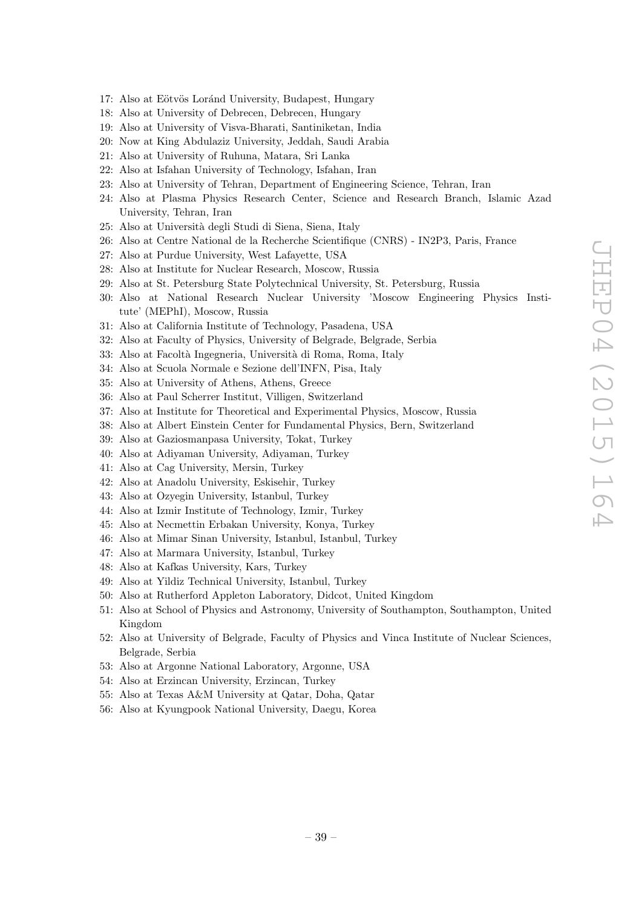17: Also at Eötvös Loránd University, Budapest, Hungary
18: Also at University of Debrecen, Debrecen, Hungary
19: Also at University of Visva-Bharati, Santiniketan, India
20: Now at King Abdulaziz University, Jeddah, Saudi Arabia
21: Also at University of Ruhuna, Matara, Sri Lanka
22: Also at Isfahan University of Technology, Isfahan, Iran
23: Also at University of Tehran, Department of Engineering Science, Tehran, Iran
24: Also at Plasma Physics Research Center, Science and Research Branch, Islamic Azad University, Tehran, Iran
25: Also at Università degli Studi di Siena, Siena, Italy
26: Also at Centre National de la Recherche Scientifique (CNRS) - IN2P3, Paris, France
27: Also at Purdue University, West Lafayette, USA
28: Also at Institute for Nuclear Research, Moscow, Russia
29: Also at St. Petersburg State Polytechnical University, St. Petersburg, Russia
30: Also at National Research Nuclear University 'Moscow Engineering Physics Institute' (MEPhI), Moscow, Russia
31: Also at California Institute of Technology, Pasadena, USA
32: Also at Faculty of Physics, University of Belgrade, Belgrade, Serbia
33: Also at Facoltà Ingegneria, Università di Roma, Roma, Italy
34: Also at Scuola Normale e Sezione dell'INFN, Pisa, Italy
35: Also at University of Athens, Athens, Greece
36: Also at Paul Scherrer Institut, Villigen, Switzerland
37: Also at Institute for Theoretical and Experimental Physics, Moscow, Russia
38: Also at Albert Einstein Center for Fundamental Physics, Bern, Switzerland
39: Also at Gaziosmanpasa University, Tokat, Turkey
40: Also at Adiyaman University, Adiyaman, Turkey
41: Also at Cag University, Mersin, Turkey
42: Also at Anadolu University, Eskisehir, Turkey
43: Also at Ozyegin University, Istanbul, Turkey
44: Also at Izmir Institute of Technology, Izmir, Turkey
45: Also at Necmettin Erbakan University, Konya, Turkey
46: Also at Mimar Sinan University, Istanbul, Istanbul, Turkey
47: Also at Marmara University, Istanbul, Turkey
48: Also at Kafkas University, Kars, Turkey
49: Also at Yildiz Technical University, Istanbul, Turkey
50: Also at Rutherford Appleton Laboratory, Didcot, United Kingdom
51: Also at School of Physics and Astronomy, University of Southampton, Southampton, United Kingdom
52: Also at University of Belgrade, Faculty of Physics and Vinca Institute of Nuclear Sciences, Belgrade, Serbia
53: Also at Argonne National Laboratory, Argonne, USA
54: Also at Erzincan University, Erzincan, Turkey
55: Also at Texas A&M University at Qatar, Doha, Qatar
56: Also at Kyungpook National University, Daegu, Korea